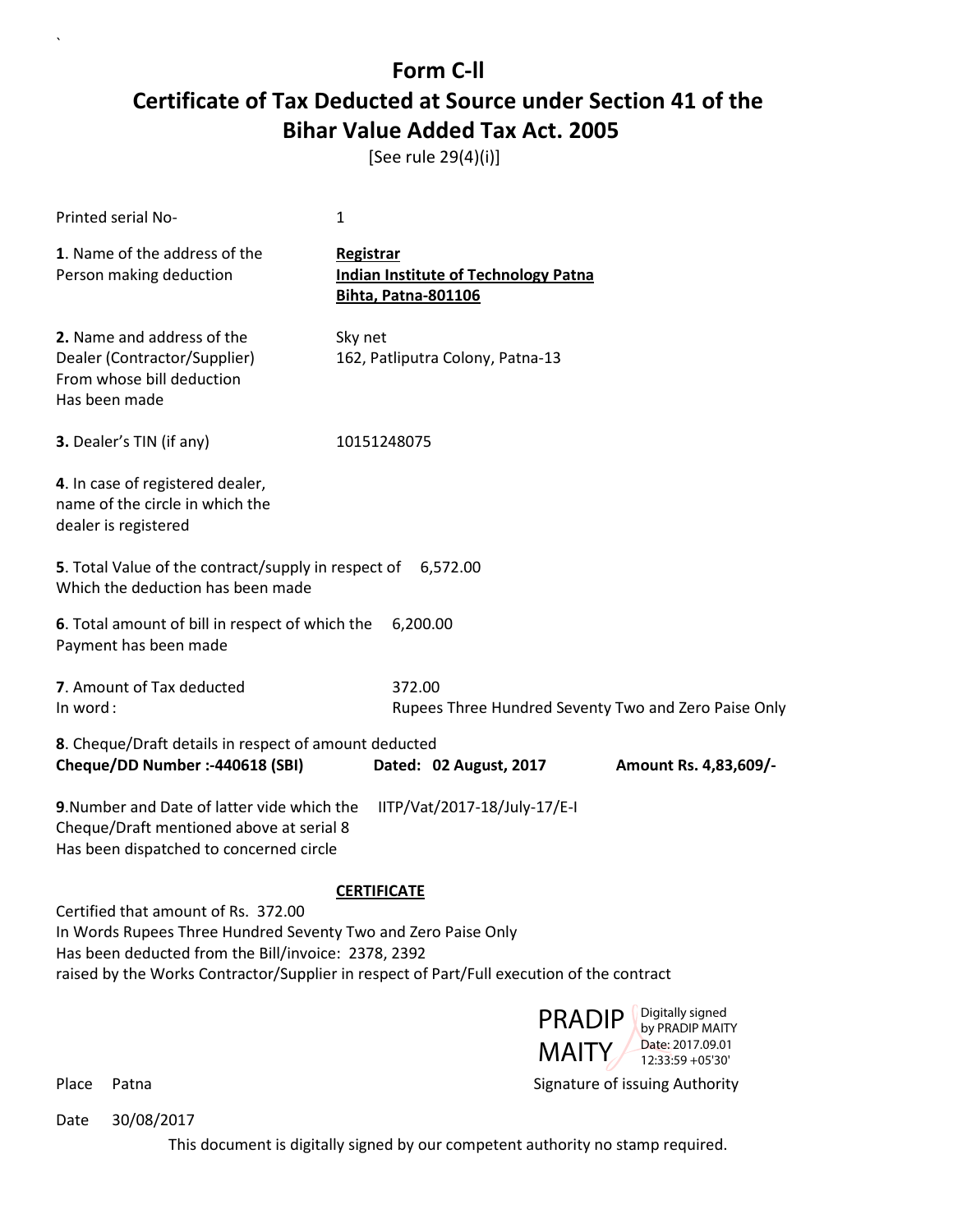# Form C-II

## Certificate of Tax Deducted at Source under Section 41 of the Bihar Value Added Tax Act. 2005

[See rule 29(4)(i)]

Printed serial No- 1

**1**. Name of the address of the Person making deduction

**Registrar**
**Indian Institute of Technology Patna**
**Bihta, Patna-801106**

**2.** Name and address of the Dealer (Contractor/Supplier) From whose bill deduction Has been made

Sky net
162, Patliputra Colony, Patna-13

**3.** Dealer's TIN (if any) 10151248075

**4**. In case of registered dealer, name of the circle in which the dealer is registered

**5**. Total Value of the contract/supply in respect of Which the deduction has been made 6,572.00

**6**. Total amount of bill in respect of which the Payment has been made 6,200.00

**7**. Amount of Tax deducted 372.00
In word : Rupees Three Hundred Seventy Two and Zero Paise Only

**8**. Cheque/Draft details in respect of amount deducted
**Cheque/DD Number :-440618 (SBI)** **Dated: 02 August, 2017** **Amount Rs. 4,83,609/-**

**9**.Number and Date of latter vide which the Cheque/Draft mentioned above at serial 8 Has been dispatched to concerned circle IITP/Vat/2017-18/July-17/E-I

**CERTIFICATE**

Certified that amount of Rs. 372.00
In Words Rupees Three Hundred Seventy Two and Zero Paise Only
Has been deducted from the Bill/invoice: 2378, 2392
raised by the Works Contractor/Supplier in respect of Part/Full execution of the contract

PRADIP MAITY Digitally signed by PRADIP MAITY Date: 2017.09.01 12:33:59 +05'30'

Place Patna Signature of issuing Authority

Date 30/08/2017

This document is digitally signed by our competent authority no stamp required.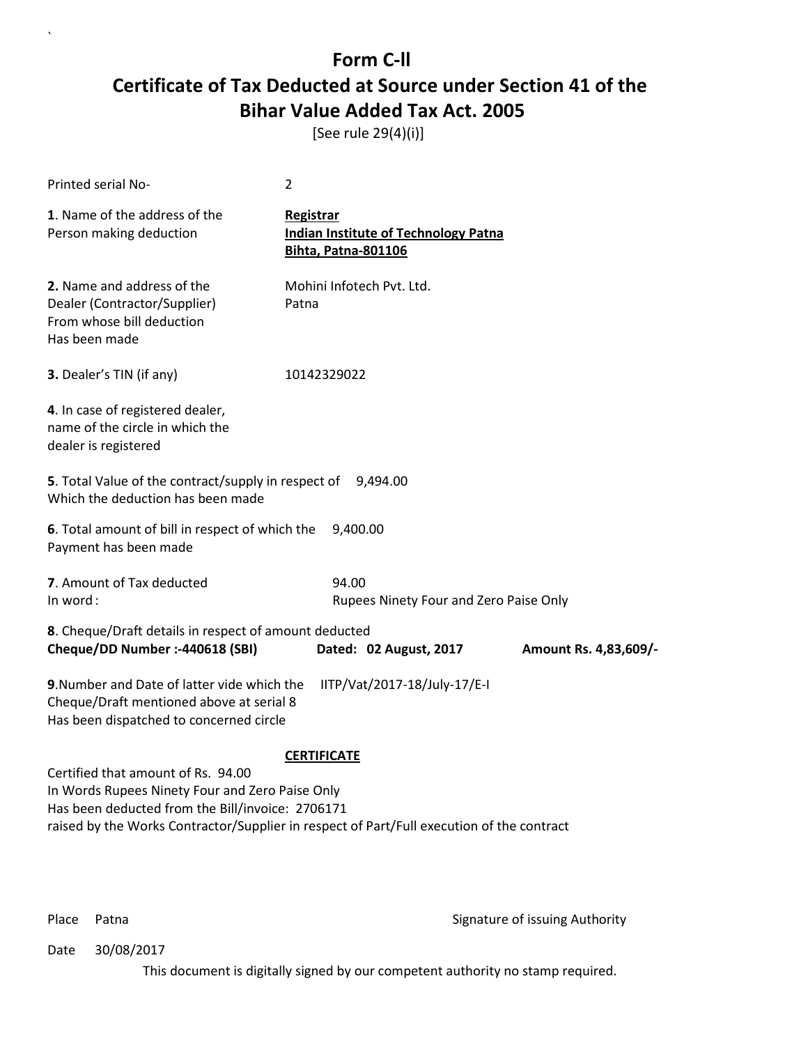# Form C-ll

# Certificate of Tax Deducted at Source under Section 41 of the Bihar Value Added Tax Act. 2005

[See rule 29(4)(i)]

Printed serial No- 2

**1**. Name of the address of the Person making deduction

**Registrar**
**Indian Institute of Technology Patna**
**Bihta, Patna-801106**

**2.** Name and address of the Dealer (Contractor/Supplier) From whose bill deduction Has been made

Mohini Infotech Pvt. Ltd.
Patna

**3.** Dealer's TIN (if any) 10142329022

**4**. In case of registered dealer, name of the circle in which the dealer is registered

**5**. Total Value of the contract/supply in respect of Which the deduction has been made 9,494.00

**6**. Total amount of bill in respect of which the Payment has been made 9,400.00

**7**. Amount of Tax deducted 94.00
In word : Rupees Ninety Four and Zero Paise Only

**8**. Cheque/Draft details in respect of amount deducted
**Cheque/DD Number :-440618 (SBI)** **Dated: 02 August, 2017** **Amount Rs. 4,83,609/-**

**9**.Number and Date of latter vide which the Cheque/Draft mentioned above at serial 8 Has been dispatched to concerned circle IITP/Vat/2017-18/July-17/E-I

**CERTIFICATE**

Certified that amount of Rs. 94.00
In Words Rupees Ninety Four and Zero Paise Only
Has been deducted from the Bill/invoice: 2706171
raised by the Works Contractor/Supplier in respect of Part/Full execution of the contract

Place Patna

Signature of issuing Authority

Date 30/08/2017

This document is digitally signed by our competent authority no stamp required.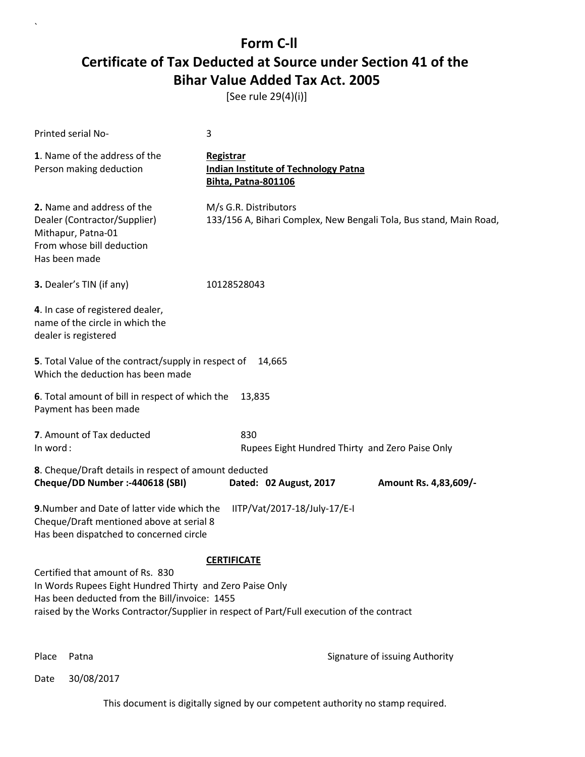# Form C-ll

# Certificate of Tax Deducted at Source under Section 41 of the Bihar Value Added Tax Act. 2005

[See rule 29(4)(i)]

Printed serial No- 3

**1**. Name of the address of the Person making deduction

**Registrar**
**Indian Institute of Technology Patna**
**Bihta, Patna-801106**

**2.** Name and address of the Dealer (Contractor/Supplier) Mithapur, Patna-01 From whose bill deduction Has been made

M/s G.R. Distributors
133/156 A, Bihari Complex, New Bengali Tola, Bus stand, Main Road,

**3.** Dealer's TIN (if any) 10128528043

**4**. In case of registered dealer, name of the circle in which the dealer is registered

**5**. Total Value of the contract/supply in respect of Which the deduction has been made 14,665

**6**. Total amount of bill in respect of which the Payment has been made 13,835

**7**. Amount of Tax deducted 830
In word : Rupees Eight Hundred Thirty and Zero Paise Only

**8**. Cheque/Draft details in respect of amount deducted
**Cheque/DD Number :-440618 (SBI)** **Dated: 02 August, 2017** **Amount Rs. 4,83,609/-**

**9**.Number and Date of latter vide which the Cheque/Draft mentioned above at serial 8 Has been dispatched to concerned circle IITP/Vat/2017-18/July-17/E-I

**CERTIFICATE**

Certified that amount of Rs. 830
In Words Rupees Eight Hundred Thirty and Zero Paise Only
Has been deducted from the Bill/invoice: 1455
raised by the Works Contractor/Supplier in respect of Part/Full execution of the contract

Place Patna

Signature of issuing Authority

Date 30/08/2017

This document is digitally signed by our competent authority no stamp required.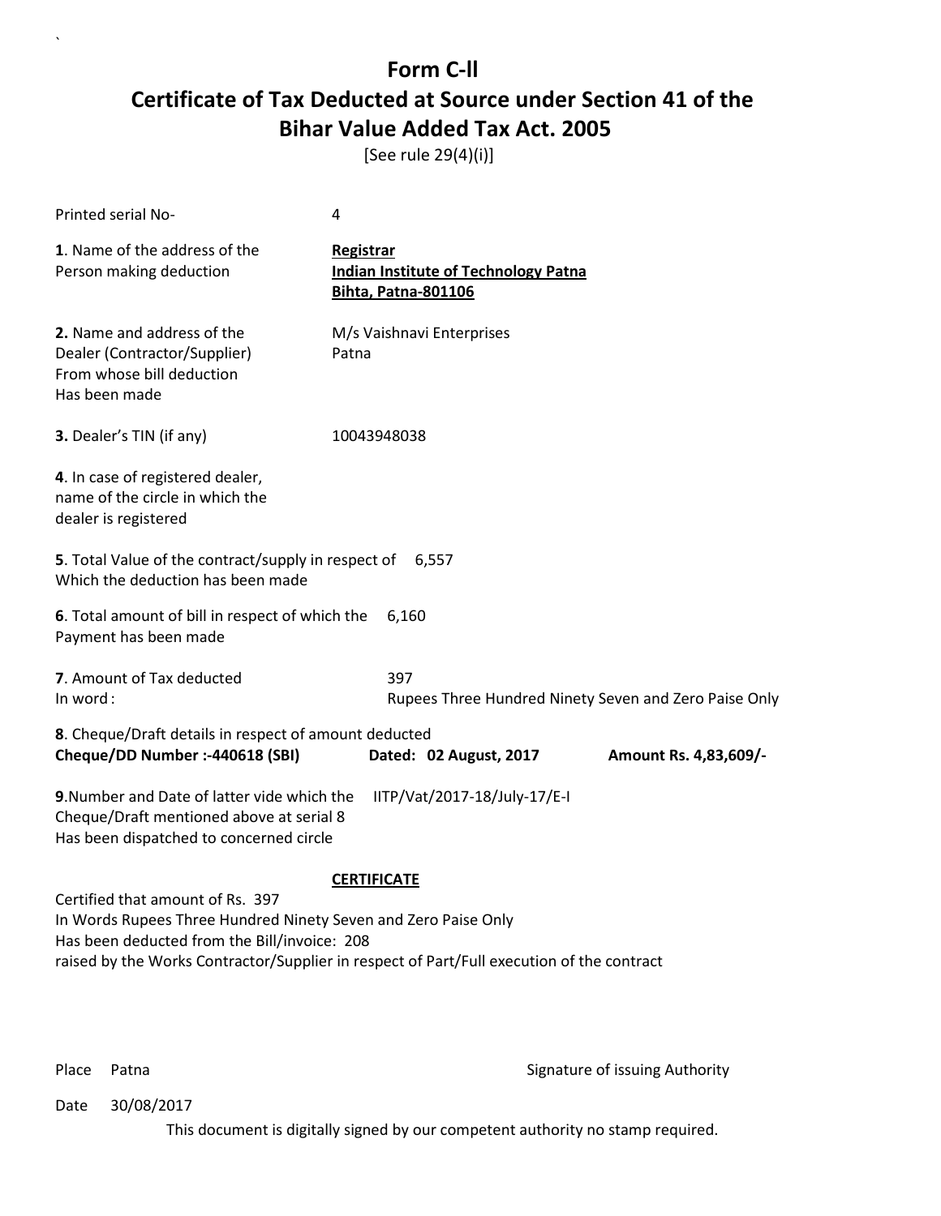# Form C-ll

# Certificate of Tax Deducted at Source under Section 41 of the Bihar Value Added Tax Act. 2005

[See rule 29(4)(i)]

Printed serial No- 4

**1**. Name of the address of the Person making deduction

**Registrar**
**Indian Institute of Technology Patna**
**Bihta, Patna-801106**

**2.** Name and address of the Dealer (Contractor/Supplier) From whose bill deduction Has been made

M/s Vaishnavi Enterprises
Patna

**3.** Dealer's TIN (if any) 10043948038

**4**. In case of registered dealer, name of the circle in which the dealer is registered

**5**. Total Value of the contract/supply in respect of Which the deduction has been made 6,557

**6**. Total amount of bill in respect of which the Payment has been made 6,160

**7**. Amount of Tax deducted 397
In word : Rupees Three Hundred Ninety Seven and Zero Paise Only

**8**. Cheque/Draft details in respect of amount deducted
**Cheque/DD Number :-440618 (SBI)** **Dated: 02 August, 2017** **Amount Rs. 4,83,609/-**

**9**.Number and Date of latter vide which the Cheque/Draft mentioned above at serial 8 Has been dispatched to concerned circle IITP/Vat/2017-18/July-17/E-I

**CERTIFICATE**

Certified that amount of Rs. 397
In Words Rupees Three Hundred Ninety Seven and Zero Paise Only
Has been deducted from the Bill/invoice: 208
raised by the Works Contractor/Supplier in respect of Part/Full execution of the contract

Place Patna

Signature of issuing Authority

Date 30/08/2017

This document is digitally signed by our competent authority no stamp required.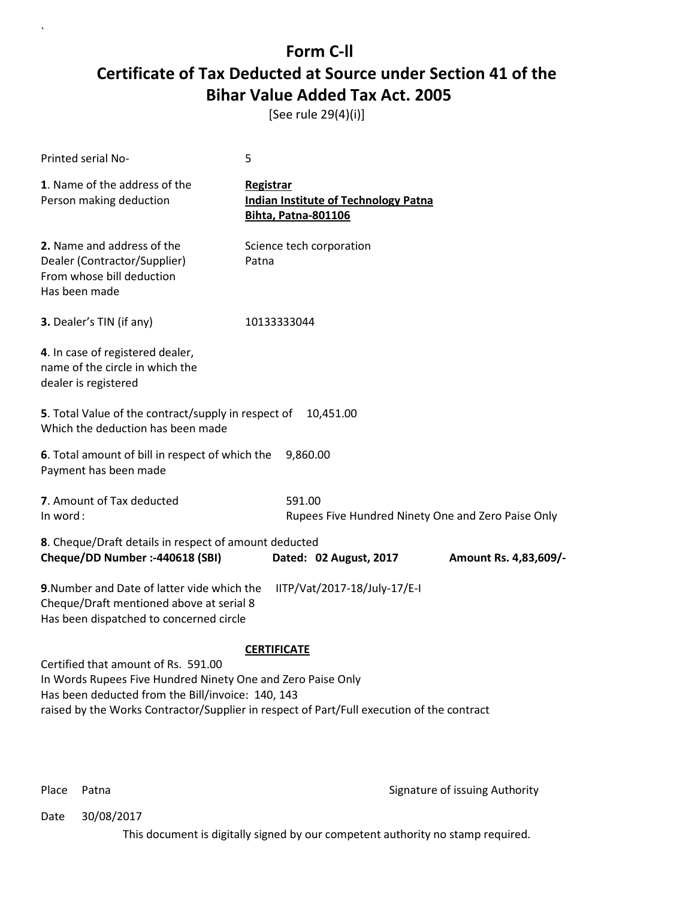# Form C-ll

# Certificate of Tax Deducted at Source under Section 41 of the Bihar Value Added Tax Act. 2005

[See rule 29(4)(i)]

Printed serial No- 5

**1**. Name of the address of the Person making deduction

**Registrar**
**Indian Institute of Technology Patna**
**Bihta, Patna-801106**

**2.** Name and address of the Dealer (Contractor/Supplier) From whose bill deduction Has been made

Science tech corporation
Patna

**3.** Dealer's TIN (if any) 10133333044

**4**. In case of registered dealer, name of the circle in which the dealer is registered

**5**. Total Value of the contract/supply in respect of Which the deduction has been made 10,451.00

**6**. Total amount of bill in respect of which the Payment has been made 9,860.00

**7**. Amount of Tax deducted 591.00
In word : Rupees Five Hundred Ninety One and Zero Paise Only

**8**. Cheque/Draft details in respect of amount deducted
**Cheque/DD Number :-440618 (SBI) Dated: 02 August, 2017 Amount Rs. 4,83,609/-**

**9**.Number and Date of latter vide which the Cheque/Draft mentioned above at serial 8 Has been dispatched to concerned circle IITP/Vat/2017-18/July-17/E-I

**CERTIFICATE**

Certified that amount of Rs. 591.00
In Words Rupees Five Hundred Ninety One and Zero Paise Only
Has been deducted from the Bill/invoice: 140, 143
raised by the Works Contractor/Supplier in respect of Part/Full execution of the contract

Place Patna

Signature of issuing Authority

Date 30/08/2017

This document is digitally signed by our competent authority no stamp required.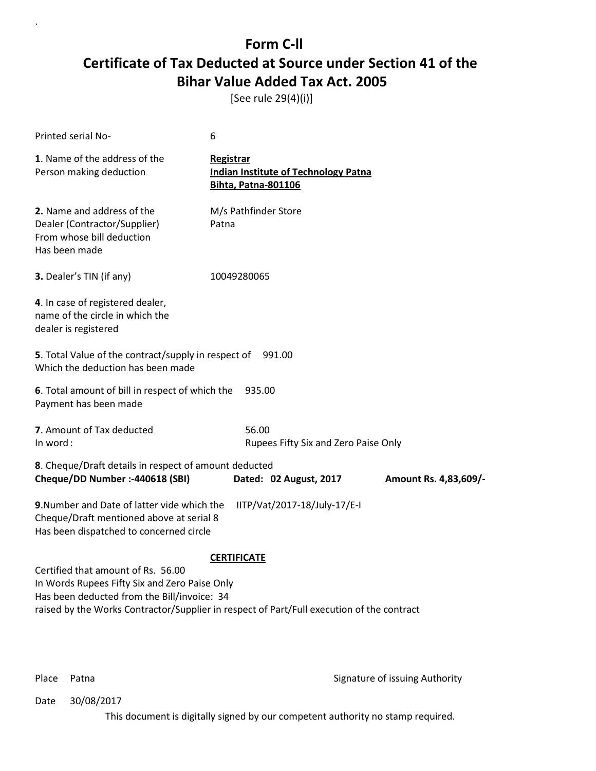# Form C-ll

## Certificate of Tax Deducted at Source under Section 41 of the Bihar Value Added Tax Act. 2005

[See rule 29(4)(i)]

Printed serial No- 6

**1**. Name of the address of the Person making deduction

**Registrar**
**Indian Institute of Technology Patna**
**Bihta, Patna-801106**

**2.** Name and address of the Dealer (Contractor/Supplier) From whose bill deduction Has been made

M/s Pathfinder Store
Patna

**3.** Dealer's TIN (if any) 10049280065

**4**. In case of registered dealer, name of the circle in which the dealer is registered

**5**. Total Value of the contract/supply in respect of Which the deduction has been made 991.00

**6**. Total amount of bill in respect of which the Payment has been made 935.00

**7**. Amount of Tax deducted 56.00
In word : Rupees Fifty Six and Zero Paise Only

**8**. Cheque/Draft details in respect of amount deducted
**Cheque/DD Number :-440618 (SBI)** **Dated: 02 August, 2017** **Amount Rs. 4,83,609/-**

**9**.Number and Date of latter vide which the Cheque/Draft mentioned above at serial 8 Has been dispatched to concerned circle IITP/Vat/2017-18/July-17/E-I

**CERTIFICATE**

Certified that amount of Rs. 56.00
In Words Rupees Fifty Six and Zero Paise Only
Has been deducted from the Bill/invoice: 34
raised by the Works Contractor/Supplier in respect of Part/Full execution of the contract

Place Patna

Signature of issuing Authority

Date 30/08/2017

This document is digitally signed by our competent authority no stamp required.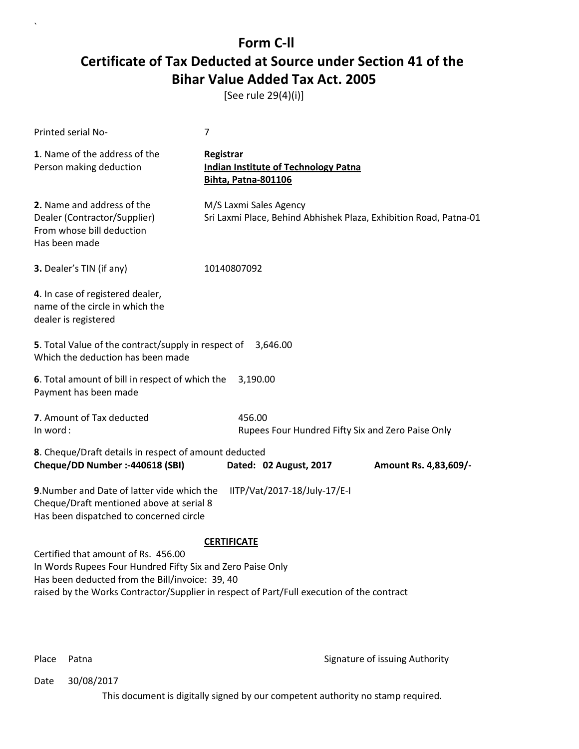# Form C-ll

# Certificate of Tax Deducted at Source under Section 41 of the Bihar Value Added Tax Act. 2005

[See rule 29(4)(i)]

Printed serial No- 7

**1**. Name of the address of the Person making deduction

**Registrar**
**Indian Institute of Technology Patna**
**Bihta, Patna-801106**

**2.** Name and address of the Dealer (Contractor/Supplier) From whose bill deduction Has been made

M/S Laxmi Sales Agency
Sri Laxmi Place, Behind Abhishek Plaza, Exhibition Road, Patna-01

**3.** Dealer's TIN (if any) 10140807092

**4**. In case of registered dealer, name of the circle in which the dealer is registered

**5**. Total Value of the contract/supply in respect of Which the deduction has been made 3,646.00

**6**. Total amount of bill in respect of which the Payment has been made 3,190.00

**7**. Amount of Tax deducted 456.00
In word : Rupees Four Hundred Fifty Six and Zero Paise Only

**8**. Cheque/Draft details in respect of amount deducted
**Cheque/DD Number :-440618 (SBI)** **Dated: 02 August, 2017** **Amount Rs. 4,83,609/-**

**9**.Number and Date of latter vide which the Cheque/Draft mentioned above at serial 8 Has been dispatched to concerned circle IITP/Vat/2017-18/July-17/E-I

**CERTIFICATE**

Certified that amount of Rs. 456.00
In Words Rupees Four Hundred Fifty Six and Zero Paise Only
Has been deducted from the Bill/invoice: 39, 40
raised by the Works Contractor/Supplier in respect of Part/Full execution of the contract

Place Patna

Signature of issuing Authority

Date 30/08/2017

This document is digitally signed by our competent authority no stamp required.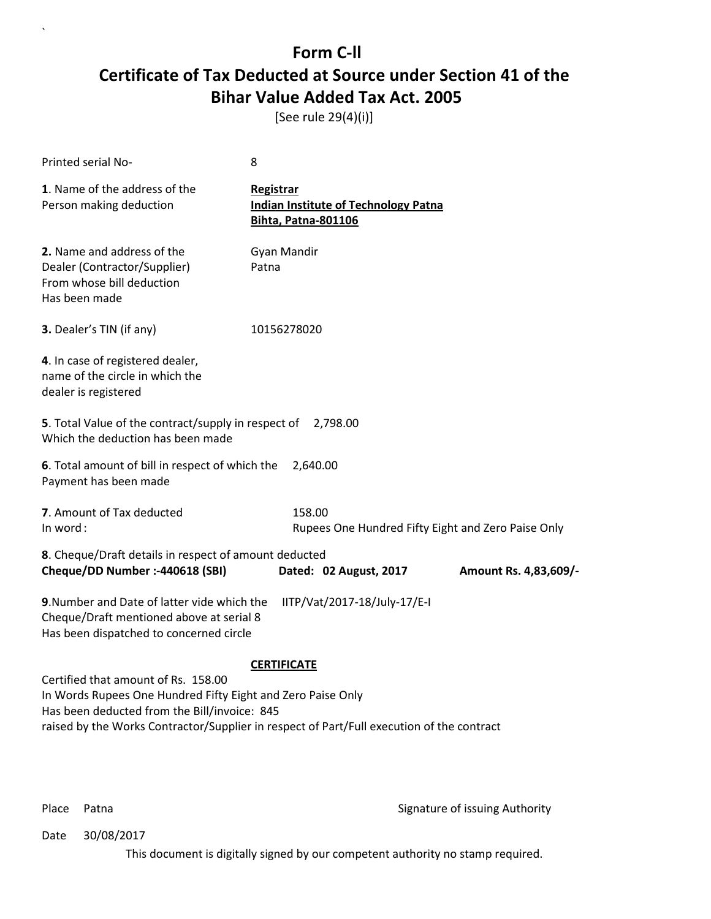# Form C-ll

# Certificate of Tax Deducted at Source under Section 41 of the Bihar Value Added Tax Act. 2005

[See rule 29(4)(i)]

| | |
|---|---|
| Printed serial No- | 8 |
| **1**. Name of the address of the Person making deduction | **Registrar**<br>**Indian Institute of Technology Patna**<br>**Bihta, Patna-801106** |
| **2.** Name and address of the Dealer (Contractor/Supplier) From whose bill deduction Has been made | Gyan Mandir<br>Patna |
| **3.** Dealer's TIN (if any) | 10156278020 |
| **4**. In case of registered dealer, name of the circle in which the dealer is registered | |
| **5**. Total Value of the contract/supply in respect of Which the deduction has been made | 2,798.00 |
| **6**. Total amount of bill in respect of which the Payment has been made | 2,640.00 |
| **7**. Amount of Tax deducted<br>In word : | 158.00<br>Rupees One Hundred Fifty Eight and Zero Paise Only |

**8**. Cheque/Draft details in respect of amount deducted

**Cheque/DD Number :-440618 (SBI)** **Dated: 02 August, 2017** **Amount Rs. 4,83,609/-**

**9**.Number and Date of latter vide which the Cheque/Draft mentioned above at serial 8 Has been dispatched to concerned circle IITP/Vat/2017-18/July-17/E-I

**CERTIFICATE**

Certified that amount of Rs. 158.00
In Words Rupees One Hundred Fifty Eight and Zero Paise Only
Has been deducted from the Bill/invoice: 845
raised by the Works Contractor/Supplier in respect of Part/Full execution of the contract

Place Patna

Signature of issuing Authority

Date 30/08/2017

This document is digitally signed by our competent authority no stamp required.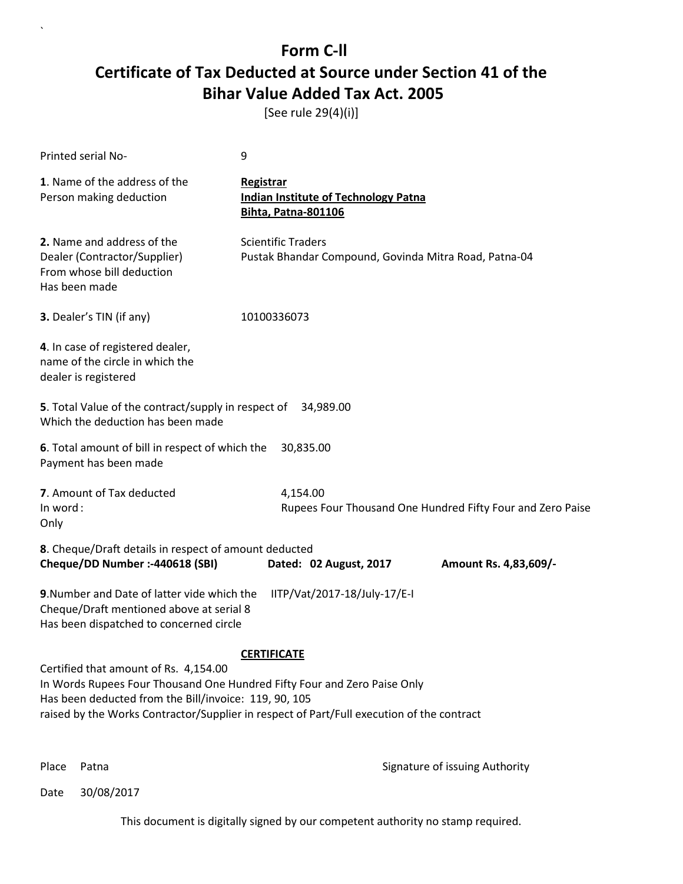# Form C-ll

# Certificate of Tax Deducted at Source under Section 41 of the Bihar Value Added Tax Act. 2005

[See rule 29(4)(i)]

Printed serial No- 9

**1**. Name of the address of the Person making deduction

**Registrar**
**Indian Institute of Technology Patna**
**Bihta, Patna-801106**

**2.** Name and address of the Dealer (Contractor/Supplier) From whose bill deduction Has been made

Scientific Traders
Pustak Bhandar Compound, Govinda Mitra Road, Patna-04

**3.** Dealer's TIN (if any) 10100336073

**4**. In case of registered dealer, name of the circle in which the dealer is registered

**5**. Total Value of the contract/supply in respect of Which the deduction has been made 34,989.00

**6**. Total amount of bill in respect of which the Payment has been made 30,835.00

**7**. Amount of Tax deducted 4,154.00
In word : Rupees Four Thousand One Hundred Fifty Four and Zero Paise Only

**8**. Cheque/Draft details in respect of amount deducted
**Cheque/DD Number :-440618 (SBI)** **Dated: 02 August, 2017** **Amount Rs. 4,83,609/-**

**9**.Number and Date of latter vide which the Cheque/Draft mentioned above at serial 8 Has been dispatched to concerned circle IITP/Vat/2017-18/July-17/E-I

**CERTIFICATE**

Certified that amount of Rs. 4,154.00
In Words Rupees Four Thousand One Hundred Fifty Four and Zero Paise Only
Has been deducted from the Bill/invoice: 119, 90, 105
raised by the Works Contractor/Supplier in respect of Part/Full execution of the contract

Place Patna

Signature of issuing Authority

Date 30/08/2017

This document is digitally signed by our competent authority no stamp required.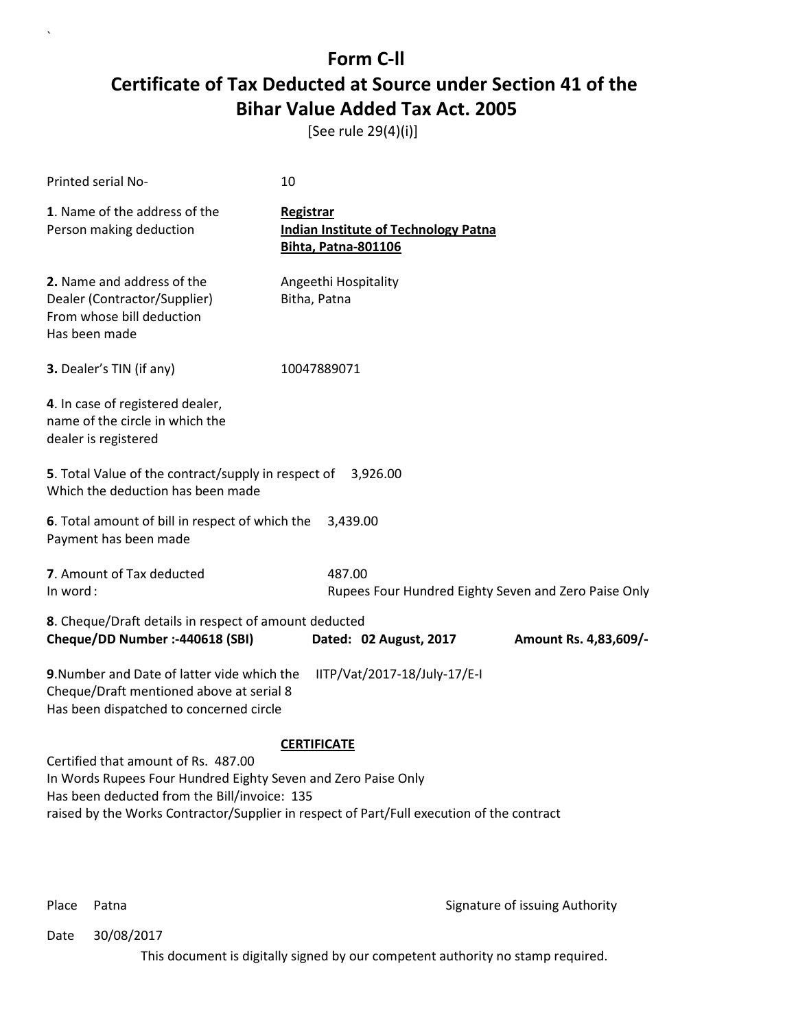# Form C-ll

# Certificate of Tax Deducted at Source under Section 41 of the Bihar Value Added Tax Act. 2005

[See rule 29(4)(i)]

Printed serial No- 10

**1**. Name of the address of the Person making deduction

**Registrar**
**Indian Institute of Technology Patna**
**Bihta, Patna-801106**

**2.** Name and address of the Dealer (Contractor/Supplier) From whose bill deduction Has been made

Angeethi Hospitality
Bitha, Patna

**3.** Dealer's TIN (if any) 10047889071

**4**. In case of registered dealer, name of the circle in which the dealer is registered

**5**. Total Value of the contract/supply in respect of Which the deduction has been made 3,926.00

**6**. Total amount of bill in respect of which the Payment has been made 3,439.00

**7**. Amount of Tax deducted 487.00
In word : Rupees Four Hundred Eighty Seven and Zero Paise Only

**8**. Cheque/Draft details in respect of amount deducted
**Cheque/DD Number :-440618 (SBI)** **Dated: 02 August, 2017** **Amount Rs. 4,83,609/-**

**9**.Number and Date of latter vide which the Cheque/Draft mentioned above at serial 8 Has been dispatched to concerned circle IITP/Vat/2017-18/July-17/E-I

**CERTIFICATE**

Certified that amount of Rs. 487.00
In Words Rupees Four Hundred Eighty Seven and Zero Paise Only
Has been deducted from the Bill/invoice: 135
raised by the Works Contractor/Supplier in respect of Part/Full execution of the contract

Place Patna

Signature of issuing Authority

Date 30/08/2017

This document is digitally signed by our competent authority no stamp required.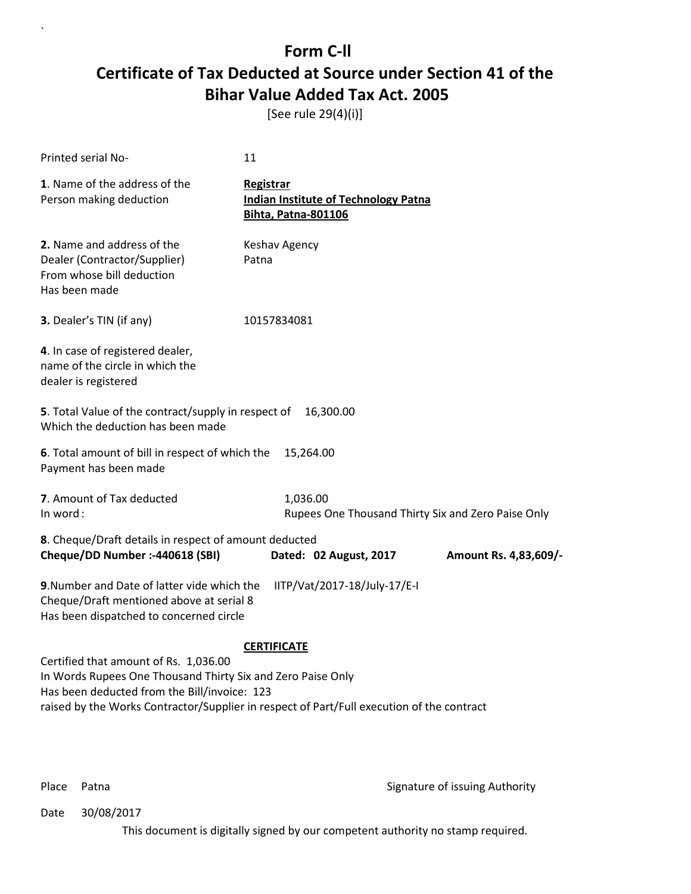# Form C-ll

# Certificate of Tax Deducted at Source under Section 41 of the Bihar Value Added Tax Act. 2005

[See rule 29(4)(i)]

Printed serial No- 11

**1**. Name of the address of the Person making deduction

**Registrar**
**Indian Institute of Technology Patna**
**Bihta, Patna-801106**

**2.** Name and address of the Dealer (Contractor/Supplier) From whose bill deduction Has been made

Keshav Agency
Patna

**3.** Dealer's TIN (if any) 10157834081

**4**. In case of registered dealer, name of the circle in which the dealer is registered

**5**. Total Value of the contract/supply in respect of Which the deduction has been made 16,300.00

**6**. Total amount of bill in respect of which the Payment has been made 15,264.00

**7**. Amount of Tax deducted 1,036.00
In word : Rupees One Thousand Thirty Six and Zero Paise Only

**8**. Cheque/Draft details in respect of amount deducted
**Cheque/DD Number :-440618 (SBI)** **Dated: 02 August, 2017** **Amount Rs. 4,83,609/-**

**9**.Number and Date of latter vide which the Cheque/Draft mentioned above at serial 8 Has been dispatched to concerned circle IITP/Vat/2017-18/July-17/E-I

**CERTIFICATE**

Certified that amount of Rs. 1,036.00
In Words Rupees One Thousand Thirty Six and Zero Paise Only
Has been deducted from the Bill/invoice: 123
raised by the Works Contractor/Supplier in respect of Part/Full execution of the contract

Place Patna

Signature of issuing Authority

Date 30/08/2017

This document is digitally signed by our competent authority no stamp required.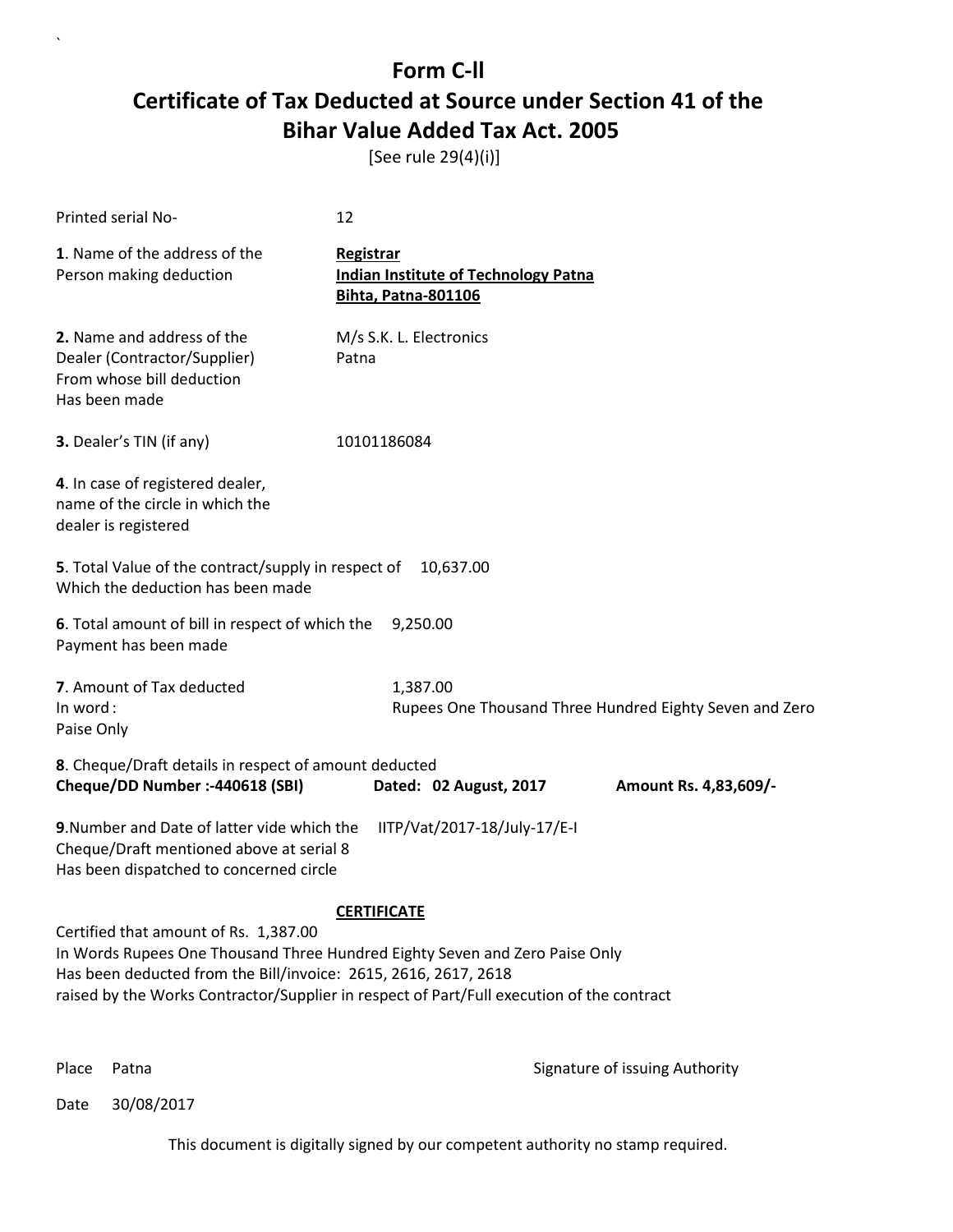# Form C-ll

# Certificate of Tax Deducted at Source under Section 41 of the Bihar Value Added Tax Act. 2005

[See rule 29(4)(i)]

Printed serial No- 12

**1**. Name of the address of the Person making deduction

**Registrar**
**Indian Institute of Technology Patna**
**Bihta, Patna-801106**

**2.** Name and address of the Dealer (Contractor/Supplier) From whose bill deduction Has been made

M/s S.K. L. Electronics
Patna

**3.** Dealer's TIN (if any) 10101186084

**4**. In case of registered dealer, name of the circle in which the dealer is registered

**5**. Total Value of the contract/supply in respect of Which the deduction has been made 10,637.00

**6**. Total amount of bill in respect of which the Payment has been made 9,250.00

**7**. Amount of Tax deducted 1,387.00
In word : Rupees One Thousand Three Hundred Eighty Seven and Zero Paise Only

**8**. Cheque/Draft details in respect of amount deducted
**Cheque/DD Number :-440618 (SBI)** **Dated: 02 August, 2017** **Amount Rs. 4,83,609/-**

**9**.Number and Date of latter vide which the Cheque/Draft mentioned above at serial 8 Has been dispatched to concerned circle IITP/Vat/2017-18/July-17/E-I

**CERTIFICATE**

Certified that amount of Rs. 1,387.00
In Words Rupees One Thousand Three Hundred Eighty Seven and Zero Paise Only
Has been deducted from the Bill/invoice: 2615, 2616, 2617, 2618
raised by the Works Contractor/Supplier in respect of Part/Full execution of the contract

Place Patna

Signature of issuing Authority

Date 30/08/2017

This document is digitally signed by our competent authority no stamp required.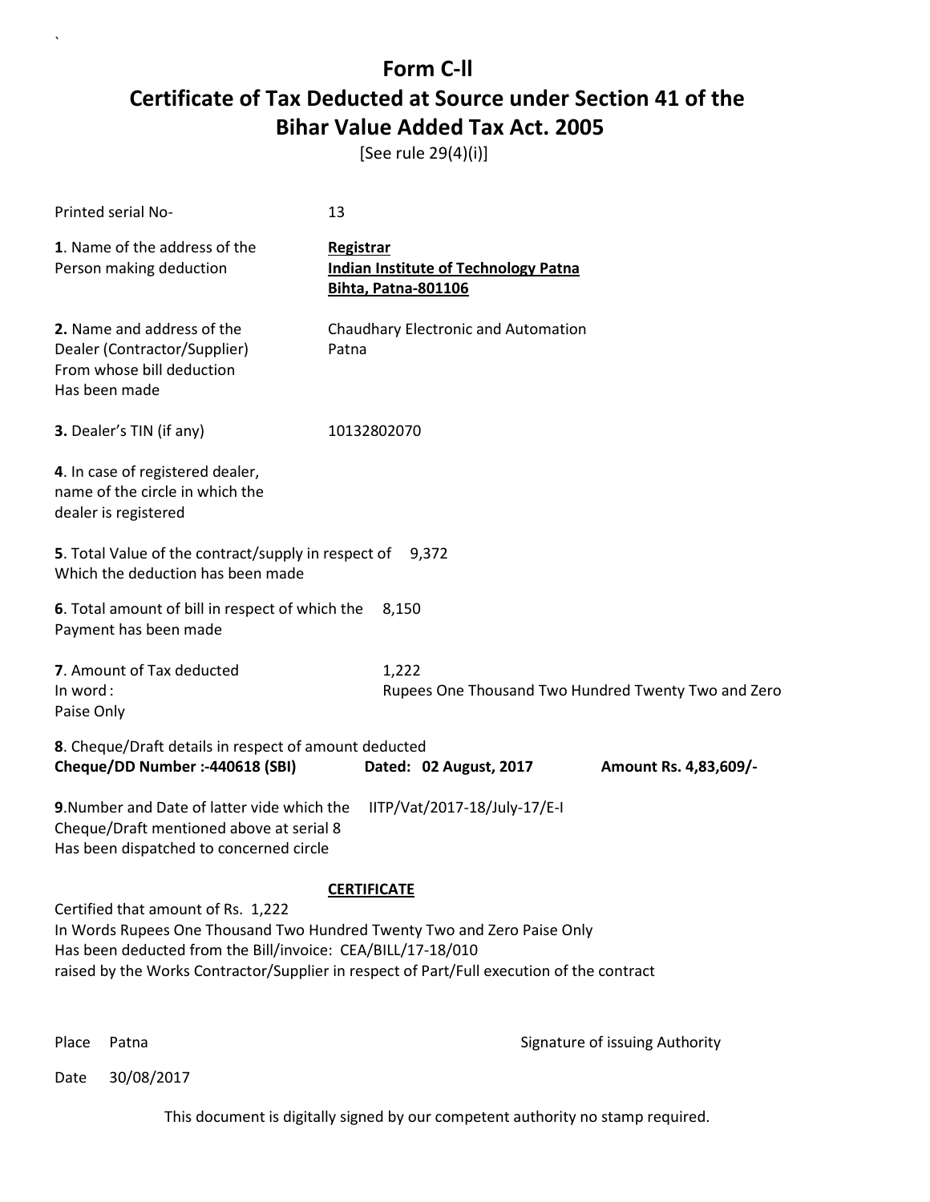# Form C-ll
# Certificate of Tax Deducted at Source under Section 41 of the Bihar Value Added Tax Act. 2005

[See rule 29(4)(i)]

Printed serial No- 13

**1**. Name of the address of the Person making deduction

**Registrar**
**Indian Institute of Technology Patna**
**Bihta, Patna-801106**

**2.** Name and address of the Dealer (Contractor/Supplier) From whose bill deduction Has been made

Chaudhary Electronic and Automation
Patna

**3.** Dealer's TIN (if any) 10132802070

**4**. In case of registered dealer, name of the circle in which the dealer is registered

**5**. Total Value of the contract/supply in respect of Which the deduction has been made 9,372

**6**. Total amount of bill in respect of which the Payment has been made 8,150

**7**. Amount of Tax deducted 1,222
In word : Rupees One Thousand Two Hundred Twenty Two and Zero Paise Only

**8**. Cheque/Draft details in respect of amount deducted
**Cheque/DD Number :-440618 (SBI)** **Dated: 02 August, 2017** **Amount Rs. 4,83,609/-**

**9**.Number and Date of latter vide which the Cheque/Draft mentioned above at serial 8 Has been dispatched to concerned circle IITP/Vat/2017-18/July-17/E-I

**CERTIFICATE**

Certified that amount of Rs. 1,222
In Words Rupees One Thousand Two Hundred Twenty Two and Zero Paise Only
Has been deducted from the Bill/invoice: CEA/BILL/17-18/010
raised by the Works Contractor/Supplier in respect of Part/Full execution of the contract

Place Patna

Signature of issuing Authority

Date 30/08/2017

This document is digitally signed by our competent authority no stamp required.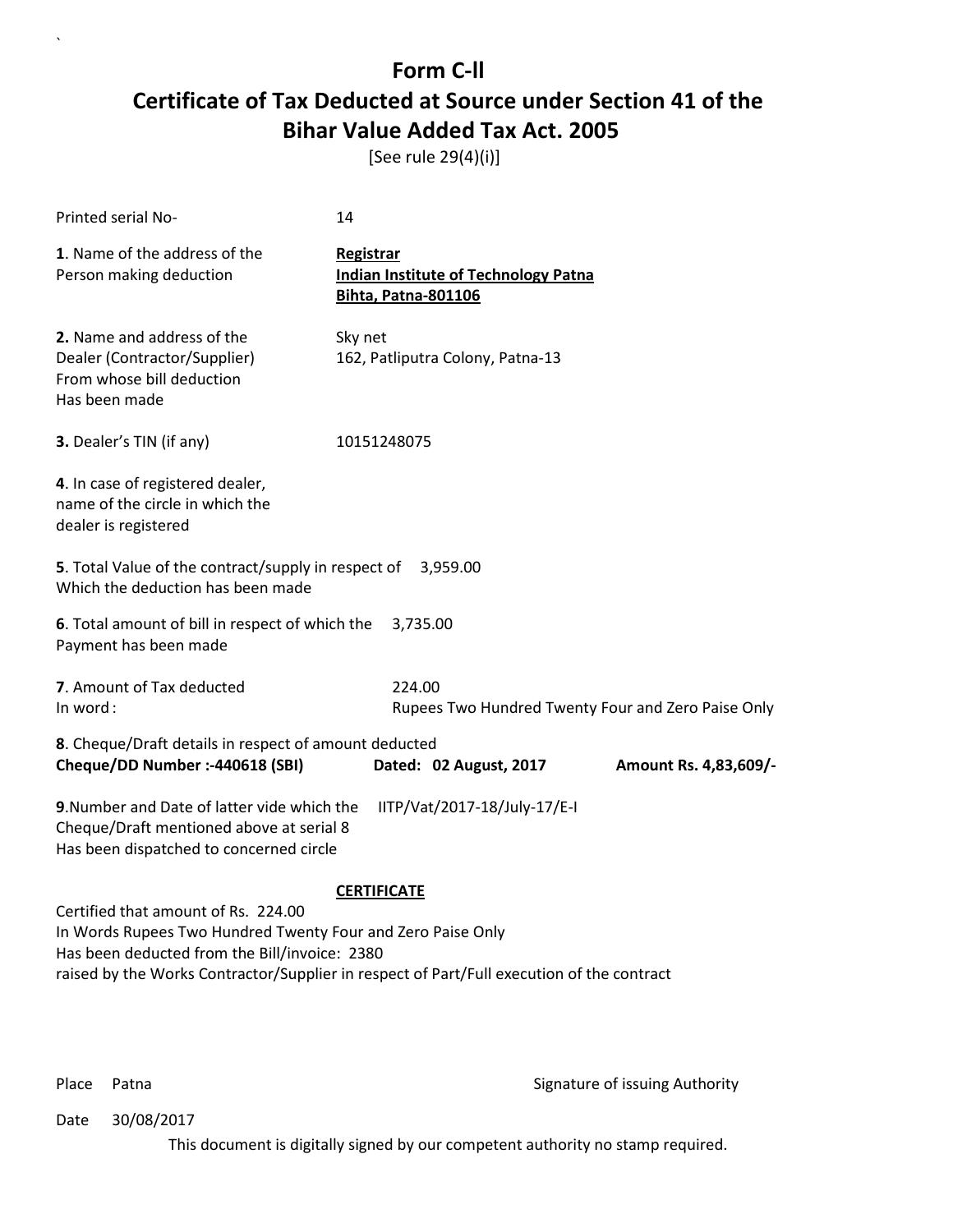# Form C-ll

# Certificate of Tax Deducted at Source under Section 41 of the Bihar Value Added Tax Act. 2005

[See rule 29(4)(i)]

Printed serial No- 14

**1**. Name of the address of the Person making deduction

**Registrar**
**Indian Institute of Technology Patna**
**Bihta, Patna-801106**

**2.** Name and address of the Dealer (Contractor/Supplier) From whose bill deduction Has been made

Sky net
162, Patliputra Colony, Patna-13

**3.** Dealer's TIN (if any) 10151248075

**4**. In case of registered dealer, name of the circle in which the dealer is registered

**5**. Total Value of the contract/supply in respect of Which the deduction has been made 3,959.00

**6**. Total amount of bill in respect of which the Payment has been made 3,735.00

**7**. Amount of Tax deducted 224.00
In word : Rupees Two Hundred Twenty Four and Zero Paise Only

**8**. Cheque/Draft details in respect of amount deducted
**Cheque/DD Number :-440618 (SBI)** **Dated: 02 August, 2017** **Amount Rs. 4,83,609/-**

**9**.Number and Date of latter vide which the Cheque/Draft mentioned above at serial 8 Has been dispatched to concerned circle IITP/Vat/2017-18/July-17/E-I

**CERTIFICATE**

Certified that amount of Rs. 224.00
In Words Rupees Two Hundred Twenty Four and Zero Paise Only
Has been deducted from the Bill/invoice: 2380
raised by the Works Contractor/Supplier in respect of Part/Full execution of the contract

Place Patna

Signature of issuing Authority

Date 30/08/2017

This document is digitally signed by our competent authority no stamp required.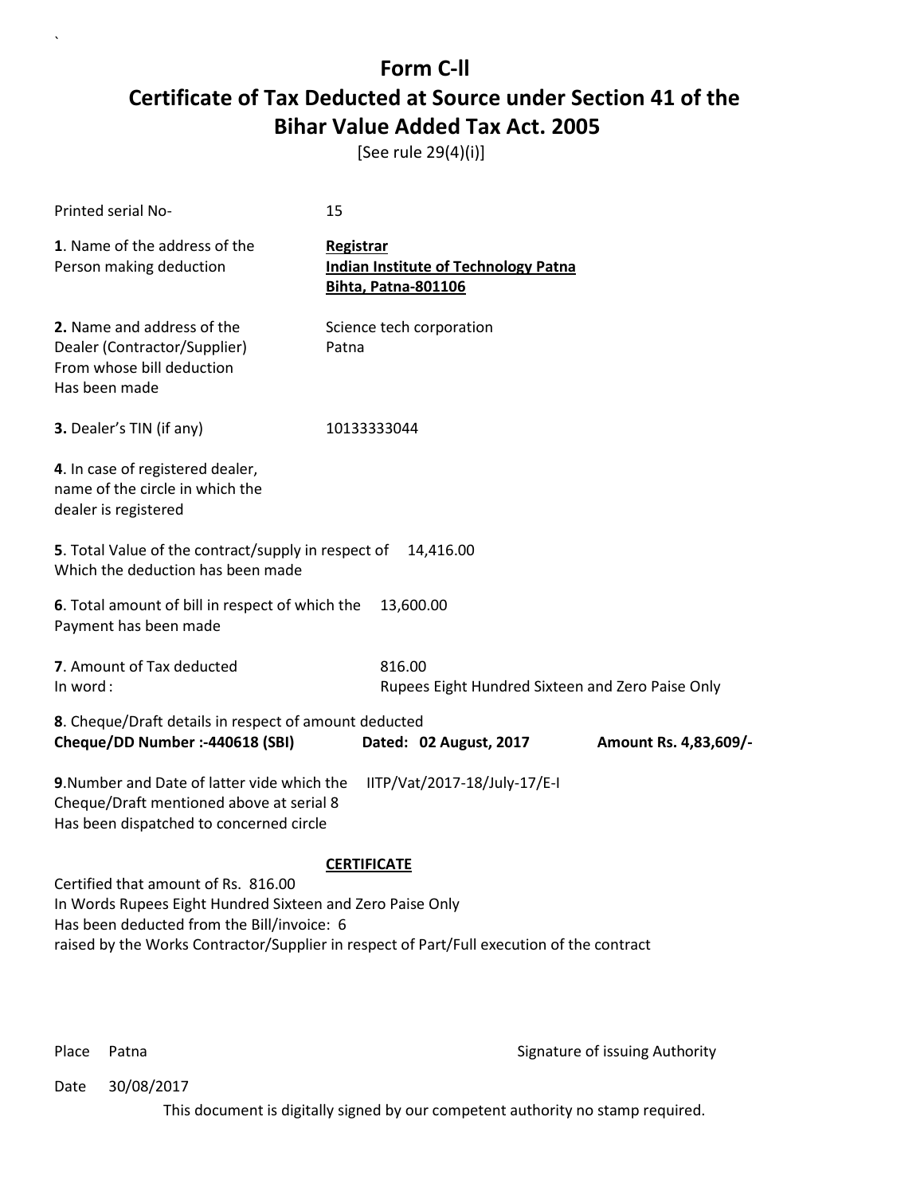# Form C-ll

# Certificate of Tax Deducted at Source under Section 41 of the Bihar Value Added Tax Act. 2005

[See rule 29(4)(i)]

Printed serial No- 15

**1**. Name of the address of the Person making deduction

**Registrar**
**Indian Institute of Technology Patna**
**Bihta, Patna-801106**

**2.** Name and address of the Dealer (Contractor/Supplier) From whose bill deduction Has been made

Science tech corporation
Patna

**3.** Dealer's TIN (if any) 10133333044

**4**. In case of registered dealer, name of the circle in which the dealer is registered

**5**. Total Value of the contract/supply in respect of Which the deduction has been made 14,416.00

**6**. Total amount of bill in respect of which the Payment has been made 13,600.00

**7**. Amount of Tax deducted 816.00
In word : Rupees Eight Hundred Sixteen and Zero Paise Only

**8**. Cheque/Draft details in respect of amount deducted
**Cheque/DD Number :-440618 (SBI)** **Dated: 02 August, 2017** **Amount Rs. 4,83,609/-**

**9**.Number and Date of latter vide which the Cheque/Draft mentioned above at serial 8 Has been dispatched to concerned circle IITP/Vat/2017-18/July-17/E-I

**CERTIFICATE**

Certified that amount of Rs. 816.00
In Words Rupees Eight Hundred Sixteen and Zero Paise Only
Has been deducted from the Bill/invoice: 6
raised by the Works Contractor/Supplier in respect of Part/Full execution of the contract

Place Patna

Signature of issuing Authority

Date 30/08/2017

This document is digitally signed by our competent authority no stamp required.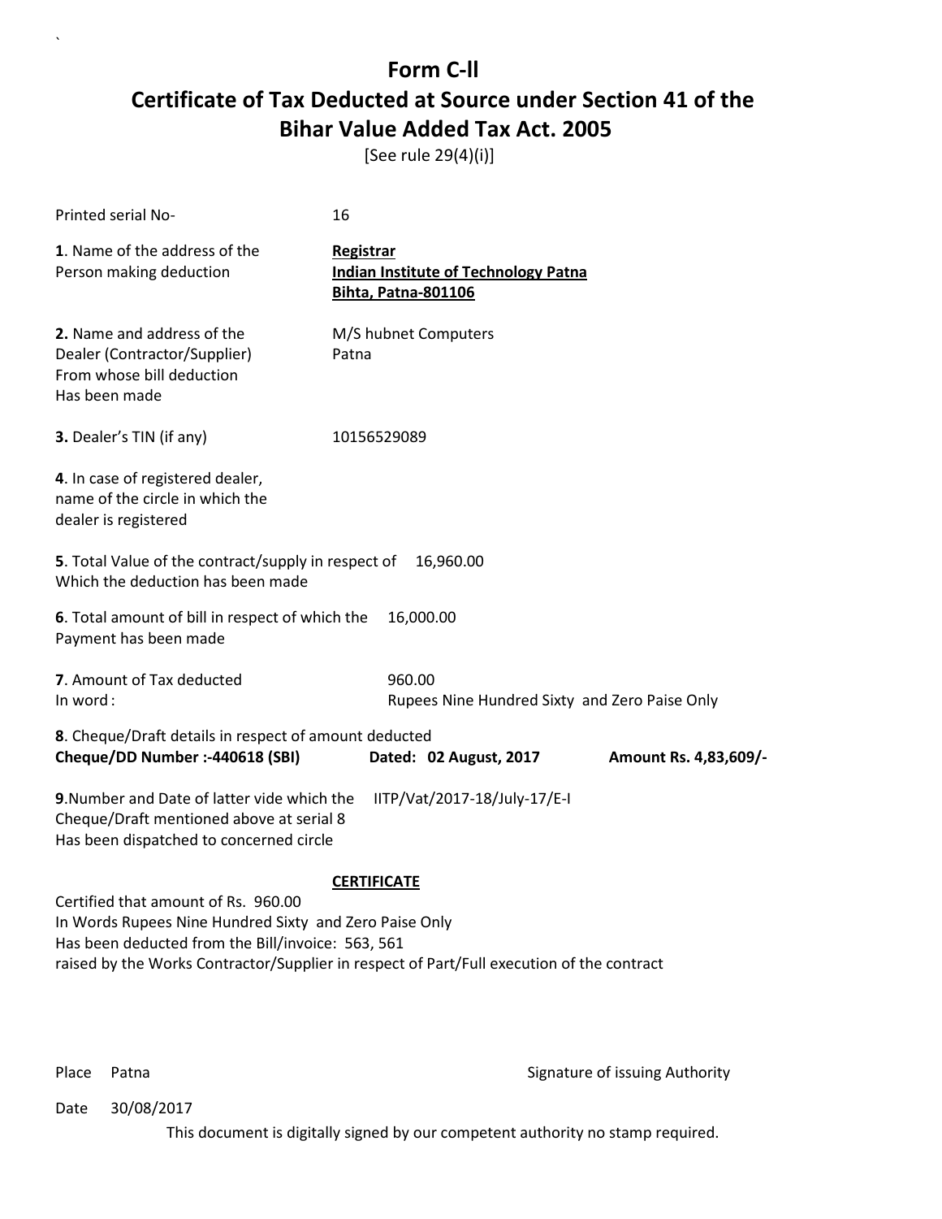# Form C-ll
# Certificate of Tax Deducted at Source under Section 41 of the Bihar Value Added Tax Act. 2005

[See rule 29(4)(i)]

Printed serial No- 16

**1**. Name of the address of the Person making deduction

**Registrar**
**Indian Institute of Technology Patna**
**Bihta, Patna-801106**

**2.** Name and address of the Dealer (Contractor/Supplier) From whose bill deduction Has been made

M/S hubnet Computers
Patna

**3.** Dealer's TIN (if any) 10156529089

**4**. In case of registered dealer, name of the circle in which the dealer is registered

**5**. Total Value of the contract/supply in respect of Which the deduction has been made 16,960.00

**6**. Total amount of bill in respect of which the Payment has been made 16,000.00

**7**. Amount of Tax deducted 960.00
In word : Rupees Nine Hundred Sixty and Zero Paise Only

**8**. Cheque/Draft details in respect of amount deducted
**Cheque/DD Number :-440618 (SBI) Dated: 02 August, 2017 Amount Rs. 4,83,609/-**

**9**.Number and Date of latter vide which the Cheque/Draft mentioned above at serial 8 Has been dispatched to concerned circle IITP/Vat/2017-18/July-17/E-I

**CERTIFICATE**

Certified that amount of Rs. 960.00
In Words Rupees Nine Hundred Sixty and Zero Paise Only
Has been deducted from the Bill/invoice: 563, 561
raised by the Works Contractor/Supplier in respect of Part/Full execution of the contract

Place Patna

Signature of issuing Authority

Date 30/08/2017

This document is digitally signed by our competent authority no stamp required.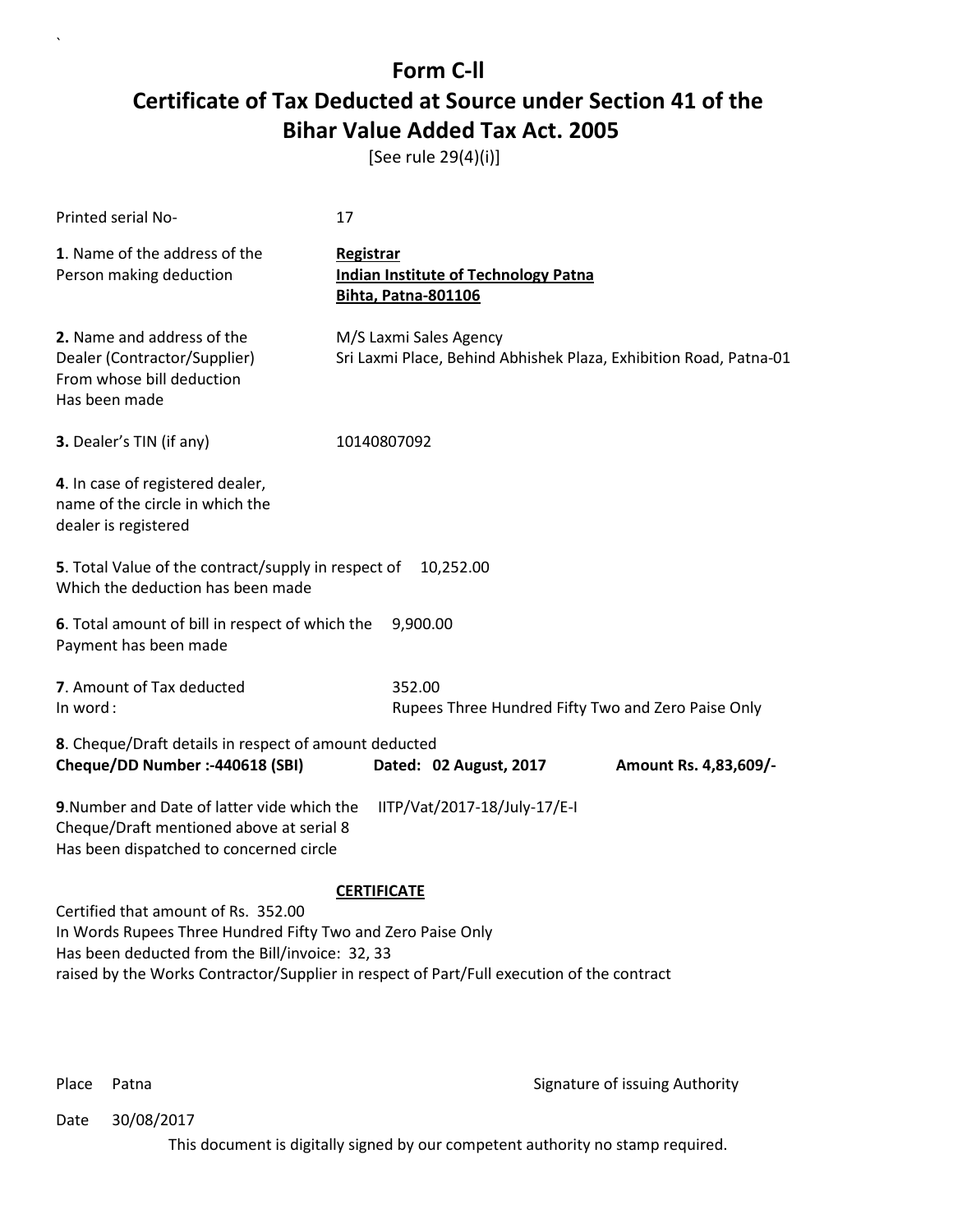# Form C-ll

# Certificate of Tax Deducted at Source under Section 41 of the Bihar Value Added Tax Act. 2005

[See rule 29(4)(i)]

Printed serial No- 17

**1**. Name of the address of the Person making deduction

**Registrar**
**Indian Institute of Technology Patna**
**Bihta, Patna-801106**

**2.** Name and address of the Dealer (Contractor/Supplier) From whose bill deduction Has been made

M/S Laxmi Sales Agency
Sri Laxmi Place, Behind Abhishek Plaza, Exhibition Road, Patna-01

**3.** Dealer's TIN (if any) 10140807092

**4**. In case of registered dealer, name of the circle in which the dealer is registered

**5**. Total Value of the contract/supply in respect of Which the deduction has been made 10,252.00

**6**. Total amount of bill in respect of which the Payment has been made 9,900.00

**7**. Amount of Tax deducted 352.00
In word : Rupees Three Hundred Fifty Two and Zero Paise Only

**8**. Cheque/Draft details in respect of amount deducted
**Cheque/DD Number :-440618 (SBI)** **Dated: 02 August, 2017** **Amount Rs. 4,83,609/-**

**9**.Number and Date of latter vide which the Cheque/Draft mentioned above at serial 8 Has been dispatched to concerned circle IITP/Vat/2017-18/July-17/E-I

**CERTIFICATE**

Certified that amount of Rs. 352.00
In Words Rupees Three Hundred Fifty Two and Zero Paise Only
Has been deducted from the Bill/invoice: 32, 33
raised by the Works Contractor/Supplier in respect of Part/Full execution of the contract

Place Patna Signature of issuing Authority

Date 30/08/2017

This document is digitally signed by our competent authority no stamp required.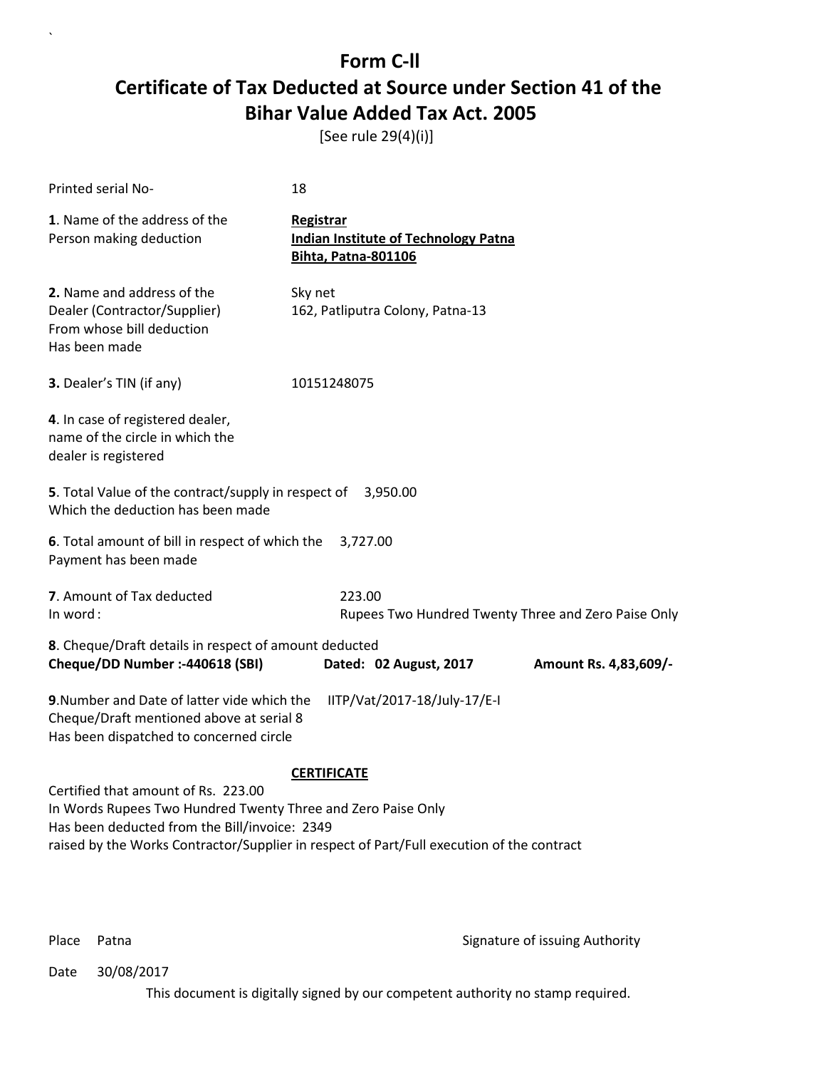# Form C-ll

# Certificate of Tax Deducted at Source under Section 41 of the Bihar Value Added Tax Act. 2005

[See rule 29(4)(i)]

Printed serial No- 18

**1**. Name of the address of the Person making deduction

**Registrar**
**Indian Institute of Technology Patna**
**Bihta, Patna-801106**

**2.** Name and address of the Dealer (Contractor/Supplier) From whose bill deduction Has been made

Sky net
162, Patliputra Colony, Patna-13

**3.** Dealer's TIN (if any) 10151248075

**4**. In case of registered dealer, name of the circle in which the dealer is registered

**5**. Total Value of the contract/supply in respect of Which the deduction has been made 3,950.00

**6**. Total amount of bill in respect of which the Payment has been made 3,727.00

**7**. Amount of Tax deducted 223.00
In word : Rupees Two Hundred Twenty Three and Zero Paise Only

**8**. Cheque/Draft details in respect of amount deducted
**Cheque/DD Number :-440618 (SBI)** **Dated: 02 August, 2017** **Amount Rs. 4,83,609/-**

**9**.Number and Date of latter vide which the Cheque/Draft mentioned above at serial 8 Has been dispatched to concerned circle IITP/Vat/2017-18/July-17/E-I

**CERTIFICATE**

Certified that amount of Rs. 223.00
In Words Rupees Two Hundred Twenty Three and Zero Paise Only
Has been deducted from the Bill/invoice: 2349
raised by the Works Contractor/Supplier in respect of Part/Full execution of the contract

Place Patna

Signature of issuing Authority

Date 30/08/2017

This document is digitally signed by our competent authority no stamp required.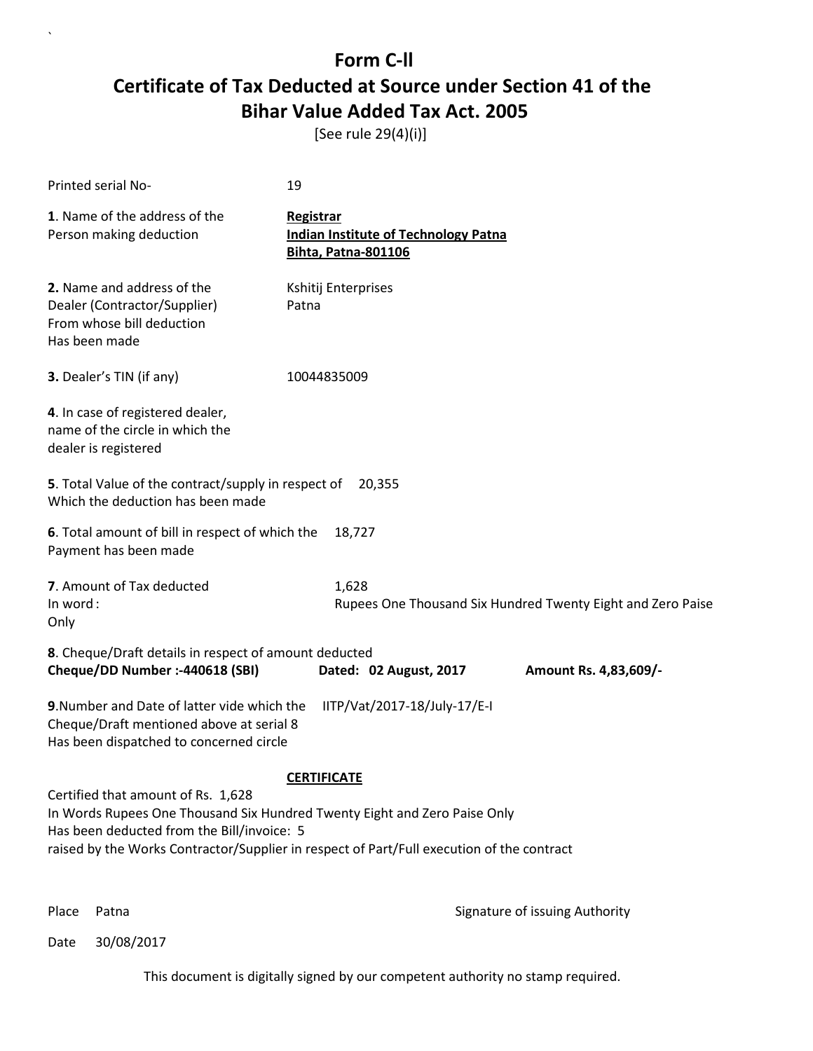# Form C-ll

# Certificate of Tax Deducted at Source under Section 41 of the Bihar Value Added Tax Act. 2005

[See rule 29(4)(i)]

Printed serial No- 19

**1**. Name of the address of the Person making deduction

**Registrar**
**Indian Institute of Technology Patna**
**Bihta, Patna-801106**

**2.** Name and address of the Dealer (Contractor/Supplier) From whose bill deduction Has been made

Kshitij Enterprises
Patna

**3.** Dealer's TIN (if any) 10044835009

**4**. In case of registered dealer, name of the circle in which the dealer is registered

**5**. Total Value of the contract/supply in respect of Which the deduction has been made 20,355

**6**. Total amount of bill in respect of which the Payment has been made 18,727

**7**. Amount of Tax deducted 1,628
In word : Rupees One Thousand Six Hundred Twenty Eight and Zero Paise
Only

**8**. Cheque/Draft details in respect of amount deducted
**Cheque/DD Number :-440618 (SBI)** **Dated: 02 August, 2017** **Amount Rs. 4,83,609/-**

**9**.Number and Date of latter vide which the Cheque/Draft mentioned above at serial 8 Has been dispatched to concerned circle IITP/Vat/2017-18/July-17/E-I

**CERTIFICATE**

Certified that amount of Rs. 1,628
In Words Rupees One Thousand Six Hundred Twenty Eight and Zero Paise Only
Has been deducted from the Bill/invoice: 5
raised by the Works Contractor/Supplier in respect of Part/Full execution of the contract

Place Patna

Signature of issuing Authority

Date 30/08/2017

This document is digitally signed by our competent authority no stamp required.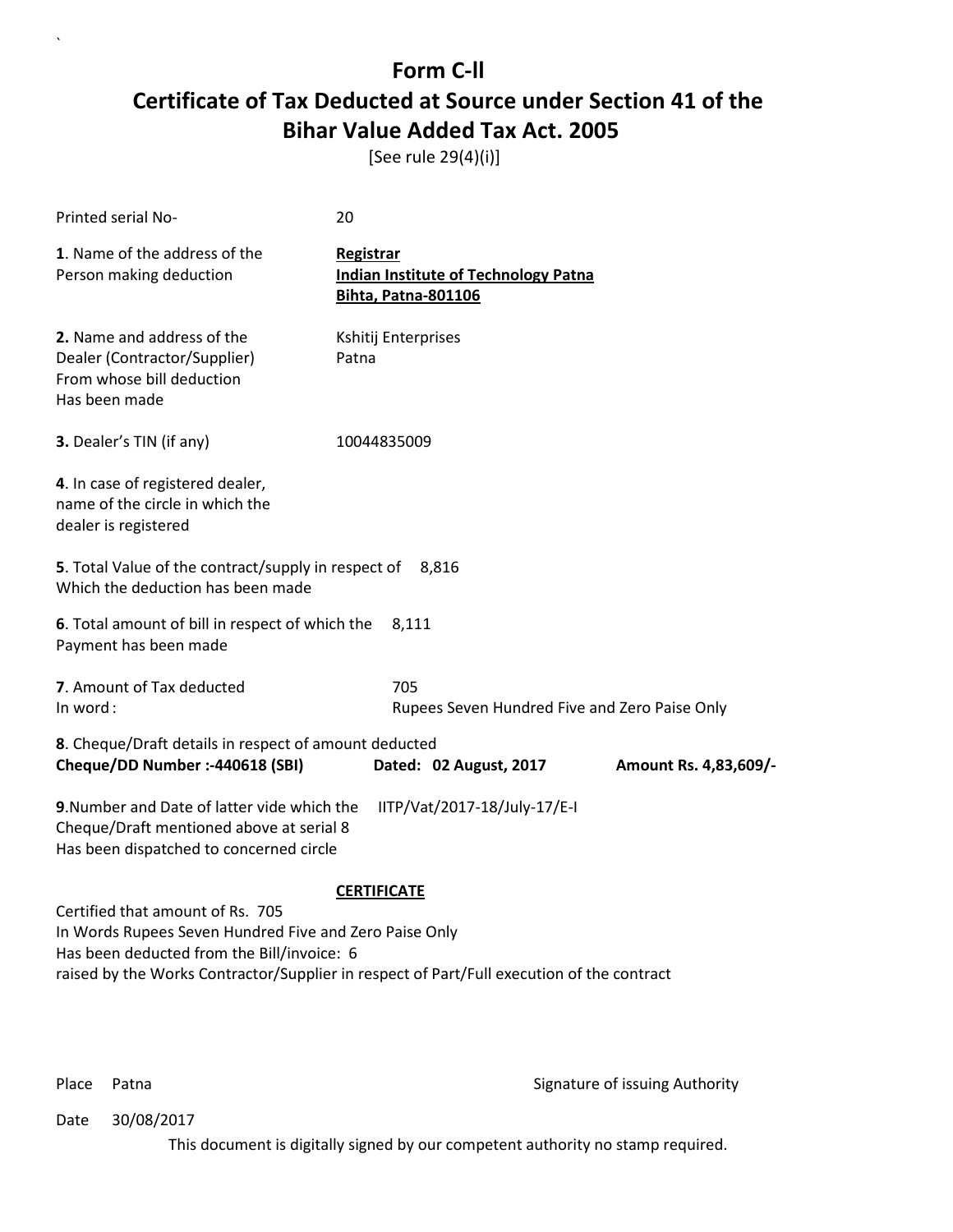# Form C-ll

# Certificate of Tax Deducted at Source under Section 41 of the Bihar Value Added Tax Act. 2005

[See rule 29(4)(i)]

Printed serial No- 20

**1**. Name of the address of the Person making deduction

**Registrar**
**Indian Institute of Technology Patna**
**Bihta, Patna-801106**

**2.** Name and address of the Dealer (Contractor/Supplier) From whose bill deduction Has been made

Kshitij Enterprises
Patna

**3.** Dealer's TIN (if any) 10044835009

**4**. In case of registered dealer, name of the circle in which the dealer is registered

**5**. Total Value of the contract/supply in respect of Which the deduction has been made 8,816

**6**. Total amount of bill in respect of which the Payment has been made 8,111

**7**. Amount of Tax deducted 705
In word : Rupees Seven Hundred Five and Zero Paise Only

**8**. Cheque/Draft details in respect of amount deducted
**Cheque/DD Number :-440618 (SBI)** **Dated: 02 August, 2017** **Amount Rs. 4,83,609/-**

**9**.Number and Date of latter vide which the Cheque/Draft mentioned above at serial 8 Has been dispatched to concerned circle IITP/Vat/2017-18/July-17/E-I

**CERTIFICATE**

Certified that amount of Rs. 705
In Words Rupees Seven Hundred Five and Zero Paise Only
Has been deducted from the Bill/invoice: 6
raised by the Works Contractor/Supplier in respect of Part/Full execution of the contract

Place Patna

Signature of issuing Authority

Date 30/08/2017

This document is digitally signed by our competent authority no stamp required.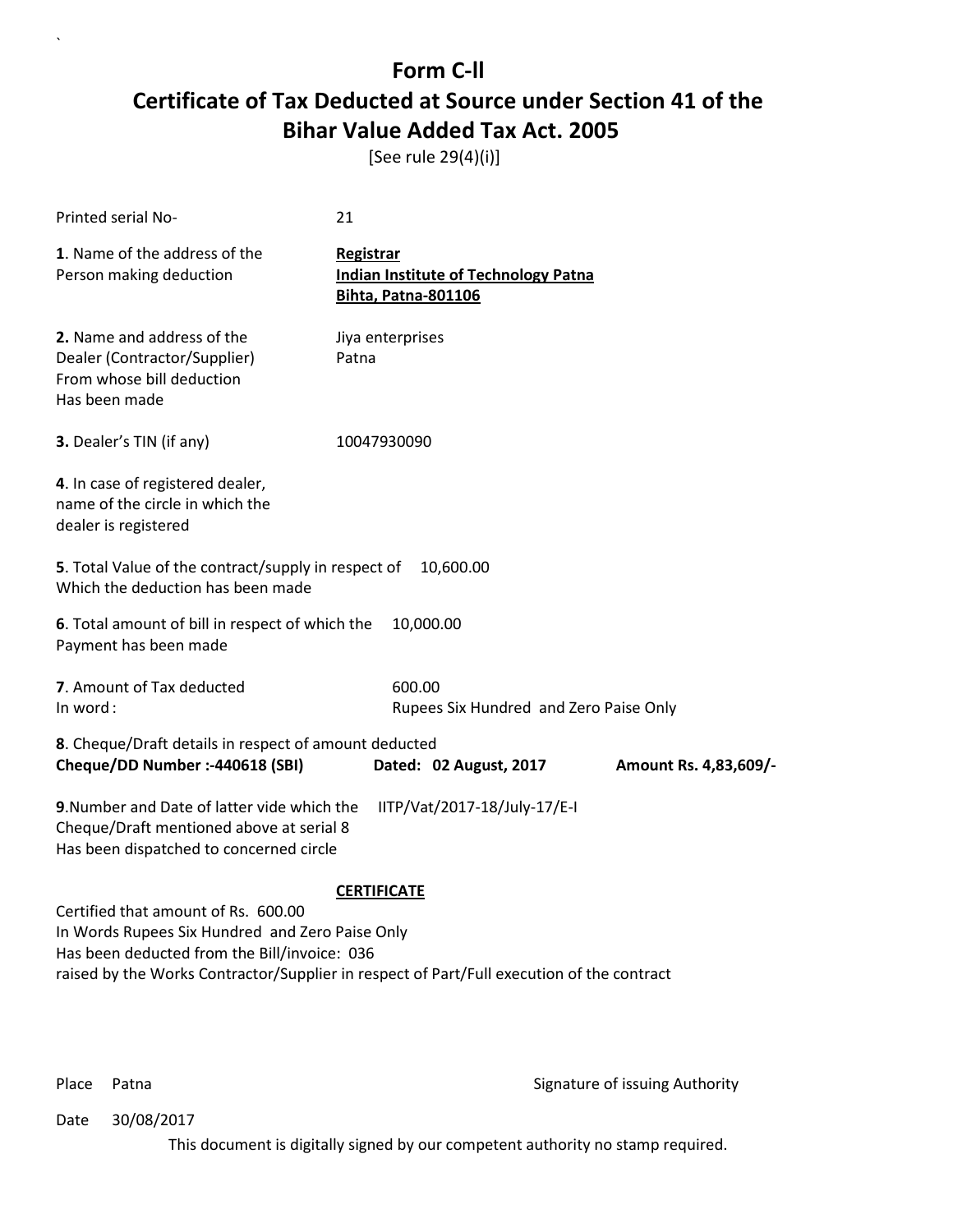# Form C-ll

## Certificate of Tax Deducted at Source under Section 41 of the Bihar Value Added Tax Act. 2005

[See rule 29(4)(i)]

Printed serial No- 21

**1**. Name of the address of the Person making deduction

**Registrar**
**Indian Institute of Technology Patna**
**Bihta, Patna-801106**

**2.** Name and address of the Dealer (Contractor/Supplier) From whose bill deduction Has been made

Jiya enterprises
Patna

**3.** Dealer's TIN (if any) 10047930090

**4**. In case of registered dealer, name of the circle in which the dealer is registered

**5**. Total Value of the contract/supply in respect of Which the deduction has been made 10,600.00

**6**. Total amount of bill in respect of which the Payment has been made 10,000.00

**7**. Amount of Tax deducted 600.00
In word : Rupees Six Hundred and Zero Paise Only

**8**. Cheque/Draft details in respect of amount deducted
**Cheque/DD Number :-440618 (SBI)** **Dated: 02 August, 2017** **Amount Rs. 4,83,609/-**

**9**.Number and Date of latter vide which the Cheque/Draft mentioned above at serial 8 Has been dispatched to concerned circle IITP/Vat/2017-18/July-17/E-I

**CERTIFICATE**

Certified that amount of Rs. 600.00
In Words Rupees Six Hundred and Zero Paise Only
Has been deducted from the Bill/invoice: 036
raised by the Works Contractor/Supplier in respect of Part/Full execution of the contract

Place Patna

Signature of issuing Authority

Date 30/08/2017

This document is digitally signed by our competent authority no stamp required.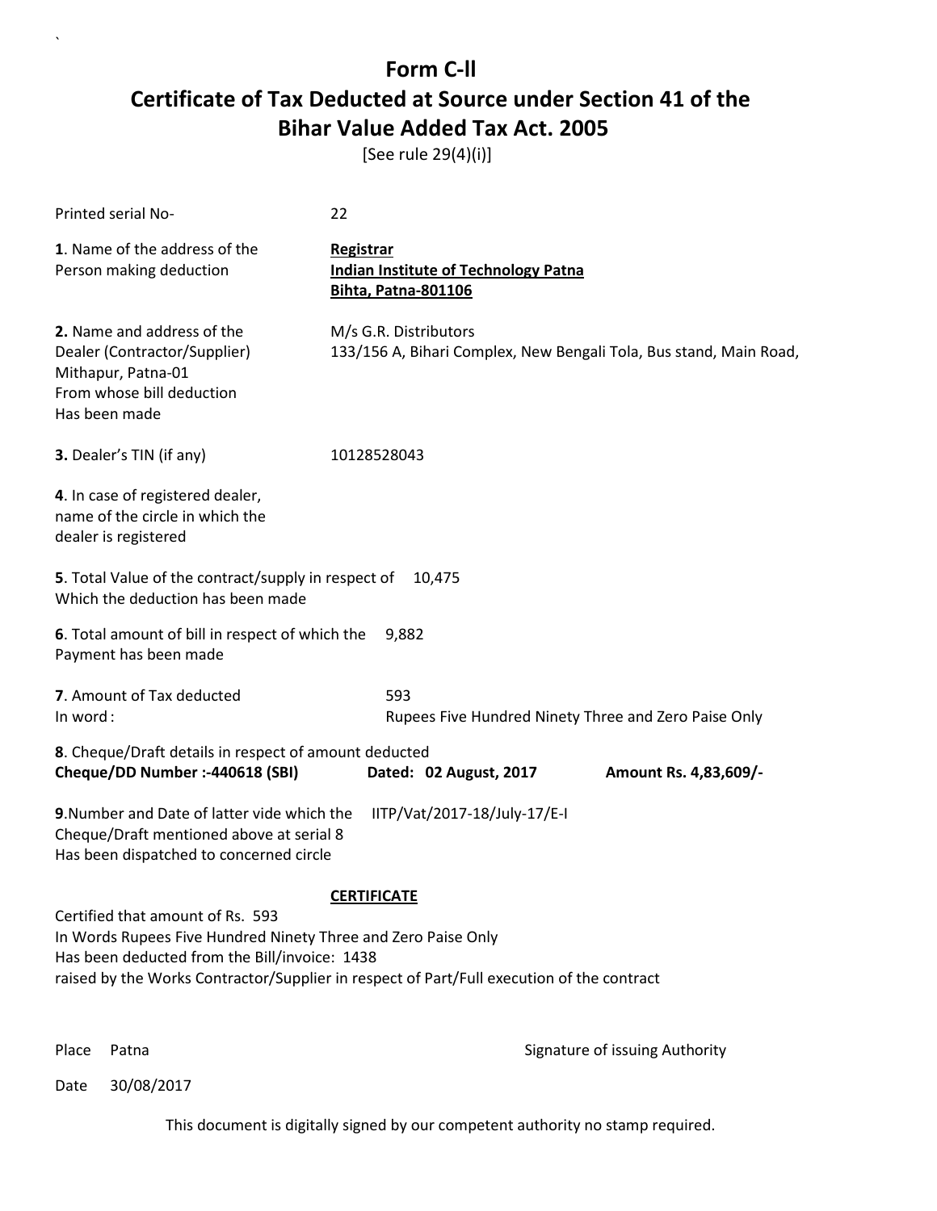# Form C-ll
# Certificate of Tax Deducted at Source under Section 41 of the Bihar Value Added Tax Act. 2005

[See rule 29(4)(i)]

Printed serial No- 22

**1**. Name of the address of the Person making deduction

**Registrar**
**Indian Institute of Technology Patna**
**Bihta, Patna-801106**

**2.** Name and address of the Dealer (Contractor/Supplier) From whose bill deduction Has been made

M/s G.R. Distributors
133/156 A, Bihari Complex, New Bengali Tola, Bus stand, Main Road, Mithapur, Patna-01

**3.** Dealer's TIN (if any) 10128528043

**4**. In case of registered dealer, name of the circle in which the dealer is registered

**5**. Total Value of the contract/supply in respect of Which the deduction has been made 10,475

**6**. Total amount of bill in respect of which the Payment has been made 9,882

**7**. Amount of Tax deducted 593
In word : Rupees Five Hundred Ninety Three and Zero Paise Only

**8**. Cheque/Draft details in respect of amount deducted
**Cheque/DD Number :-440618 (SBI)** **Dated: 02 August, 2017** **Amount Rs. 4,83,609/-**

**9**.Number and Date of latter vide which the Cheque/Draft mentioned above at serial 8 Has been dispatched to concerned circle IITP/Vat/2017-18/July-17/E-I

**CERTIFICATE**

Certified that amount of Rs. 593
In Words Rupees Five Hundred Ninety Three and Zero Paise Only
Has been deducted from the Bill/invoice: 1438
raised by the Works Contractor/Supplier in respect of Part/Full execution of the contract

Place Patna

Signature of issuing Authority

Date 30/08/2017

This document is digitally signed by our competent authority no stamp required.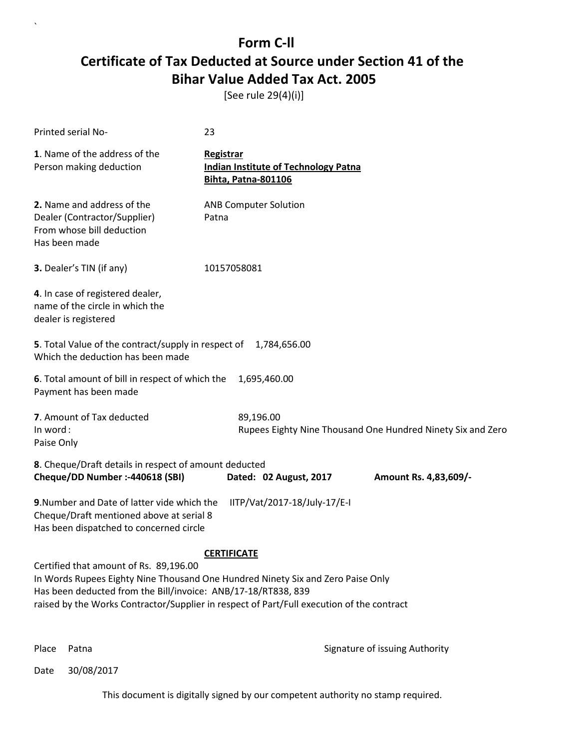`

# Form C-ll

## Certificate of Tax Deducted at Source under Section 41 of the Bihar Value Added Tax Act. 2005

[See rule 29(4)(i)]

Printed serial No- 23

**1**. Name of the address of the Person making deduction

**Registrar**
**Indian Institute of Technology Patna**
**Bihta, Patna-801106**

**2.** Name and address of the Dealer (Contractor/Supplier) From whose bill deduction Has been made

ANB Computer Solution
Patna

**3.** Dealer's TIN (if any) 10157058081

**4**. In case of registered dealer, name of the circle in which the dealer is registered

**5**. Total Value of the contract/supply in respect of Which the deduction has been made 1,784,656.00

**6**. Total amount of bill in respect of which the Payment has been made 1,695,460.00

**7**. Amount of Tax deducted 89,196.00
In word : Rupees Eighty Nine Thousand One Hundred Ninety Six and Zero Paise Only

**8**. Cheque/Draft details in respect of amount deducted
**Cheque/DD Number :-440618 (SBI)** **Dated: 02 August, 2017** **Amount Rs. 4,83,609/-**

**9**.Number and Date of latter vide which the Cheque/Draft mentioned above at serial 8 Has been dispatched to concerned circle IITP/Vat/2017-18/July-17/E-I

**CERTIFICATE**

Certified that amount of Rs. 89,196.00
In Words Rupees Eighty Nine Thousand One Hundred Ninety Six and Zero Paise Only
Has been deducted from the Bill/invoice: ANB/17-18/RT838, 839
raised by the Works Contractor/Supplier in respect of Part/Full execution of the contract

Place Patna

Signature of issuing Authority

Date 30/08/2017

This document is digitally signed by our competent authority no stamp required.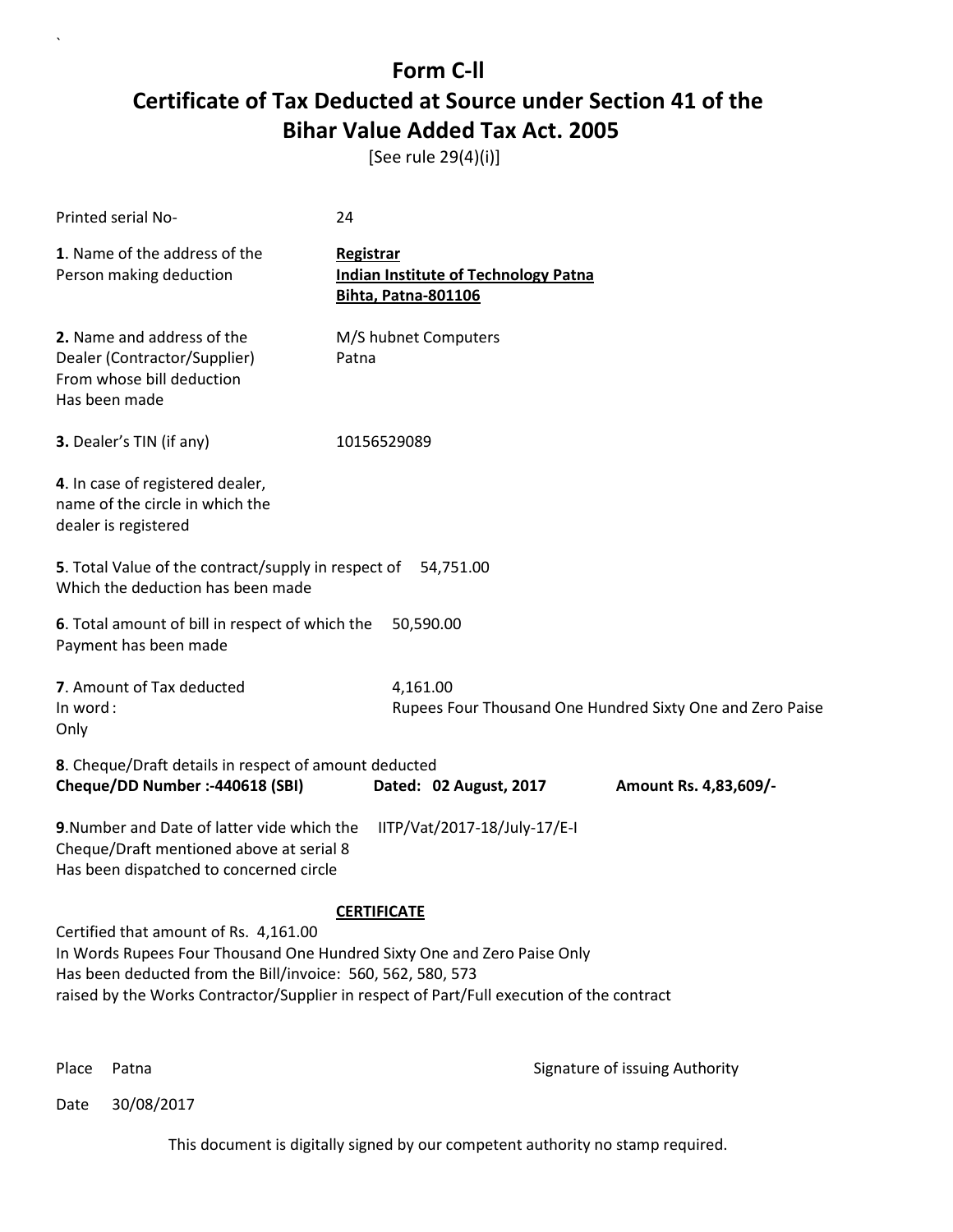# Form C-ll

# Certificate of Tax Deducted at Source under Section 41 of the Bihar Value Added Tax Act. 2005

[See rule 29(4)(i)]

| | |
|---|---|
| Printed serial No- | 24 |
| **1**. Name of the address of the Person making deduction | **Registrar**<br>**Indian Institute of Technology Patna**<br>**Bihta, Patna-801106** |
| **2.** Name and address of the Dealer (Contractor/Supplier) From whose bill deduction Has been made | M/S hubnet Computers<br>Patna |
| **3.** Dealer's TIN (if any) | 10156529089 |
| **4**. In case of registered dealer, name of the circle in which the dealer is registered | |
| **5**. Total Value of the contract/supply in respect of Which the deduction has been made | 54,751.00 |
| **6**. Total amount of bill in respect of which the Payment has been made | 50,590.00 |
| **7**. Amount of Tax deducted<br>In word : Only | 4,161.00<br>Rupees Four Thousand One Hundred Sixty One and Zero Paise |

**8**. Cheque/Draft details in respect of amount deducted

**Cheque/DD Number :-440618 (SBI)** **Dated: 02 August, 2017** **Amount Rs. 4,83,609/-**

**9**.Number and Date of latter vide which the Cheque/Draft mentioned above at serial 8 Has been dispatched to concerned circle — IITP/Vat/2017-18/July-17/E-I

**CERTIFICATE**

Certified that amount of Rs. 4,161.00
In Words Rupees Four Thousand One Hundred Sixty One and Zero Paise Only
Has been deducted from the Bill/invoice: 560, 562, 580, 573
raised by the Works Contractor/Supplier in respect of Part/Full execution of the contract

Place Patna

Signature of issuing Authority

Date 30/08/2017

This document is digitally signed by our competent authority no stamp required.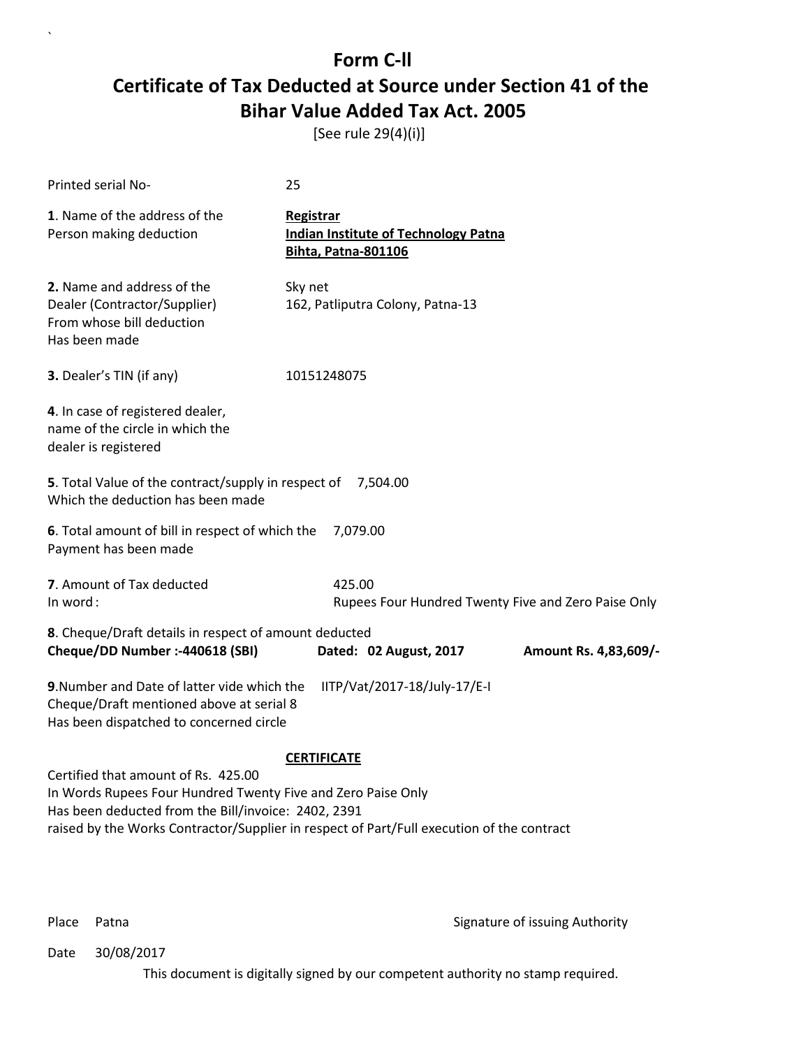# Form C-ll
# Certificate of Tax Deducted at Source under Section 41 of the Bihar Value Added Tax Act. 2005

[See rule 29(4)(i)]

Printed serial No- 25

**1**. Name of the address of the Person making deduction

**Registrar**
**Indian Institute of Technology Patna**
**Bihta, Patna-801106**

**2.** Name and address of the Dealer (Contractor/Supplier) From whose bill deduction Has been made

Sky net
162, Patliputra Colony, Patna-13

**3.** Dealer's TIN (if any) 10151248075

**4**. In case of registered dealer, name of the circle in which the dealer is registered

**5**. Total Value of the contract/supply in respect of Which the deduction has been made 7,504.00

**6**. Total amount of bill in respect of which the Payment has been made 7,079.00

**7**. Amount of Tax deducted 425.00
In word : Rupees Four Hundred Twenty Five and Zero Paise Only

**8**. Cheque/Draft details in respect of amount deducted
**Cheque/DD Number :-440618 (SBI)** **Dated: 02 August, 2017** **Amount Rs. 4,83,609/-**

**9**.Number and Date of latter vide which the Cheque/Draft mentioned above at serial 8 Has been dispatched to concerned circle IITP/Vat/2017-18/July-17/E-I

**CERTIFICATE**

Certified that amount of Rs. 425.00
In Words Rupees Four Hundred Twenty Five and Zero Paise Only
Has been deducted from the Bill/invoice: 2402, 2391
raised by the Works Contractor/Supplier in respect of Part/Full execution of the contract

Place Patna

Signature of issuing Authority

Date 30/08/2017

This document is digitally signed by our competent authority no stamp required.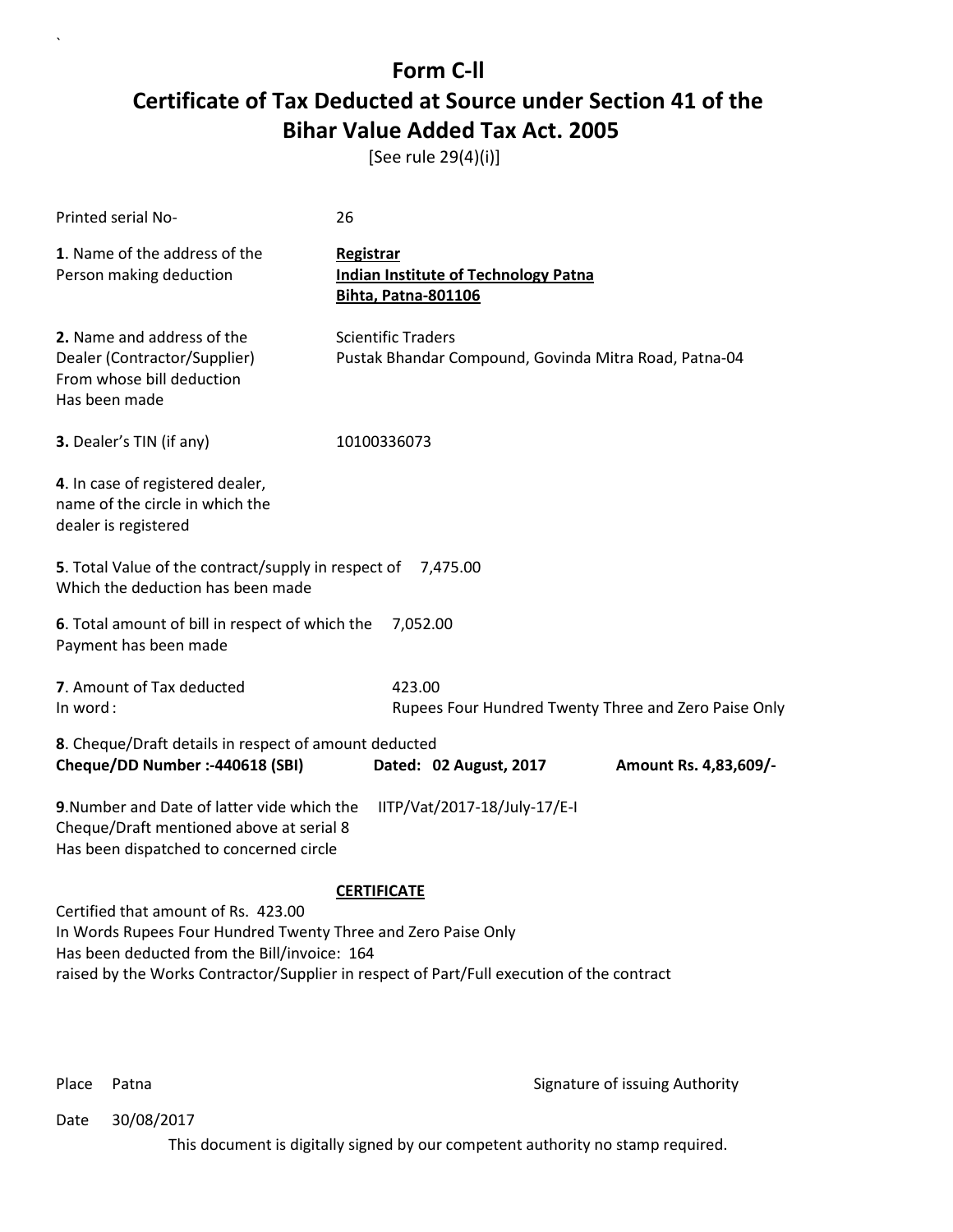# Form C-ll

## Certificate of Tax Deducted at Source under Section 41 of the Bihar Value Added Tax Act. 2005

[See rule 29(4)(i)]

Printed serial No- 26

**1**. Name of the address of the Person making deduction

**Registrar**
**Indian Institute of Technology Patna**
**Bihta, Patna-801106**

**2.** Name and address of the Dealer (Contractor/Supplier) From whose bill deduction Has been made

Scientific Traders
Pustak Bhandar Compound, Govinda Mitra Road, Patna-04

**3.** Dealer's TIN (if any) 10100336073

**4**. In case of registered dealer, name of the circle in which the dealer is registered

**5**. Total Value of the contract/supply in respect of Which the deduction has been made 7,475.00

**6**. Total amount of bill in respect of which the Payment has been made 7,052.00

**7**. Amount of Tax deducted 423.00
In word : Rupees Four Hundred Twenty Three and Zero Paise Only

**8**. Cheque/Draft details in respect of amount deducted
**Cheque/DD Number :-440618 (SBI)** **Dated: 02 August, 2017** **Amount Rs. 4,83,609/-**

**9**.Number and Date of latter vide which the Cheque/Draft mentioned above at serial 8 Has been dispatched to concerned circle IITP/Vat/2017-18/July-17/E-I

**CERTIFICATE**

Certified that amount of Rs. 423.00
In Words Rupees Four Hundred Twenty Three and Zero Paise Only
Has been deducted from the Bill/invoice: 164
raised by the Works Contractor/Supplier in respect of Part/Full execution of the contract

Place Patna

Signature of issuing Authority

Date 30/08/2017

This document is digitally signed by our competent authority no stamp required.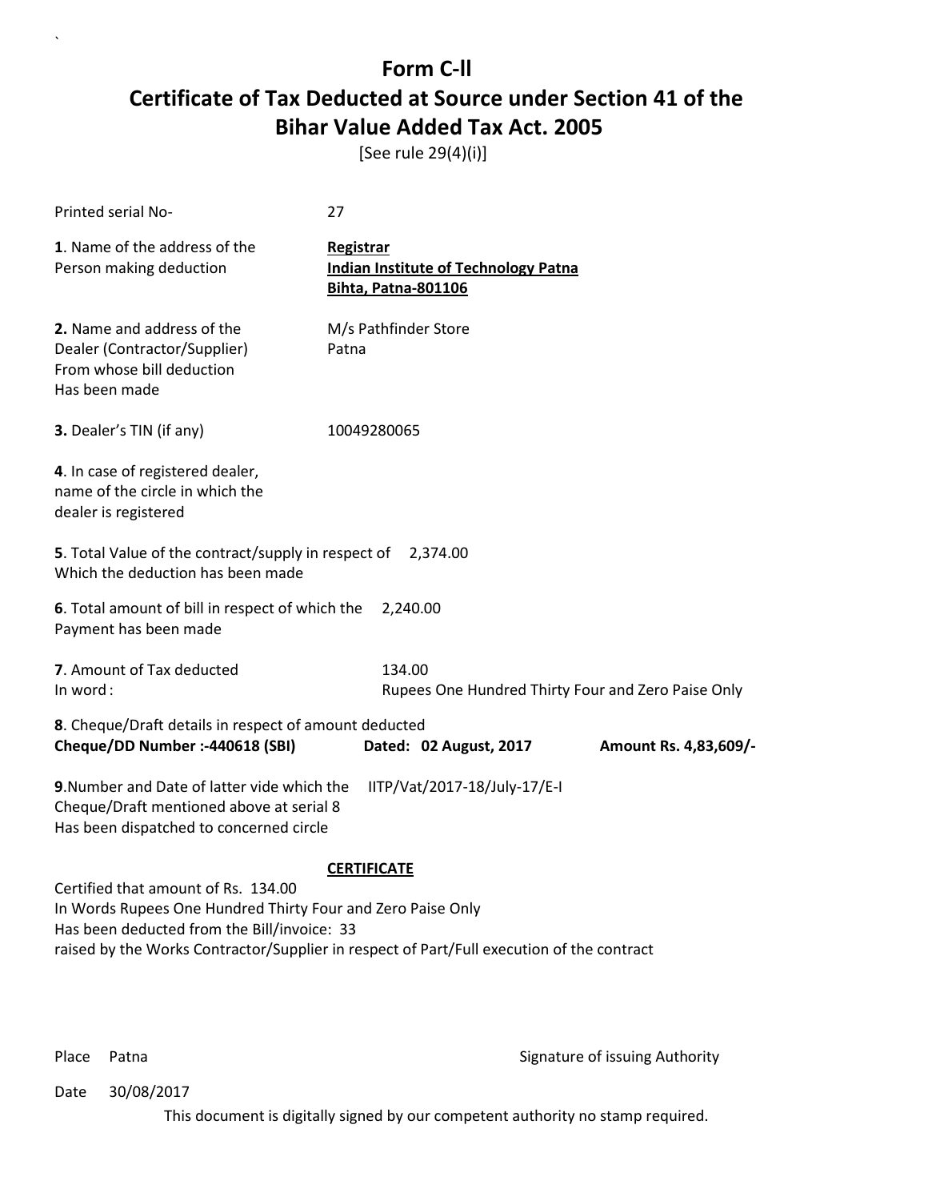# Form C-ll
# Certificate of Tax Deducted at Source under Section 41 of the Bihar Value Added Tax Act. 2005

[See rule 29(4)(i)]

Printed serial No- 27

**1**. Name of the address of the Person making deduction

**Registrar**
**Indian Institute of Technology Patna**
**Bihta, Patna-801106**

**2.** Name and address of the Dealer (Contractor/Supplier) From whose bill deduction Has been made

M/s Pathfinder Store
Patna

**3.** Dealer's TIN (if any) 10049280065

**4**. In case of registered dealer, name of the circle in which the dealer is registered

**5**. Total Value of the contract/supply in respect of Which the deduction has been made 2,374.00

**6**. Total amount of bill in respect of which the Payment has been made 2,240.00

**7**. Amount of Tax deducted 134.00
In word : Rupees One Hundred Thirty Four and Zero Paise Only

**8**. Cheque/Draft details in respect of amount deducted
**Cheque/DD Number :-440618 (SBI)** **Dated: 02 August, 2017** **Amount Rs. 4,83,609/-**

**9**.Number and Date of latter vide which the Cheque/Draft mentioned above at serial 8 Has been dispatched to concerned circle IITP/Vat/2017-18/July-17/E-I

**CERTIFICATE**

Certified that amount of Rs. 134.00
In Words Rupees One Hundred Thirty Four and Zero Paise Only
Has been deducted from the Bill/invoice: 33
raised by the Works Contractor/Supplier in respect of Part/Full execution of the contract

Place Patna

Signature of issuing Authority

Date 30/08/2017

This document is digitally signed by our competent authority no stamp required.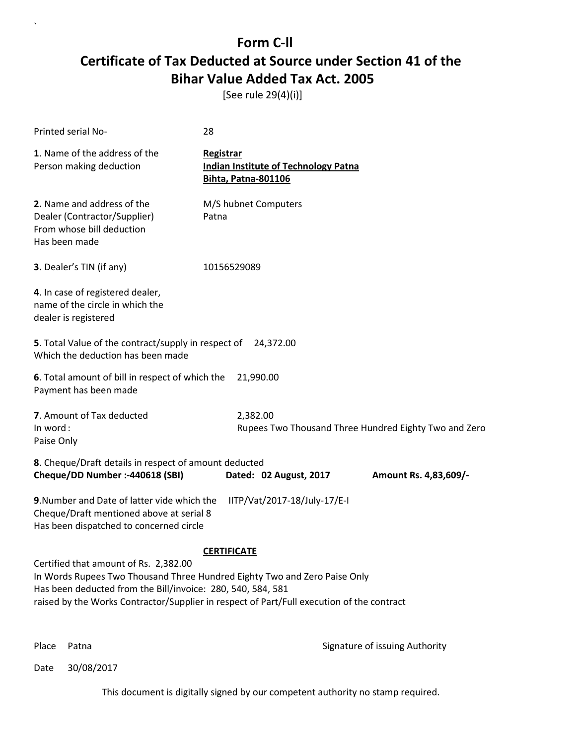# Form C-ll

## Certificate of Tax Deducted at Source under Section 41 of the Bihar Value Added Tax Act. 2005

[See rule 29(4)(i)]

Printed serial No- 28

**1**. Name of the address of the Person making deduction

**Registrar**
**Indian Institute of Technology Patna**
**Bihta, Patna-801106**

**2.** Name and address of the Dealer (Contractor/Supplier) From whose bill deduction Has been made

M/S hubnet Computers
Patna

**3.** Dealer's TIN (if any) 10156529089

**4**. In case of registered dealer, name of the circle in which the dealer is registered

**5**. Total Value of the contract/supply in respect of Which the deduction has been made 24,372.00

**6**. Total amount of bill in respect of which the Payment has been made 21,990.00

**7**. Amount of Tax deducted 2,382.00
In word : Rupees Two Thousand Three Hundred Eighty Two and Zero Paise Only

**8**. Cheque/Draft details in respect of amount deducted
**Cheque/DD Number :-440618 (SBI) Dated: 02 August, 2017 Amount Rs. 4,83,609/-**

**9**.Number and Date of latter vide which the Cheque/Draft mentioned above at serial 8 Has been dispatched to concerned circle IITP/Vat/2017-18/July-17/E-I

**CERTIFICATE**

Certified that amount of Rs. 2,382.00
In Words Rupees Two Thousand Three Hundred Eighty Two and Zero Paise Only
Has been deducted from the Bill/invoice: 280, 540, 584, 581
raised by the Works Contractor/Supplier in respect of Part/Full execution of the contract

Place Patna

Signature of issuing Authority

Date 30/08/2017

This document is digitally signed by our competent authority no stamp required.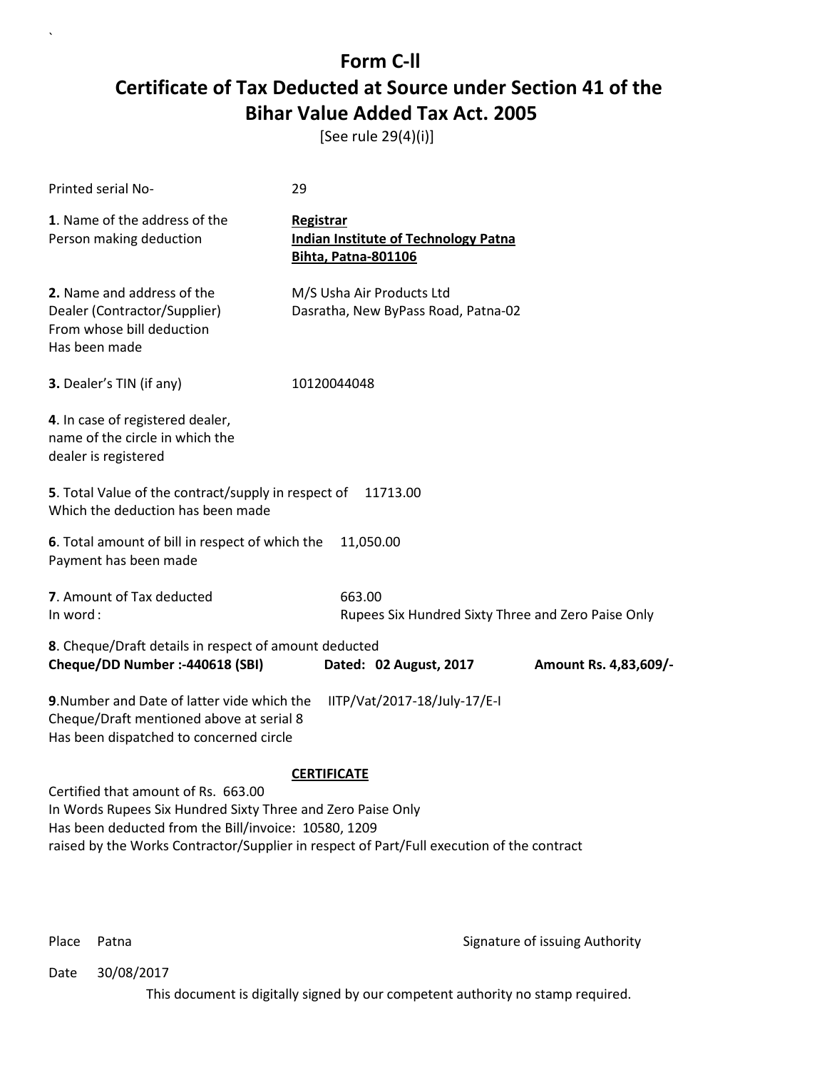# Form C-ll

# Certificate of Tax Deducted at Source under Section 41 of the Bihar Value Added Tax Act. 2005

[See rule 29(4)(i)]

Printed serial No- 29

**1**. Name of the address of the Person making deduction

**Registrar**
**Indian Institute of Technology Patna**
**Bihta, Patna-801106**

**2.** Name and address of the Dealer (Contractor/Supplier) From whose bill deduction Has been made

M/S Usha Air Products Ltd
Dasratha, New ByPass Road, Patna-02

**3.** Dealer's TIN (if any) 10120044048

**4**. In case of registered dealer, name of the circle in which the dealer is registered

**5**. Total Value of the contract/supply in respect of Which the deduction has been made 11713.00

**6**. Total amount of bill in respect of which the Payment has been made 11,050.00

**7**. Amount of Tax deducted 663.00
In word : Rupees Six Hundred Sixty Three and Zero Paise Only

**8**. Cheque/Draft details in respect of amount deducted
**Cheque/DD Number :-440618 (SBI)** **Dated: 02 August, 2017** **Amount Rs. 4,83,609/-**

**9**.Number and Date of latter vide which the Cheque/Draft mentioned above at serial 8 Has been dispatched to concerned circle IITP/Vat/2017-18/July-17/E-I

**CERTIFICATE**

Certified that amount of Rs. 663.00
In Words Rupees Six Hundred Sixty Three and Zero Paise Only
Has been deducted from the Bill/invoice: 10580, 1209
raised by the Works Contractor/Supplier in respect of Part/Full execution of the contract

Place Patna

Signature of issuing Authority

Date 30/08/2017

This document is digitally signed by our competent authority no stamp required.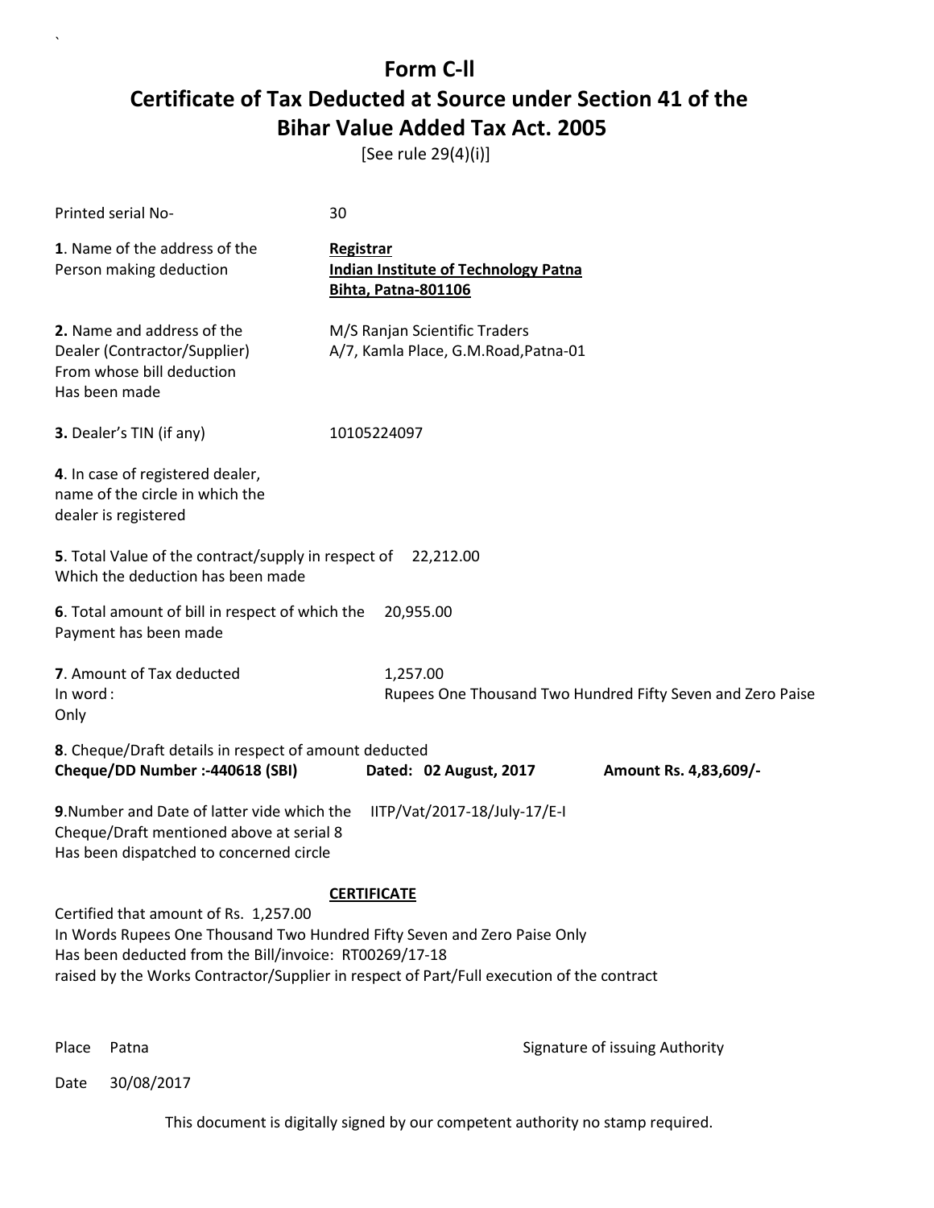# Form C-ll

# Certificate of Tax Deducted at Source under Section 41 of the Bihar Value Added Tax Act. 2005

[See rule 29(4)(i)]

Printed serial No- 30

**1**. Name of the address of the Person making deduction

**Registrar**
**Indian Institute of Technology Patna**
**Bihta, Patna-801106**

**2.** Name and address of the Dealer (Contractor/Supplier) From whose bill deduction Has been made

M/S Ranjan Scientific Traders
A/7, Kamla Place, G.M.Road,Patna-01

**3.** Dealer's TIN (if any) 10105224097

**4**. In case of registered dealer, name of the circle in which the dealer is registered

**5**. Total Value of the contract/supply in respect of Which the deduction has been made 22,212.00

**6**. Total amount of bill in respect of which the Payment has been made 20,955.00

**7**. Amount of Tax deducted 1,257.00
In word : Rupees One Thousand Two Hundred Fifty Seven and Zero Paise Only

**8**. Cheque/Draft details in respect of amount deducted
**Cheque/DD Number :-440618 (SBI)** **Dated: 02 August, 2017** **Amount Rs. 4,83,609/-**

**9**.Number and Date of latter vide which the Cheque/Draft mentioned above at serial 8 Has been dispatched to concerned circle IITP/Vat/2017-18/July-17/E-I

**CERTIFICATE**

Certified that amount of Rs. 1,257.00
In Words Rupees One Thousand Two Hundred Fifty Seven and Zero Paise Only
Has been deducted from the Bill/invoice: RT00269/17-18
raised by the Works Contractor/Supplier in respect of Part/Full execution of the contract

Place Patna

Signature of issuing Authority

Date 30/08/2017

This document is digitally signed by our competent authority no stamp required.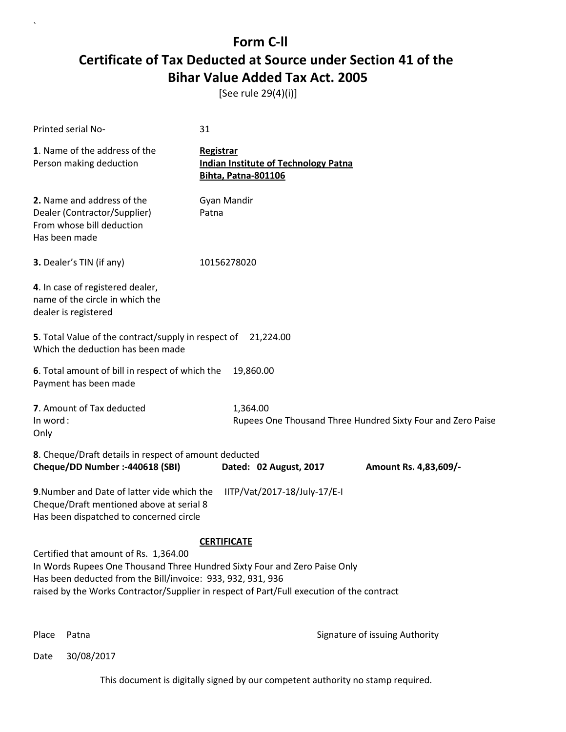# Form C-ll

## Certificate of Tax Deducted at Source under Section 41 of the Bihar Value Added Tax Act. 2005

[See rule 29(4)(i)]

Printed serial No- 31

**1**. Name of the address of the Person making deduction

**Registrar**
**Indian Institute of Technology Patna**
**Bihta, Patna-801106**

**2.** Name and address of the Dealer (Contractor/Supplier) From whose bill deduction Has been made

Gyan Mandir
Patna

**3.** Dealer's TIN (if any) 10156278020

**4**. In case of registered dealer, name of the circle in which the dealer is registered

**5**. Total Value of the contract/supply in respect of Which the deduction has been made 21,224.00

**6**. Total amount of bill in respect of which the Payment has been made 19,860.00

**7**. Amount of Tax deducted 1,364.00
In word : Only Rupees One Thousand Three Hundred Sixty Four and Zero Paise

**8**. Cheque/Draft details in respect of amount deducted
**Cheque/DD Number :-440618 (SBI)** **Dated: 02 August, 2017** **Amount Rs. 4,83,609/-**

**9**.Number and Date of latter vide which the Cheque/Draft mentioned above at serial 8 Has been dispatched to concerned circle IITP/Vat/2017-18/July-17/E-I

**CERTIFICATE**

Certified that amount of Rs. 1,364.00
In Words Rupees One Thousand Three Hundred Sixty Four and Zero Paise Only
Has been deducted from the Bill/invoice: 933, 932, 931, 936
raised by the Works Contractor/Supplier in respect of Part/Full execution of the contract

Place Patna

Signature of issuing Authority

Date 30/08/2017

This document is digitally signed by our competent authority no stamp required.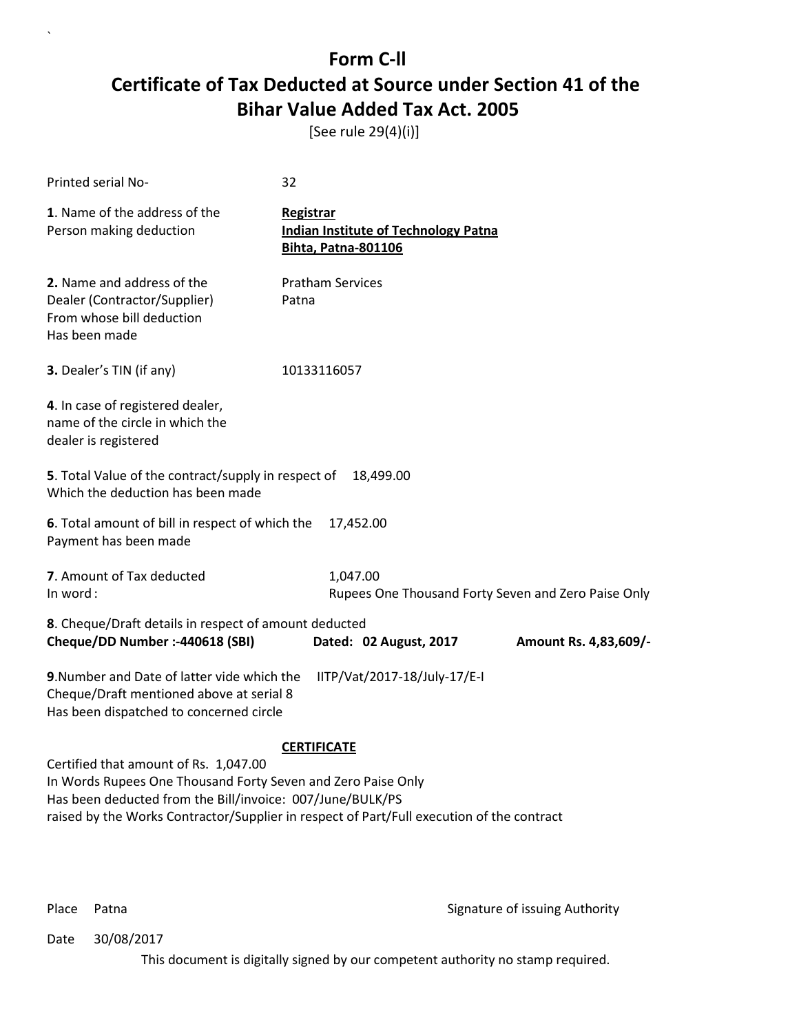# Form C-ll

# Certificate of Tax Deducted at Source under Section 41 of the Bihar Value Added Tax Act. 2005

[See rule 29(4)(i)]

Printed serial No- 32

**1**. Name of the address of the Person making deduction

**Registrar**
**Indian Institute of Technology Patna**
**Bihta, Patna-801106**

**2.** Name and address of the Dealer (Contractor/Supplier) From whose bill deduction Has been made

Pratham Services
Patna

**3.** Dealer's TIN (if any) 10133116057

**4**. In case of registered dealer, name of the circle in which the dealer is registered

**5**. Total Value of the contract/supply in respect of Which the deduction has been made 18,499.00

**6**. Total amount of bill in respect of which the Payment has been made 17,452.00

**7**. Amount of Tax deducted 1,047.00
In word : Rupees One Thousand Forty Seven and Zero Paise Only

**8**. Cheque/Draft details in respect of amount deducted
**Cheque/DD Number :-440618 (SBI)** **Dated: 02 August, 2017** **Amount Rs. 4,83,609/-**

**9**.Number and Date of latter vide which the Cheque/Draft mentioned above at serial 8 Has been dispatched to concerned circle IITP/Vat/2017-18/July-17/E-I

**CERTIFICATE**

Certified that amount of Rs. 1,047.00
In Words Rupees One Thousand Forty Seven and Zero Paise Only
Has been deducted from the Bill/invoice: 007/June/BULK/PS
raised by the Works Contractor/Supplier in respect of Part/Full execution of the contract

Place Patna

Signature of issuing Authority

Date 30/08/2017

This document is digitally signed by our competent authority no stamp required.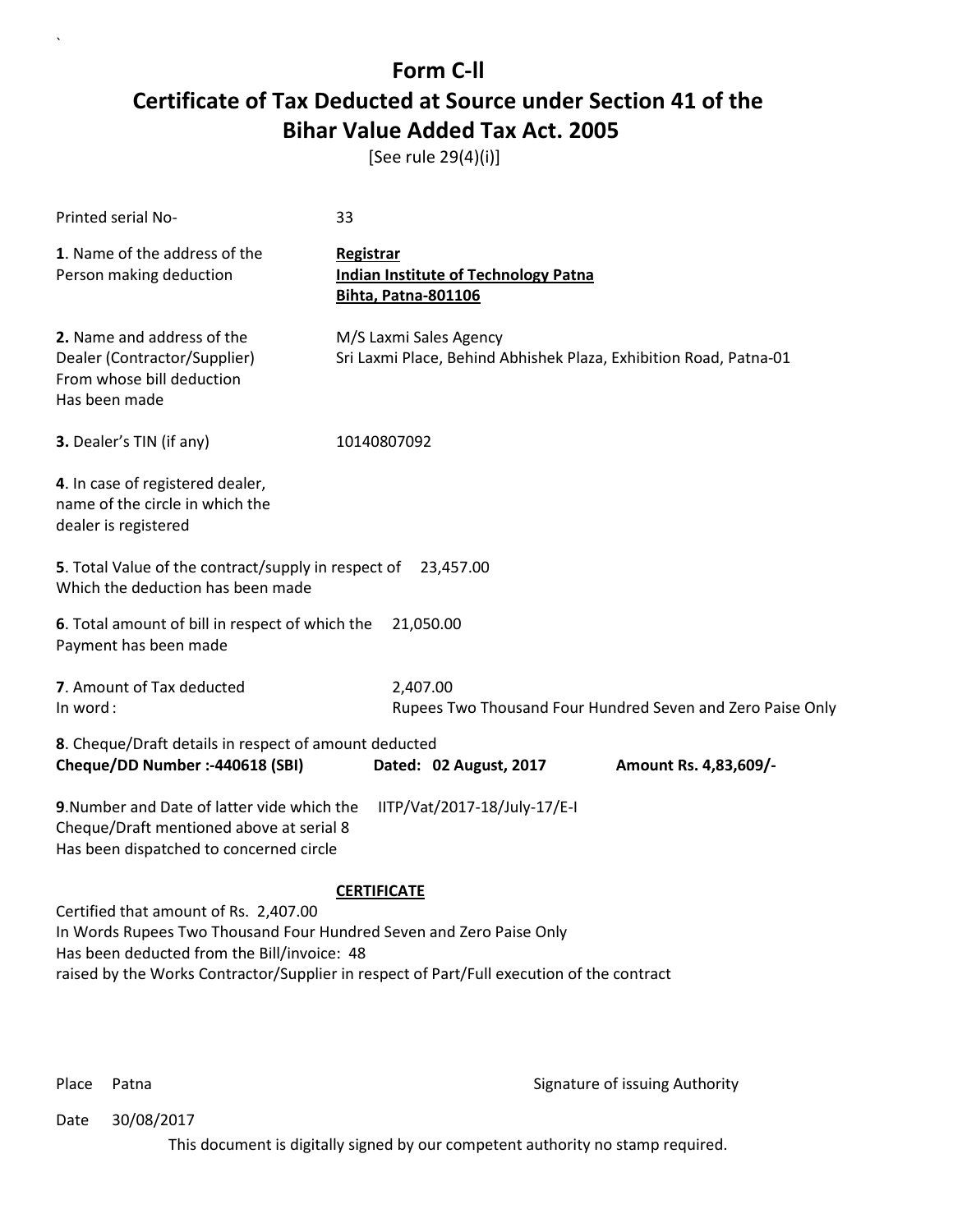# Form C-ll

# Certificate of Tax Deducted at Source under Section 41 of the Bihar Value Added Tax Act. 2005

[See rule 29(4)(i)]

Printed serial No- 33

**1**. Name of the address of the Person making deduction

**Registrar**
**Indian Institute of Technology Patna**
**Bihta, Patna-801106**

**2.** Name and address of the Dealer (Contractor/Supplier) From whose bill deduction Has been made

M/S Laxmi Sales Agency
Sri Laxmi Place, Behind Abhishek Plaza, Exhibition Road, Patna-01

**3.** Dealer's TIN (if any) 10140807092

**4**. In case of registered dealer, name of the circle in which the dealer is registered

**5**. Total Value of the contract/supply in respect of Which the deduction has been made 23,457.00

**6**. Total amount of bill in respect of which the Payment has been made 21,050.00

**7**. Amount of Tax deducted 2,407.00
In word : Rupees Two Thousand Four Hundred Seven and Zero Paise Only

**8**. Cheque/Draft details in respect of amount deducted
**Cheque/DD Number :-440618 (SBI)** **Dated: 02 August, 2017** **Amount Rs. 4,83,609/-**

**9**.Number and Date of latter vide which the Cheque/Draft mentioned above at serial 8 Has been dispatched to concerned circle IITP/Vat/2017-18/July-17/E-I

**CERTIFICATE**

Certified that amount of Rs. 2,407.00
In Words Rupees Two Thousand Four Hundred Seven and Zero Paise Only
Has been deducted from the Bill/invoice: 48
raised by the Works Contractor/Supplier in respect of Part/Full execution of the contract

Place Patna

Signature of issuing Authority

Date 30/08/2017

This document is digitally signed by our competent authority no stamp required.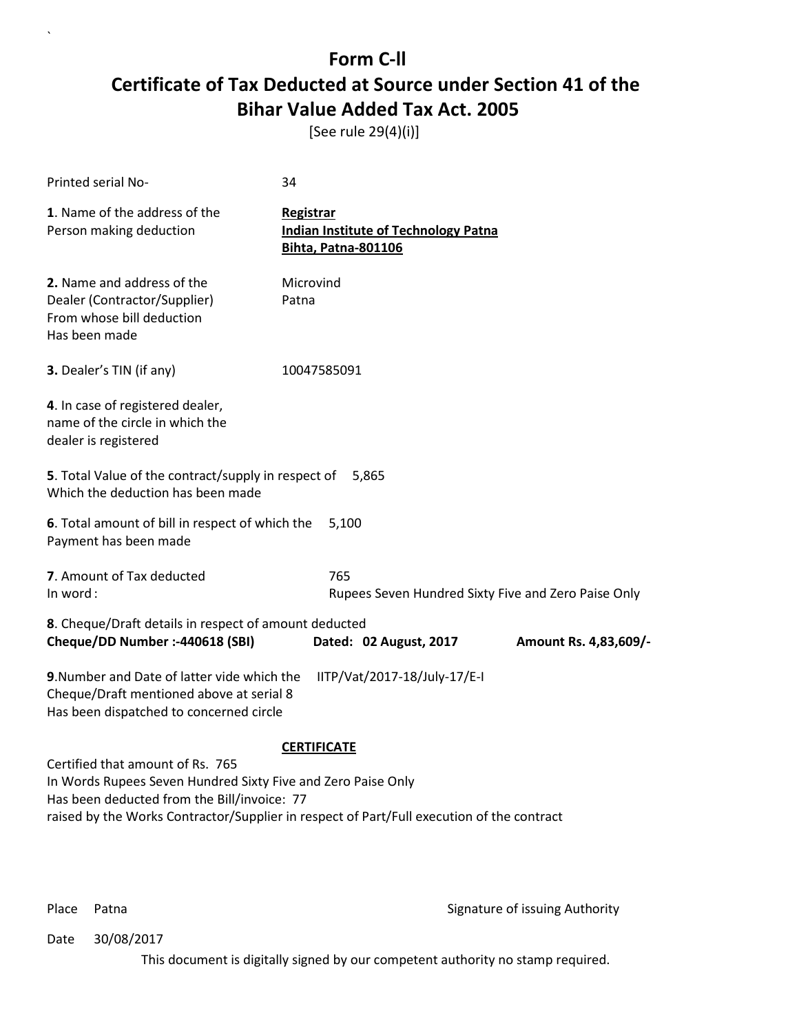# Form C-ll

# Certificate of Tax Deducted at Source under Section 41 of the Bihar Value Added Tax Act. 2005

[See rule 29(4)(i)]

Printed serial No- 34

**1**. Name of the address of the Person making deduction

**Registrar**
**Indian Institute of Technology Patna**
**Bihta, Patna-801106**

**2.** Name and address of the Dealer (Contractor/Supplier) From whose bill deduction Has been made

Microvind
Patna

**3.** Dealer's TIN (if any) 10047585091

**4**. In case of registered dealer, name of the circle in which the dealer is registered

**5**. Total Value of the contract/supply in respect of Which the deduction has been made 5,865

**6**. Total amount of bill in respect of which the Payment has been made 5,100

**7**. Amount of Tax deducted 765
In word : Rupees Seven Hundred Sixty Five and Zero Paise Only

**8**. Cheque/Draft details in respect of amount deducted
**Cheque/DD Number :-440618 (SBI)** **Dated: 02 August, 2017** **Amount Rs. 4,83,609/-**

**9**.Number and Date of latter vide which the Cheque/Draft mentioned above at serial 8 Has been dispatched to concerned circle IITP/Vat/2017-18/July-17/E-I

**CERTIFICATE**

Certified that amount of Rs. 765
In Words Rupees Seven Hundred Sixty Five and Zero Paise Only
Has been deducted from the Bill/invoice: 77
raised by the Works Contractor/Supplier in respect of Part/Full execution of the contract

Place Patna

Signature of issuing Authority

Date 30/08/2017

This document is digitally signed by our competent authority no stamp required.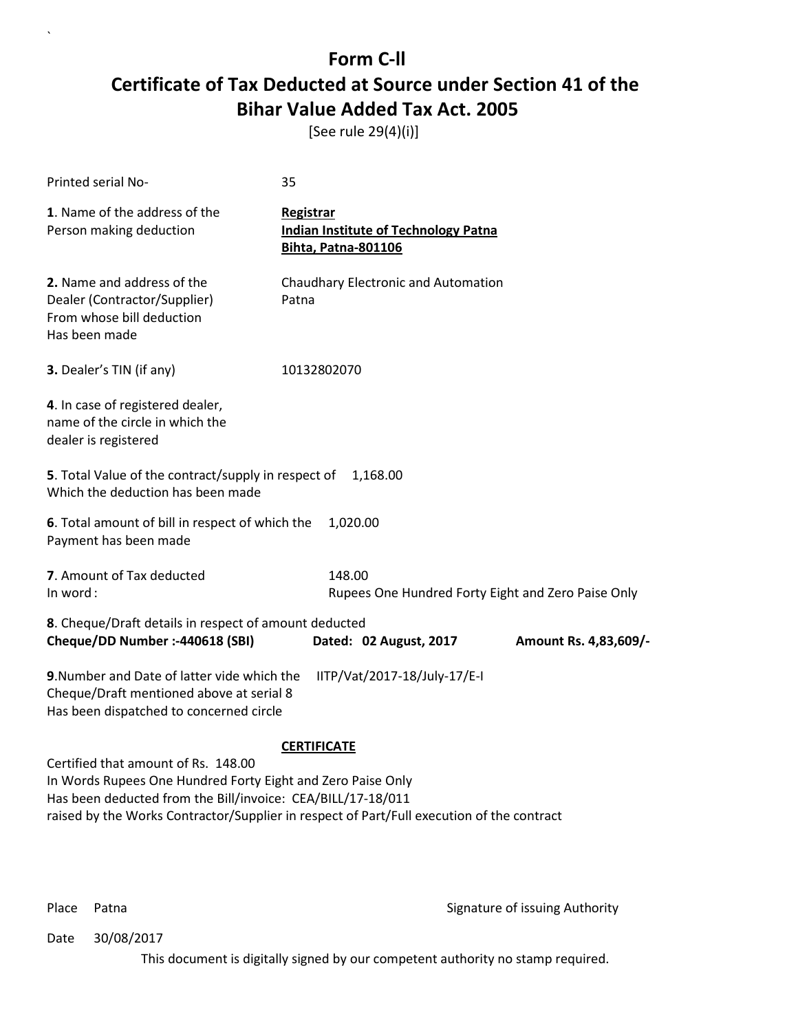# Form C-ll

# Certificate of Tax Deducted at Source under Section 41 of the Bihar Value Added Tax Act. 2005

[See rule 29(4)(i)]

Printed serial No- 35

**1**. Name of the address of the Person making deduction

**Registrar**
**Indian Institute of Technology Patna**
**Bihta, Patna-801106**

**2.** Name and address of the Dealer (Contractor/Supplier) From whose bill deduction Has been made

Chaudhary Electronic and Automation
Patna

**3.** Dealer's TIN (if any) 10132802070

**4**. In case of registered dealer, name of the circle in which the dealer is registered

**5**. Total Value of the contract/supply in respect of Which the deduction has been made 1,168.00

**6**. Total amount of bill in respect of which the Payment has been made 1,020.00

**7**. Amount of Tax deducted 148.00
In word : Rupees One Hundred Forty Eight and Zero Paise Only

**8**. Cheque/Draft details in respect of amount deducted
**Cheque/DD Number :-440618 (SBI)** **Dated: 02 August, 2017** **Amount Rs. 4,83,609/-**

**9**.Number and Date of latter vide which the Cheque/Draft mentioned above at serial 8 Has been dispatched to concerned circle IITP/Vat/2017-18/July-17/E-I

**CERTIFICATE**

Certified that amount of Rs. 148.00
In Words Rupees One Hundred Forty Eight and Zero Paise Only
Has been deducted from the Bill/invoice: CEA/BILL/17-18/011
raised by the Works Contractor/Supplier in respect of Part/Full execution of the contract

Place Patna

Signature of issuing Authority

Date 30/08/2017

This document is digitally signed by our competent authority no stamp required.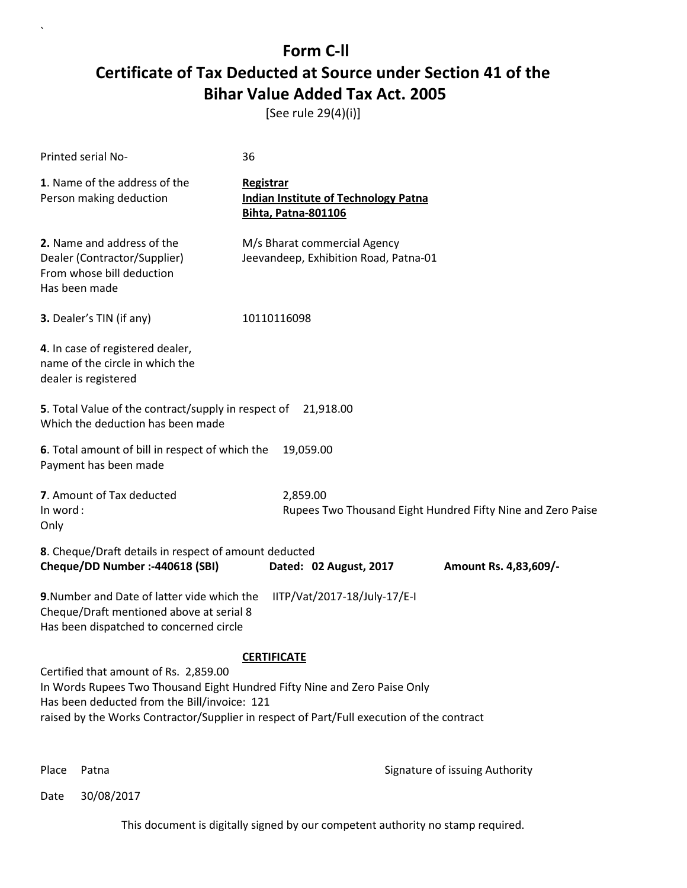# Form C-ll

# Certificate of Tax Deducted at Source under Section 41 of the Bihar Value Added Tax Act. 2005

[See rule 29(4)(i)]

| | |
|---|---|
| Printed serial No- | 36 |
| **1**. Name of the address of the Person making deduction | **Registrar**<br>**Indian Institute of Technology Patna**<br>**Bihta, Patna-801106** |
| **2.** Name and address of the Dealer (Contractor/Supplier) From whose bill deduction Has been made | M/s Bharat commercial Agency<br>Jeevandeep, Exhibition Road, Patna-01 |
| **3.** Dealer's TIN (if any) | 10110116098 |
| **4**. In case of registered dealer, name of the circle in which the dealer is registered | |
| **5**. Total Value of the contract/supply in respect of Which the deduction has been made | 21,918.00 |
| **6**. Total amount of bill in respect of which the Payment has been made | 19,059.00 |
| **7**. Amount of Tax deducted<br>In word :<br>Only | 2,859.00<br>Rupees Two Thousand Eight Hundred Fifty Nine and Zero Paise |

**8**. Cheque/Draft details in respect of amount deducted
**Cheque/DD Number :-440618 (SBI)** **Dated: 02 August, 2017** **Amount Rs. 4,83,609/-**

**9**.Number and Date of latter vide which the Cheque/Draft mentioned above at serial 8 Has been dispatched to concerned circle — IITP/Vat/2017-18/July-17/E-I

**CERTIFICATE**

Certified that amount of Rs. 2,859.00
In Words Rupees Two Thousand Eight Hundred Fifty Nine and Zero Paise Only
Has been deducted from the Bill/invoice: 121
raised by the Works Contractor/Supplier in respect of Part/Full execution of the contract

Place Patna Signature of issuing Authority

Date 30/08/2017

This document is digitally signed by our competent authority no stamp required.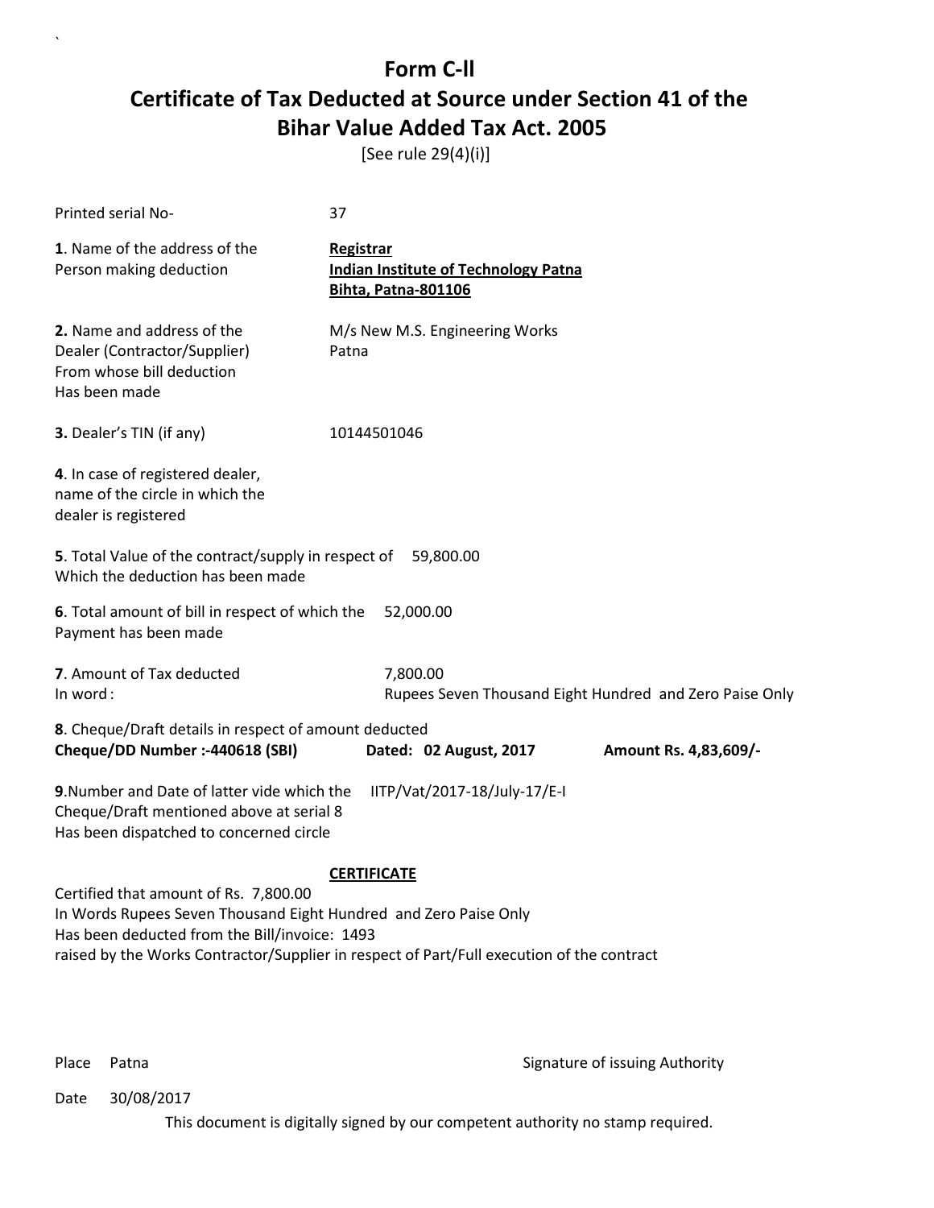# Form C-ll

# Certificate of Tax Deducted at Source under Section 41 of the Bihar Value Added Tax Act. 2005

[See rule 29(4)(i)]

Printed serial No- 37

**1**. Name of the address of the Person making deduction

**Registrar**
**Indian Institute of Technology Patna**
**Bihta, Patna-801106**

**2.** Name and address of the Dealer (Contractor/Supplier) From whose bill deduction Has been made

M/s New M.S. Engineering Works
Patna

**3.** Dealer's TIN (if any) 10144501046

**4**. In case of registered dealer, name of the circle in which the dealer is registered

**5**. Total Value of the contract/supply in respect of Which the deduction has been made 59,800.00

**6**. Total amount of bill in respect of which the Payment has been made 52,000.00

**7**. Amount of Tax deducted 7,800.00
In word : Rupees Seven Thousand Eight Hundred and Zero Paise Only

**8**. Cheque/Draft details in respect of amount deducted
**Cheque/DD Number :-440618 (SBI)** **Dated: 02 August, 2017** **Amount Rs. 4,83,609/-**

**9**.Number and Date of latter vide which the Cheque/Draft mentioned above at serial 8 Has been dispatched to concerned circle IITP/Vat/2017-18/July-17/E-I

**CERTIFICATE**

Certified that amount of Rs. 7,800.00
In Words Rupees Seven Thousand Eight Hundred and Zero Paise Only
Has been deducted from the Bill/invoice: 1493
raised by the Works Contractor/Supplier in respect of Part/Full execution of the contract

Place Patna

Signature of issuing Authority

Date 30/08/2017

This document is digitally signed by our competent authority no stamp required.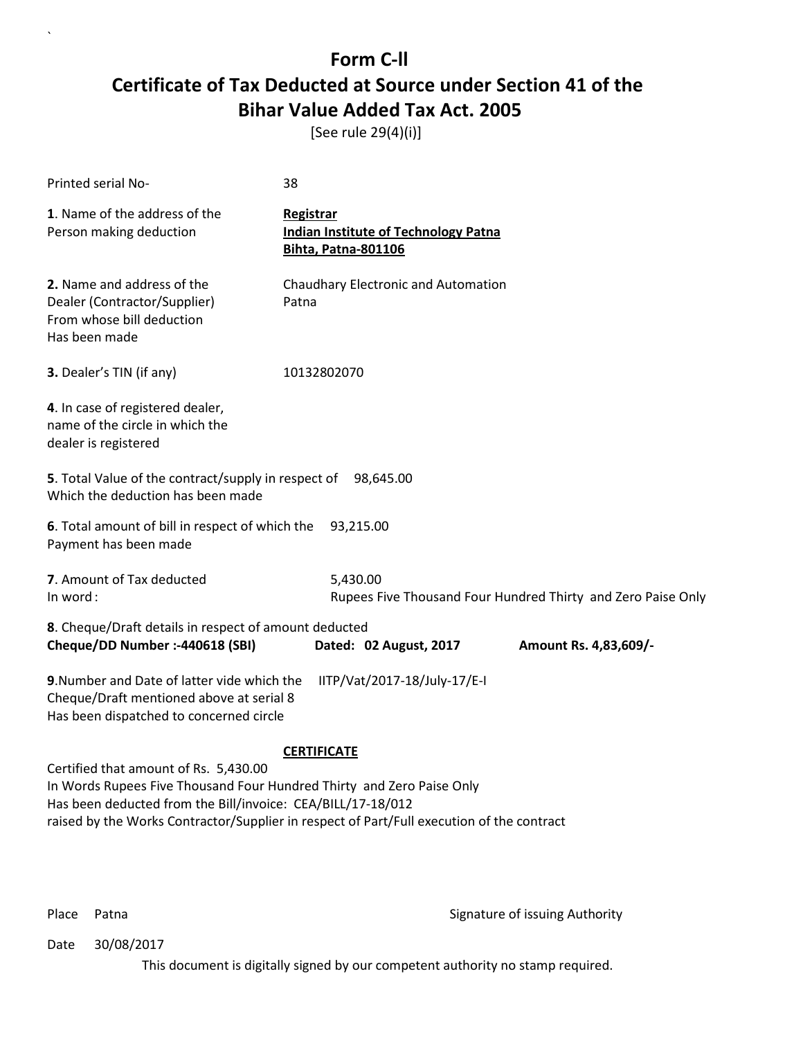# Form C-ll
# Certificate of Tax Deducted at Source under Section 41 of the Bihar Value Added Tax Act. 2005

[See rule 29(4)(i)]

Printed serial No- 38

**1**. Name of the address of the Person making deduction — **Registrar**
**Indian Institute of Technology Patna**
**Bihta, Patna-801106**

**2.** Name and address of the Dealer (Contractor/Supplier) From whose bill deduction Has been made — Chaudhary Electronic and Automation Patna

**3.** Dealer's TIN (if any) 10132802070

**4**. In case of registered dealer, name of the circle in which the dealer is registered

**5**. Total Value of the contract/supply in respect of Which the deduction has been made 98,645.00

**6**. Total amount of bill in respect of which the Payment has been made 93,215.00

**7**. Amount of Tax deducted 5,430.00
In word : Rupees Five Thousand Four Hundred Thirty and Zero Paise Only

**8**. Cheque/Draft details in respect of amount deducted
**Cheque/DD Number :-440618 (SBI)** **Dated: 02 August, 2017** **Amount Rs. 4,83,609/-**

**9**.Number and Date of latter vide which the Cheque/Draft mentioned above at serial 8 Has been dispatched to concerned circle — IITP/Vat/2017-18/July-17/E-I

**CERTIFICATE**

Certified that amount of Rs. 5,430.00
In Words Rupees Five Thousand Four Hundred Thirty and Zero Paise Only
Has been deducted from the Bill/invoice: CEA/BILL/17-18/012
raised by the Works Contractor/Supplier in respect of Part/Full execution of the contract

Place Patna

Signature of issuing Authority

Date 30/08/2017

This document is digitally signed by our competent authority no stamp required.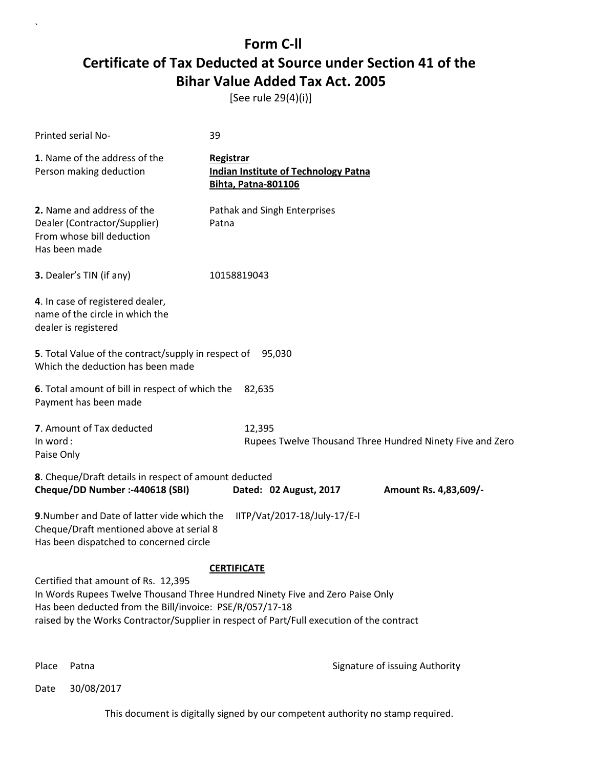# Form C-ll

## Certificate of Tax Deducted at Source under Section 41 of the Bihar Value Added Tax Act. 2005

[See rule 29(4)(i)]

Printed serial No- 39

**1**. Name of the address of the Person making deduction

**Registrar**
**Indian Institute of Technology Patna**
**Bihta, Patna-801106**

**2.** Name and address of the Dealer (Contractor/Supplier) From whose bill deduction Has been made

Pathak and Singh Enterprises
Patna

**3.** Dealer's TIN (if any) 10158819043

**4**. In case of registered dealer, name of the circle in which the dealer is registered

**5**. Total Value of the contract/supply in respect of Which the deduction has been made 95,030

**6**. Total amount of bill in respect of which the Payment has been made 82,635

**7**. Amount of Tax deducted 12,395
In word : Rupees Twelve Thousand Three Hundred Ninety Five and Zero Paise Only

**8**. Cheque/Draft details in respect of amount deducted
**Cheque/DD Number :-440618 (SBI)** **Dated: 02 August, 2017** **Amount Rs. 4,83,609/-**

**9**.Number and Date of latter vide which the Cheque/Draft mentioned above at serial 8 Has been dispatched to concerned circle IITP/Vat/2017-18/July-17/E-I

**CERTIFICATE**

Certified that amount of Rs. 12,395
In Words Rupees Twelve Thousand Three Hundred Ninety Five and Zero Paise Only
Has been deducted from the Bill/invoice: PSE/R/057/17-18
raised by the Works Contractor/Supplier in respect of Part/Full execution of the contract

Place Patna

Signature of issuing Authority

Date 30/08/2017

This document is digitally signed by our competent authority no stamp required.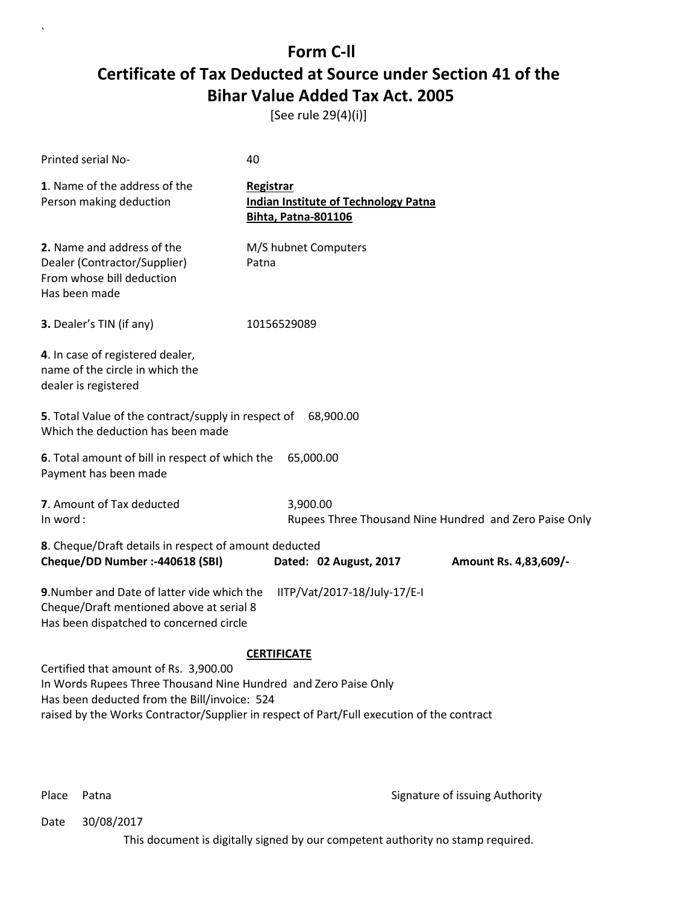# Form C-ll
# Certificate of Tax Deducted at Source under Section 41 of the Bihar Value Added Tax Act. 2005

[See rule 29(4)(i)]

Printed serial No- 40

**1**. Name of the address of the Person making deduction

**Registrar**
**Indian Institute of Technology Patna**
**Bihta, Patna-801106**

**2.** Name and address of the Dealer (Contractor/Supplier) From whose bill deduction Has been made

M/S hubnet Computers
Patna

**3.** Dealer's TIN (if any) 10156529089

**4**. In case of registered dealer, name of the circle in which the dealer is registered

**5**. Total Value of the contract/supply in respect of Which the deduction has been made 68,900.00

**6**. Total amount of bill in respect of which the Payment has been made 65,000.00

**7**. Amount of Tax deducted 3,900.00
In word : Rupees Three Thousand Nine Hundred and Zero Paise Only

**8**. Cheque/Draft details in respect of amount deducted
**Cheque/DD Number :-440618 (SBI)** **Dated: 02 August, 2017** **Amount Rs. 4,83,609/-**

**9**.Number and Date of latter vide which the Cheque/Draft mentioned above at serial 8 Has been dispatched to concerned circle IITP/Vat/2017-18/July-17/E-I

**CERTIFICATE**

Certified that amount of Rs. 3,900.00
In Words Rupees Three Thousand Nine Hundred and Zero Paise Only
Has been deducted from the Bill/invoice: 524
raised by the Works Contractor/Supplier in respect of Part/Full execution of the contract

Place Patna

Signature of issuing Authority

Date 30/08/2017

This document is digitally signed by our competent authority no stamp required.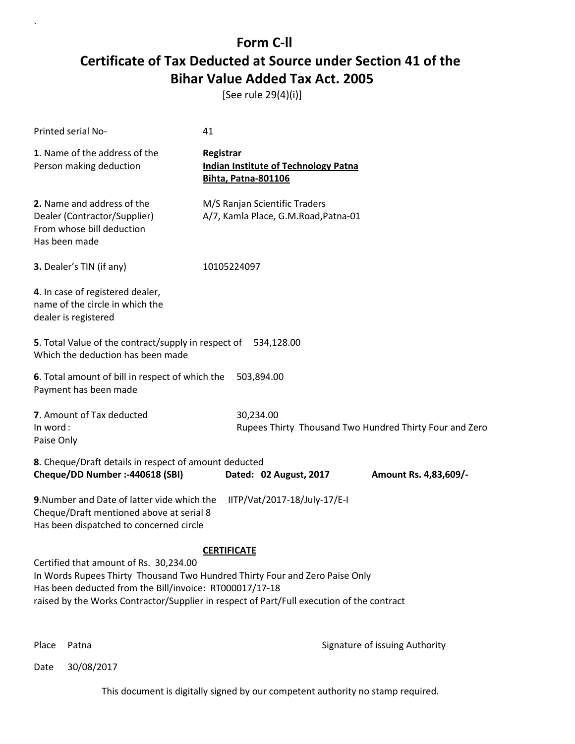# Form C-ll

## Certificate of Tax Deducted at Source under Section 41 of the Bihar Value Added Tax Act. 2005

[See rule 29(4)(i)]

Printed serial No- 41

**1**. Name of the address of the Person making deduction

**Registrar**
**Indian Institute of Technology Patna**
**Bihta, Patna-801106**

**2.** Name and address of the Dealer (Contractor/Supplier) From whose bill deduction Has been made

M/S Ranjan Scientific Traders
A/7, Kamla Place, G.M.Road,Patna-01

**3.** Dealer's TIN (if any) 10105224097

**4**. In case of registered dealer, name of the circle in which the dealer is registered

**5**. Total Value of the contract/supply in respect of Which the deduction has been made 534,128.00

**6**. Total amount of bill in respect of which the Payment has been made 503,894.00

**7**. Amount of Tax deducted 30,234.00
In word : Rupees Thirty Thousand Two Hundred Thirty Four and Zero Paise Only

**8**. Cheque/Draft details in respect of amount deducted
**Cheque/DD Number :-440618 (SBI)** **Dated: 02 August, 2017** **Amount Rs. 4,83,609/-**

**9**.Number and Date of latter vide which the Cheque/Draft mentioned above at serial 8 Has been dispatched to concerned circle IITP/Vat/2017-18/July-17/E-I

**CERTIFICATE**

Certified that amount of Rs. 30,234.00
In Words Rupees Thirty Thousand Two Hundred Thirty Four and Zero Paise Only
Has been deducted from the Bill/invoice: RT000017/17-18
raised by the Works Contractor/Supplier in respect of Part/Full execution of the contract

Place Patna

Signature of issuing Authority

Date 30/08/2017

This document is digitally signed by our competent authority no stamp required.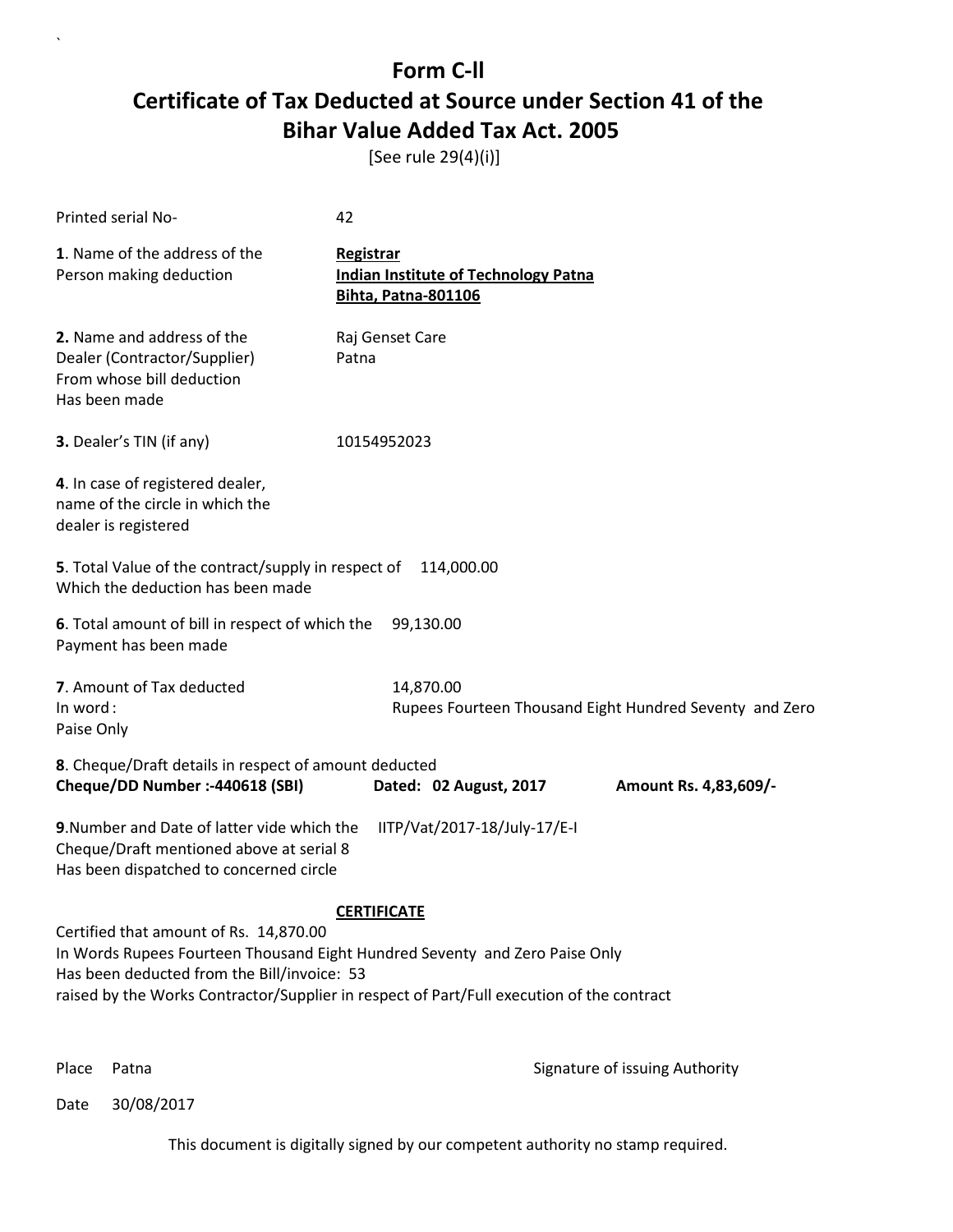# Form C-ll

# Certificate of Tax Deducted at Source under Section 41 of the Bihar Value Added Tax Act. 2005

[See rule 29(4)(i)]

Printed serial No- 42

**1**. Name of the address of the Person making deduction

**Registrar**
**Indian Institute of Technology Patna**
**Bihta, Patna-801106**

**2.** Name and address of the Dealer (Contractor/Supplier) From whose bill deduction Has been made

Raj Genset Care
Patna

**3.** Dealer's TIN (if any) 10154952023

**4**. In case of registered dealer, name of the circle in which the dealer is registered

**5**. Total Value of the contract/supply in respect of Which the deduction has been made 114,000.00

**6**. Total amount of bill in respect of which the Payment has been made 99,130.00

**7**. Amount of Tax deducted 14,870.00
In word : Rupees Fourteen Thousand Eight Hundred Seventy and Zero Paise Only

**8**. Cheque/Draft details in respect of amount deducted
**Cheque/DD Number :-440618 (SBI)** **Dated: 02 August, 2017** **Amount Rs. 4,83,609/-**

**9**.Number and Date of latter vide which the Cheque/Draft mentioned above at serial 8 Has been dispatched to concerned circle IITP/Vat/2017-18/July-17/E-I

**CERTIFICATE**

Certified that amount of Rs. 14,870.00
In Words Rupees Fourteen Thousand Eight Hundred Seventy and Zero Paise Only
Has been deducted from the Bill/invoice: 53
raised by the Works Contractor/Supplier in respect of Part/Full execution of the contract

Place Patna

Signature of issuing Authority

Date 30/08/2017

This document is digitally signed by our competent authority no stamp required.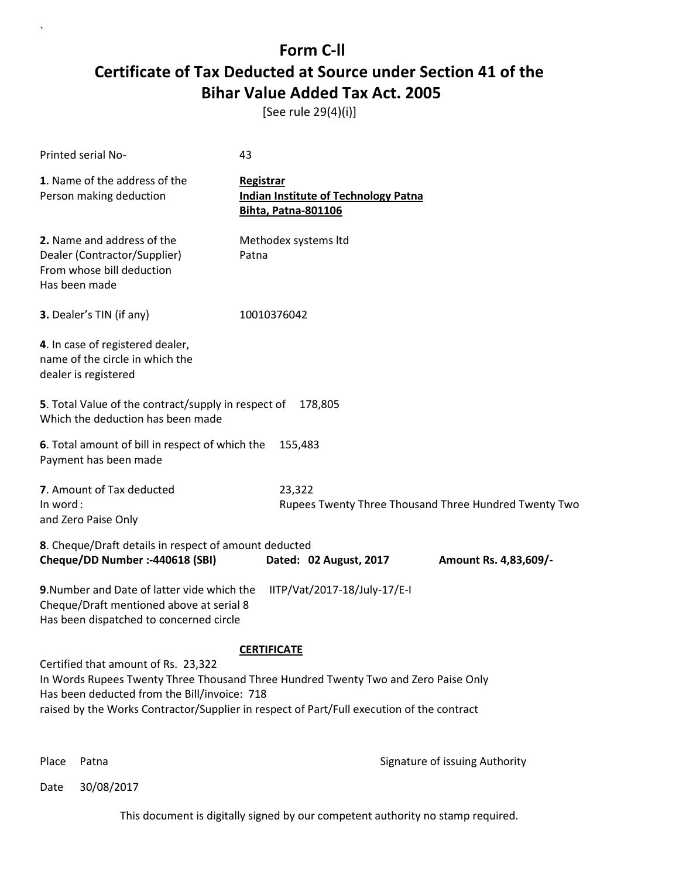# Form C-ll

# Certificate of Tax Deducted at Source under Section 41 of the Bihar Value Added Tax Act. 2005

[See rule 29(4)(i)]

Printed serial No- 43

**1**. Name of the address of the Person making deduction

**Registrar**
**Indian Institute of Technology Patna**
**Bihta, Patna-801106**

**2.** Name and address of the Dealer (Contractor/Supplier) From whose bill deduction Has been made

Methodex systems ltd
Patna

**3.** Dealer's TIN (if any) 10010376042

**4**. In case of registered dealer, name of the circle in which the dealer is registered

**5**. Total Value of the contract/supply in respect of Which the deduction has been made 178,805

**6**. Total amount of bill in respect of which the Payment has been made 155,483

**7**. Amount of Tax deducted 23,322
In word : Rupees Twenty Three Thousand Three Hundred Twenty Two and Zero Paise Only

**8**. Cheque/Draft details in respect of amount deducted
**Cheque/DD Number :-440618 (SBI)** **Dated: 02 August, 2017** **Amount Rs. 4,83,609/-**

**9**.Number and Date of latter vide which the Cheque/Draft mentioned above at serial 8 Has been dispatched to concerned circle IITP/Vat/2017-18/July-17/E-I

**CERTIFICATE**

Certified that amount of Rs. 23,322
In Words Rupees Twenty Three Thousand Three Hundred Twenty Two and Zero Paise Only
Has been deducted from the Bill/invoice: 718
raised by the Works Contractor/Supplier in respect of Part/Full execution of the contract

Place Patna

Signature of issuing Authority

Date 30/08/2017

This document is digitally signed by our competent authority no stamp required.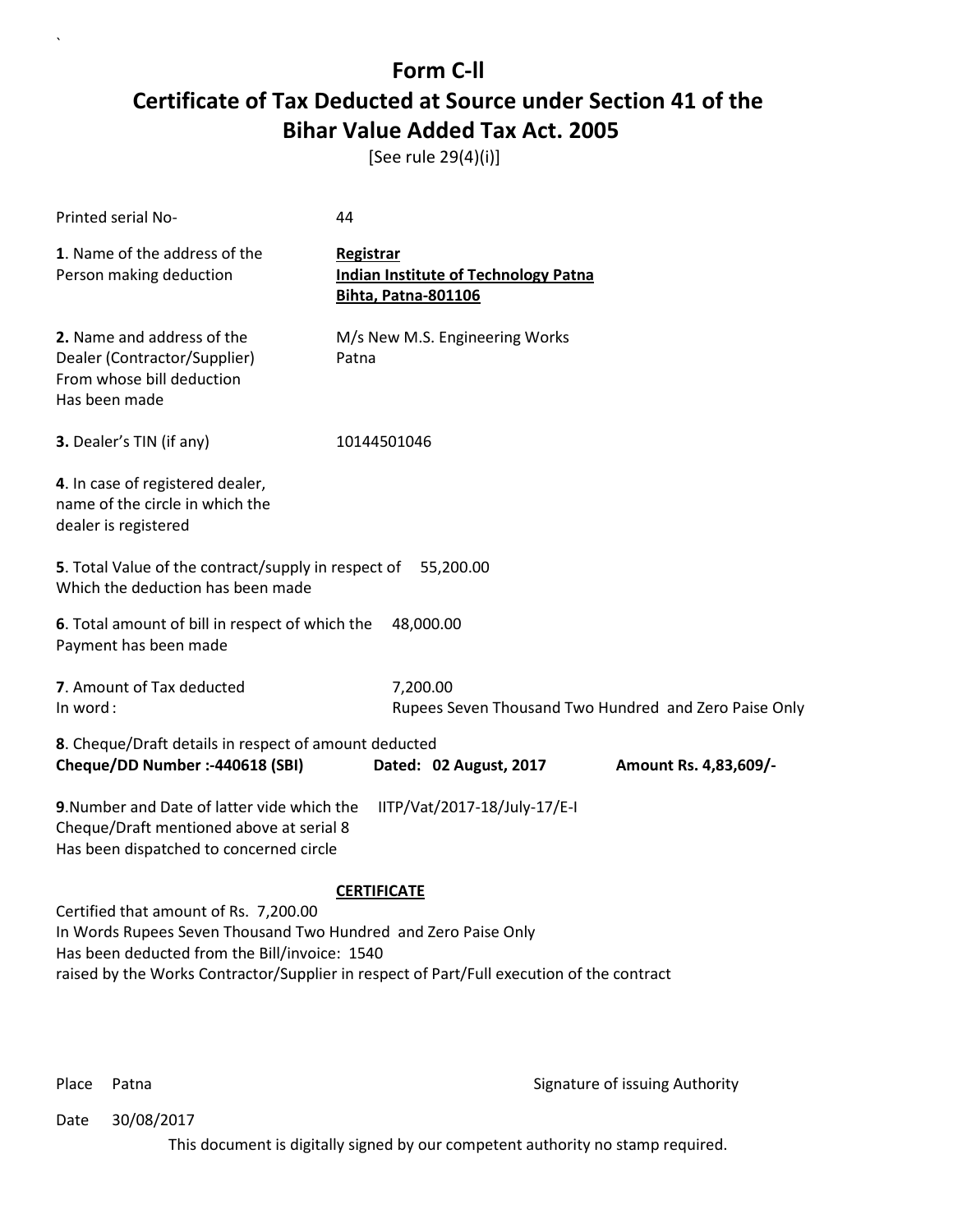# Form C-ll

# Certificate of Tax Deducted at Source under Section 41 of the Bihar Value Added Tax Act. 2005

[See rule 29(4)(i)]

Printed serial No- 44

**1**. Name of the address of the Person making deduction

**Registrar**
**Indian Institute of Technology Patna**
**Bihta, Patna-801106**

**2.** Name and address of the Dealer (Contractor/Supplier) From whose bill deduction Has been made

M/s New M.S. Engineering Works
Patna

**3.** Dealer's TIN (if any) 10144501046

**4**. In case of registered dealer, name of the circle in which the dealer is registered

**5**. Total Value of the contract/supply in respect of Which the deduction has been made 55,200.00

**6**. Total amount of bill in respect of which the Payment has been made 48,000.00

**7**. Amount of Tax deducted 7,200.00
In word : Rupees Seven Thousand Two Hundred and Zero Paise Only

**8**. Cheque/Draft details in respect of amount deducted
**Cheque/DD Number :-440618 (SBI)** **Dated: 02 August, 2017** **Amount Rs. 4,83,609/-**

**9**.Number and Date of latter vide which the Cheque/Draft mentioned above at serial 8 Has been dispatched to concerned circle IITP/Vat/2017-18/July-17/E-I

**CERTIFICATE**

Certified that amount of Rs. 7,200.00
In Words Rupees Seven Thousand Two Hundred and Zero Paise Only
Has been deducted from the Bill/invoice: 1540
raised by the Works Contractor/Supplier in respect of Part/Full execution of the contract

Place Patna

Signature of issuing Authority

Date 30/08/2017

This document is digitally signed by our competent authority no stamp required.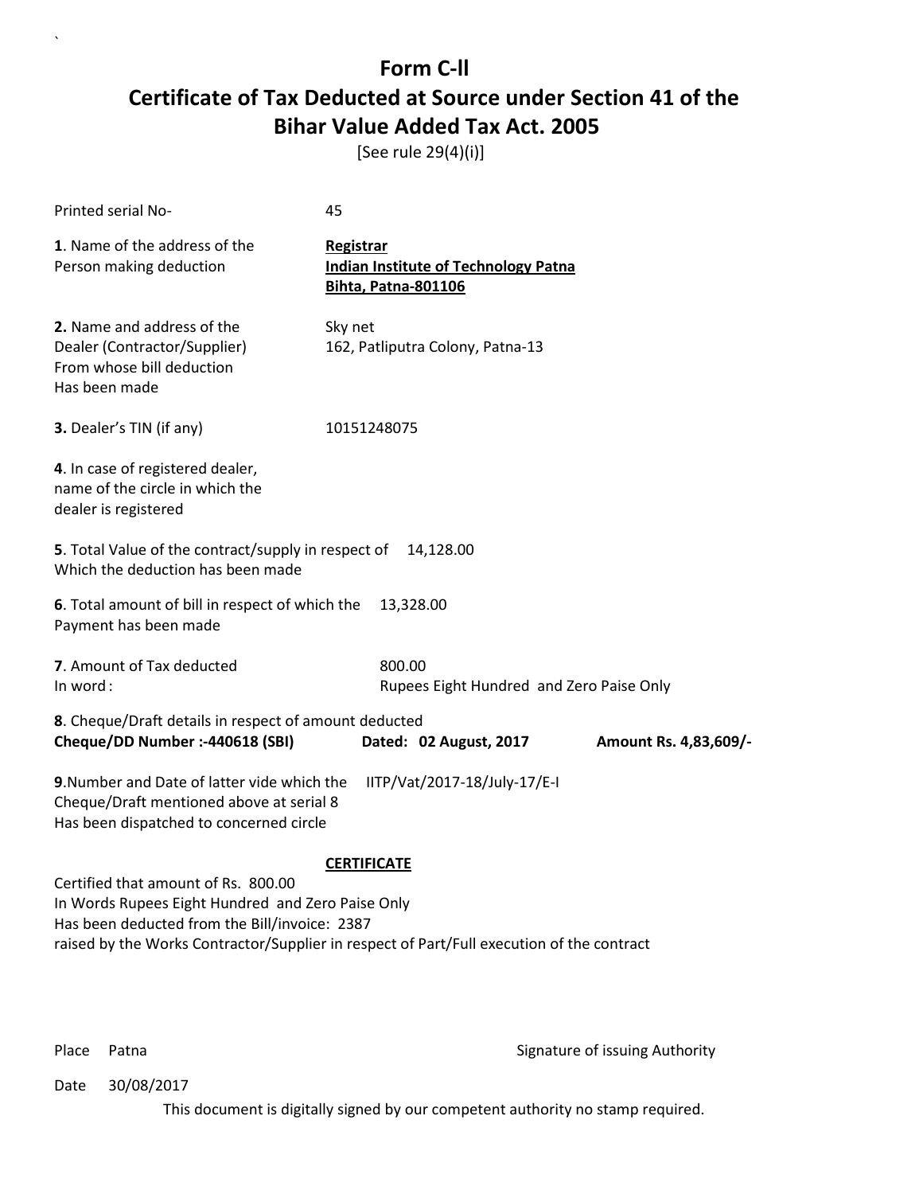# Form C-ll

# Certificate of Tax Deducted at Source under Section 41 of the Bihar Value Added Tax Act. 2005

[See rule 29(4)(i)]

Printed serial No- 45

**1**. Name of the address of the Person making deduction

**Registrar**
**Indian Institute of Technology Patna**
**Bihta, Patna-801106**

**2.** Name and address of the Dealer (Contractor/Supplier) From whose bill deduction Has been made

Sky net
162, Patliputra Colony, Patna-13

**3.** Dealer's TIN (if any) 10151248075

**4**. In case of registered dealer, name of the circle in which the dealer is registered

**5**. Total Value of the contract/supply in respect of Which the deduction has been made 14,128.00

**6**. Total amount of bill in respect of which the Payment has been made 13,328.00

**7**. Amount of Tax deducted 800.00
In word : Rupees Eight Hundred and Zero Paise Only

**8**. Cheque/Draft details in respect of amount deducted
**Cheque/DD Number :-440618 (SBI)** **Dated: 02 August, 2017** **Amount Rs. 4,83,609/-**

**9**.Number and Date of latter vide which the Cheque/Draft mentioned above at serial 8 Has been dispatched to concerned circle IITP/Vat/2017-18/July-17/E-I

**CERTIFICATE**

Certified that amount of Rs. 800.00
In Words Rupees Eight Hundred and Zero Paise Only
Has been deducted from the Bill/invoice: 2387
raised by the Works Contractor/Supplier in respect of Part/Full execution of the contract

Place Patna

Signature of issuing Authority

Date 30/08/2017

This document is digitally signed by our competent authority no stamp required.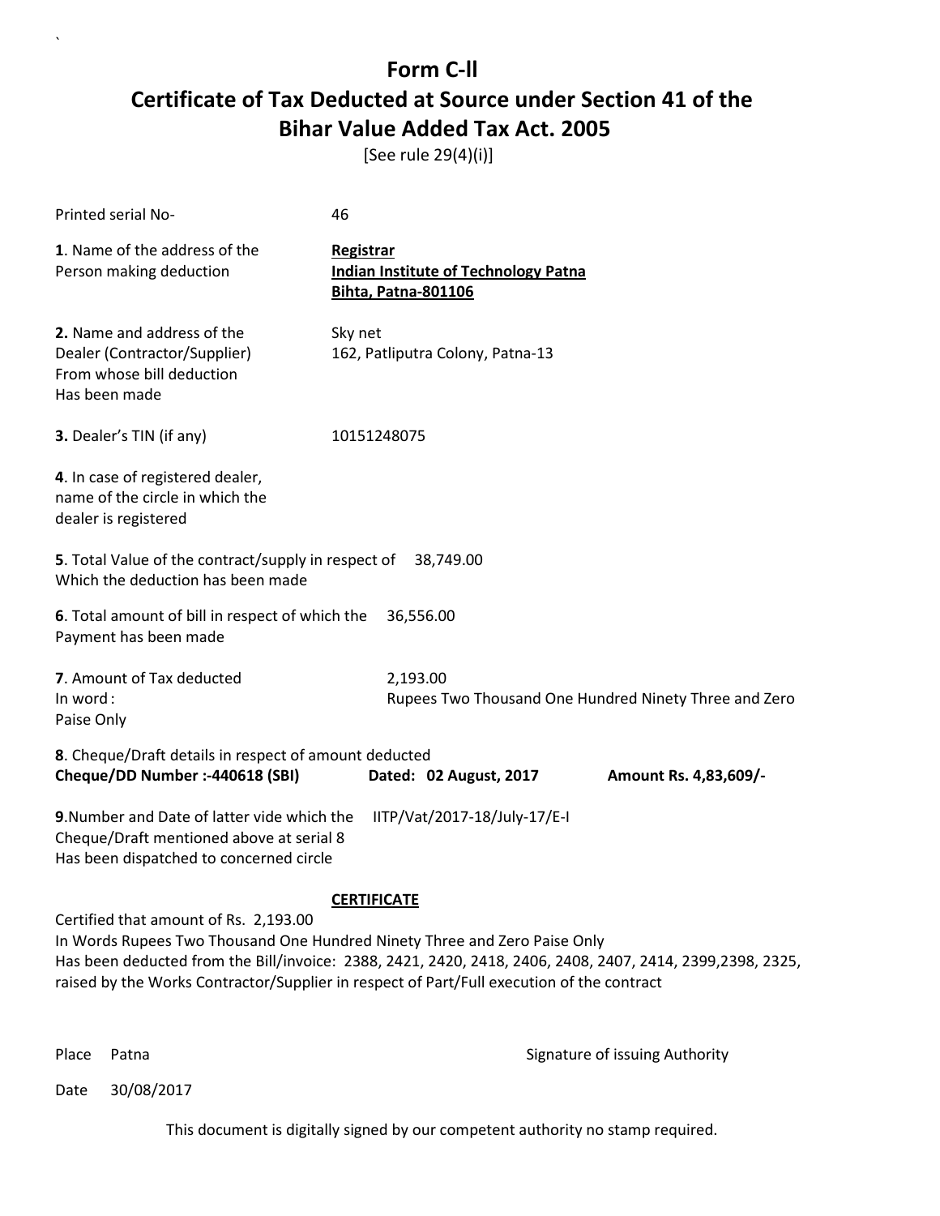# Form C-ll

# Certificate of Tax Deducted at Source under Section 41 of the Bihar Value Added Tax Act. 2005

[See rule 29(4)(i)]

Printed serial No- 46

**1**. Name of the address of the Person making deduction

**Registrar**
**Indian Institute of Technology Patna**
**Bihta, Patna-801106**

**2.** Name and address of the Dealer (Contractor/Supplier) From whose bill deduction Has been made

Sky net
162, Patliputra Colony, Patna-13

**3.** Dealer's TIN (if any) 10151248075

**4**. In case of registered dealer, name of the circle in which the dealer is registered

**5**. Total Value of the contract/supply in respect of Which the deduction has been made 38,749.00

**6**. Total amount of bill in respect of which the Payment has been made 36,556.00

**7**. Amount of Tax deducted 2,193.00
In word : Rupees Two Thousand One Hundred Ninety Three and Zero Paise Only

**8**. Cheque/Draft details in respect of amount deducted
**Cheque/DD Number :-440618 (SBI)** **Dated: 02 August, 2017** **Amount Rs. 4,83,609/-**

**9**.Number and Date of latter vide which the Cheque/Draft mentioned above at serial 8 Has been dispatched to concerned circle IITP/Vat/2017-18/July-17/E-I

**CERTIFICATE**

Certified that amount of Rs. 2,193.00
In Words Rupees Two Thousand One Hundred Ninety Three and Zero Paise Only
Has been deducted from the Bill/invoice: 2388, 2421, 2420, 2418, 2406, 2408, 2407, 2414, 2399,2398, 2325, raised by the Works Contractor/Supplier in respect of Part/Full execution of the contract

Place Patna

Signature of issuing Authority

Date 30/08/2017

This document is digitally signed by our competent authority no stamp required.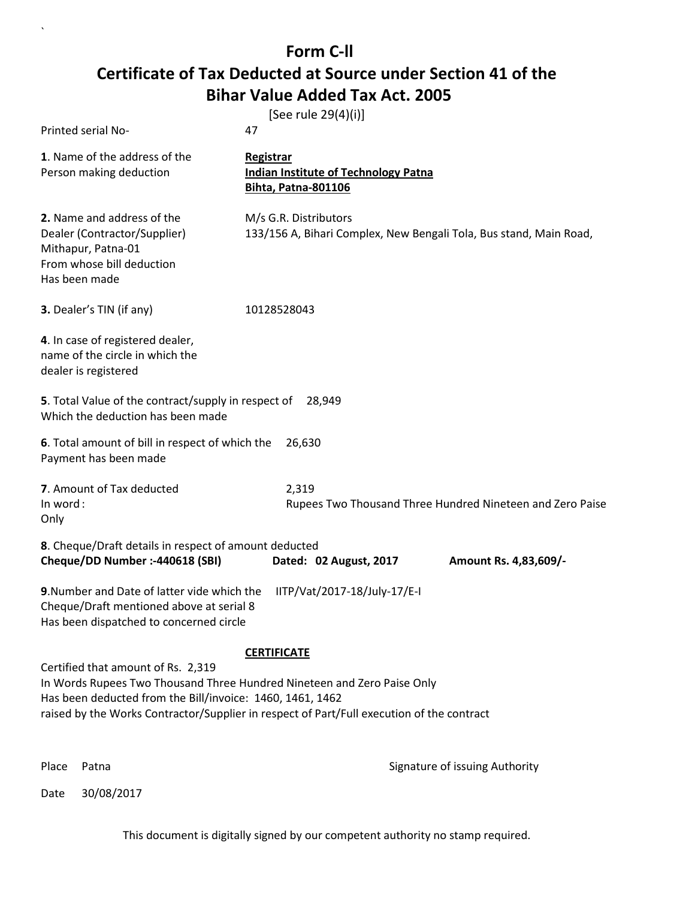# Form C-ll

# Certificate of Tax Deducted at Source under Section 41 of the Bihar Value Added Tax Act. 2005

[See rule 29(4)(i)]

Printed serial No- 47

**1**. Name of the address of the Person making deduction

**Registrar**
**Indian Institute of Technology Patna**
**Bihta, Patna-801106**

**2.** Name and address of the Dealer (Contractor/Supplier) From whose bill deduction Has been made

M/s G.R. Distributors
133/156 A, Bihari Complex, New Bengali Tola, Bus stand, Main Road, Mithapur, Patna-01

**3.** Dealer's TIN (if any) 10128528043

**4**. In case of registered dealer, name of the circle in which the dealer is registered

**5**. Total Value of the contract/supply in respect of Which the deduction has been made 28,949

**6**. Total amount of bill in respect of which the Payment has been made 26,630

**7**. Amount of Tax deducted 2,319
In word : Rupees Two Thousand Three Hundred Nineteen and Zero Paise Only

**8**. Cheque/Draft details in respect of amount deducted
**Cheque/DD Number :-440618 (SBI)** **Dated: 02 August, 2017** **Amount Rs. 4,83,609/-**

**9**.Number and Date of latter vide which the Cheque/Draft mentioned above at serial 8 Has been dispatched to concerned circle IITP/Vat/2017-18/July-17/E-I

**CERTIFICATE**

Certified that amount of Rs. 2,319
In Words Rupees Two Thousand Three Hundred Nineteen and Zero Paise Only
Has been deducted from the Bill/invoice: 1460, 1461, 1462
raised by the Works Contractor/Supplier in respect of Part/Full execution of the contract

Place Patna

Signature of issuing Authority

Date 30/08/2017

This document is digitally signed by our competent authority no stamp required.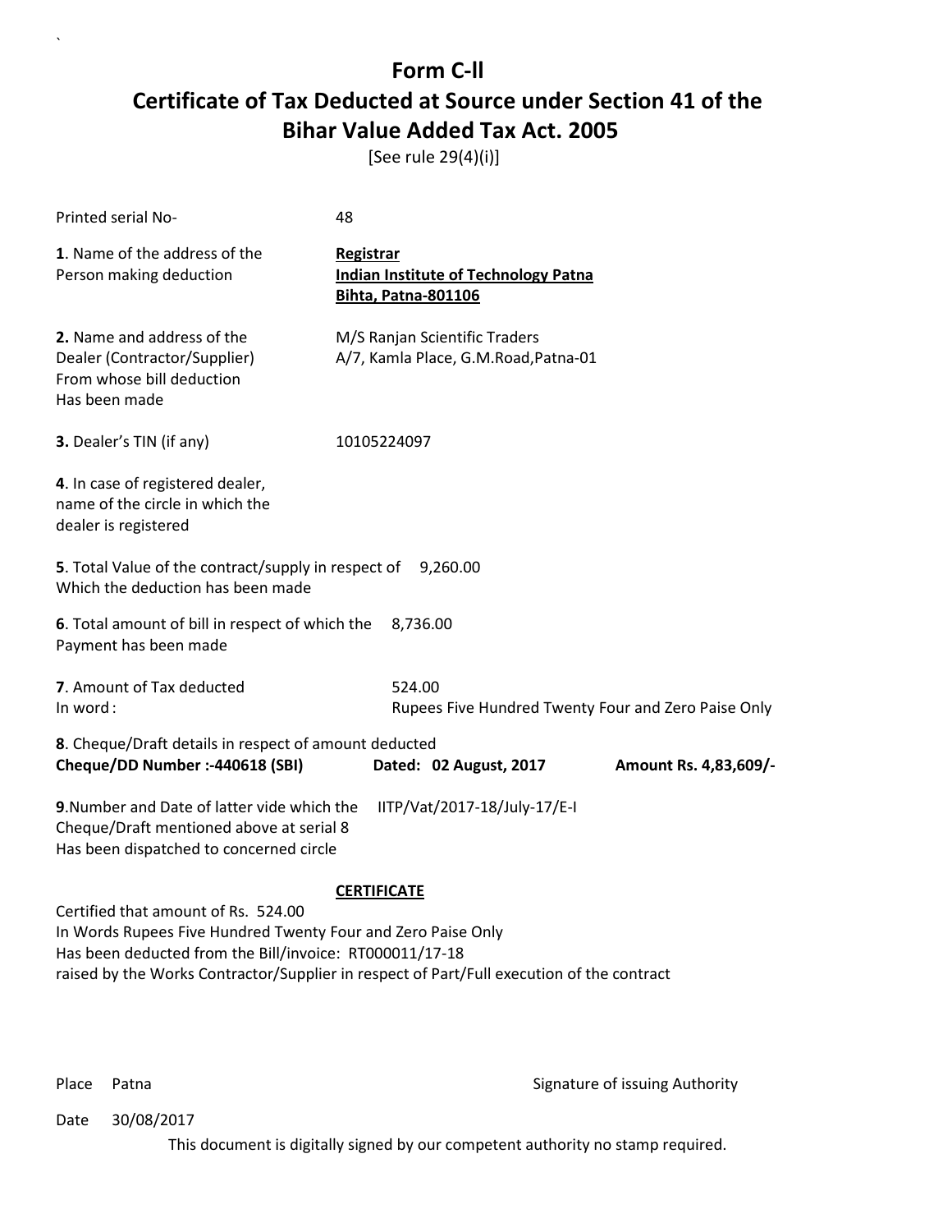# Form C-ll

# Certificate of Tax Deducted at Source under Section 41 of the Bihar Value Added Tax Act. 2005

[See rule 29(4)(i)]

Printed serial No- 48

**1**. Name of the address of the Person making deduction

**Registrar**
**Indian Institute of Technology Patna**
**Bihta, Patna-801106**

**2.** Name and address of the Dealer (Contractor/Supplier) From whose bill deduction Has been made

M/S Ranjan Scientific Traders
A/7, Kamla Place, G.M.Road,Patna-01

**3.** Dealer's TIN (if any) 10105224097

**4**. In case of registered dealer, name of the circle in which the dealer is registered

**5**. Total Value of the contract/supply in respect of Which the deduction has been made 9,260.00

**6**. Total amount of bill in respect of which the Payment has been made 8,736.00

**7**. Amount of Tax deducted 524.00
In word : Rupees Five Hundred Twenty Four and Zero Paise Only

**8**. Cheque/Draft details in respect of amount deducted
**Cheque/DD Number :-440618 (SBI)** **Dated: 02 August, 2017** **Amount Rs. 4,83,609/-**

**9**.Number and Date of latter vide which the Cheque/Draft mentioned above at serial 8 Has been dispatched to concerned circle IITP/Vat/2017-18/July-17/E-I

**CERTIFICATE**

Certified that amount of Rs. 524.00
In Words Rupees Five Hundred Twenty Four and Zero Paise Only
Has been deducted from the Bill/invoice: RT000011/17-18
raised by the Works Contractor/Supplier in respect of Part/Full execution of the contract

Place Patna

Signature of issuing Authority

Date 30/08/2017

This document is digitally signed by our competent authority no stamp required.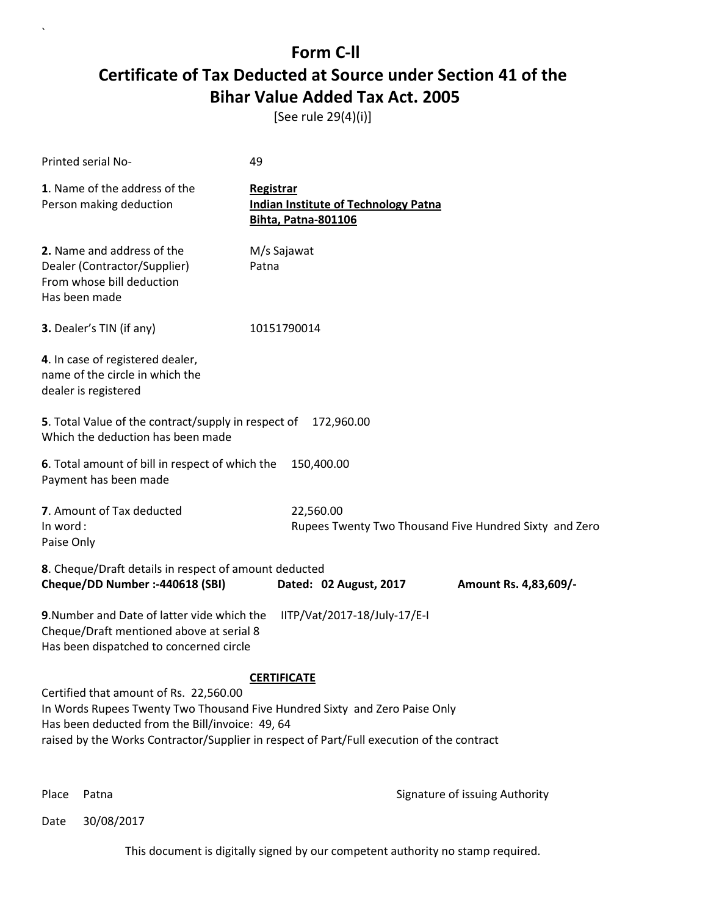# Form C-ll

# Certificate of Tax Deducted at Source under Section 41 of the Bihar Value Added Tax Act. 2005

[See rule 29(4)(i)]

Printed serial No- 49

**1**. Name of the address of the Person making deduction

**Registrar**
**Indian Institute of Technology Patna**
**Bihta, Patna-801106**

**2.** Name and address of the Dealer (Contractor/Supplier) From whose bill deduction Has been made

M/s Sajawat
Patna

**3.** Dealer's TIN (if any) 10151790014

**4**. In case of registered dealer, name of the circle in which the dealer is registered

**5**. Total Value of the contract/supply in respect of Which the deduction has been made 172,960.00

**6**. Total amount of bill in respect of which the Payment has been made 150,400.00

**7**. Amount of Tax deducted 22,560.00
In word : Rupees Twenty Two Thousand Five Hundred Sixty and Zero Paise Only

**8**. Cheque/Draft details in respect of amount deducted
**Cheque/DD Number :-440618 (SBI)** **Dated: 02 August, 2017** **Amount Rs. 4,83,609/-**

**9**.Number and Date of latter vide which the Cheque/Draft mentioned above at serial 8 Has been dispatched to concerned circle IITP/Vat/2017-18/July-17/E-I

**CERTIFICATE**

Certified that amount of Rs. 22,560.00
In Words Rupees Twenty Two Thousand Five Hundred Sixty and Zero Paise Only
Has been deducted from the Bill/invoice: 49, 64
raised by the Works Contractor/Supplier in respect of Part/Full execution of the contract

Place Patna

Signature of issuing Authority

Date 30/08/2017

This document is digitally signed by our competent authority no stamp required.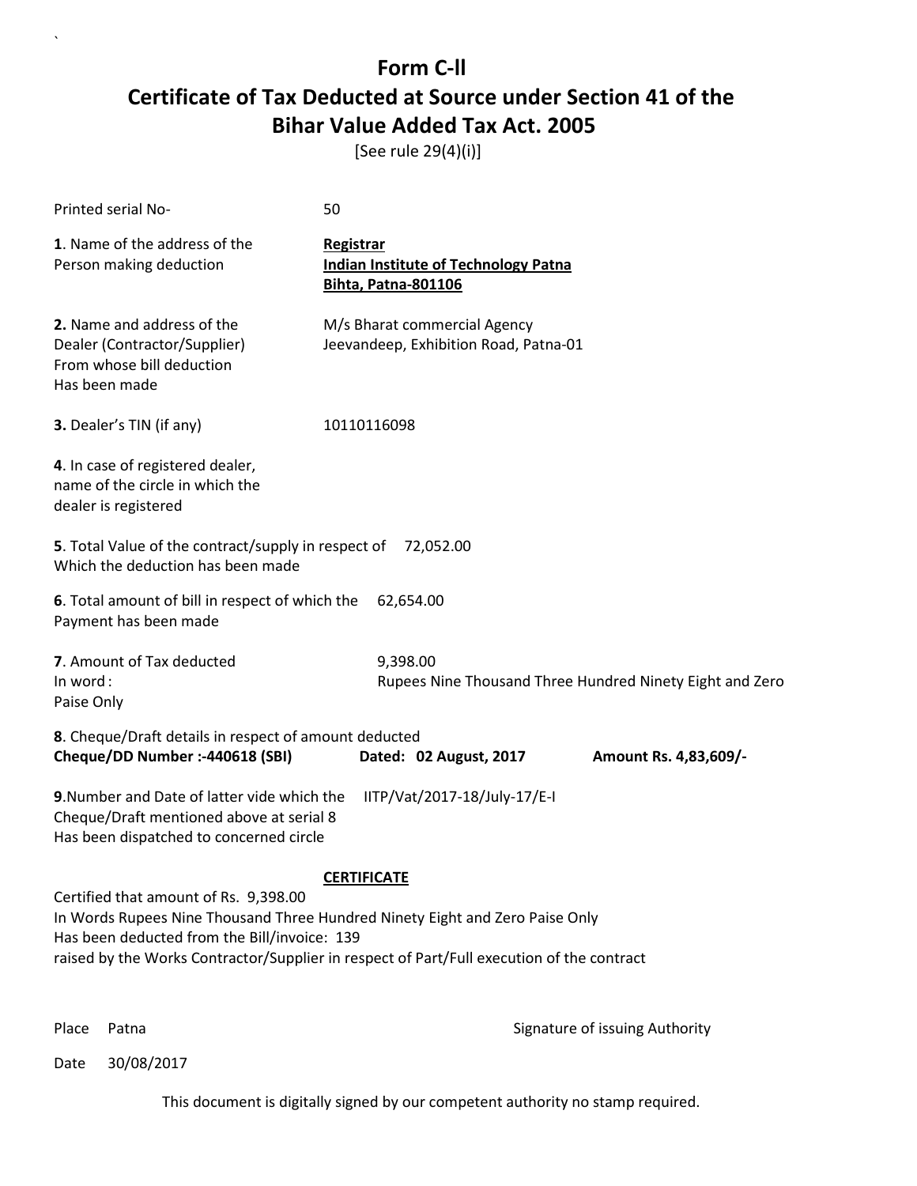# Form C-ll

## Certificate of Tax Deducted at Source under Section 41 of the Bihar Value Added Tax Act. 2005

[See rule 29(4)(i)]

Printed serial No- 50

**1**. Name of the address of the Person making deduction

**Registrar**
**Indian Institute of Technology Patna**
**Bihta, Patna-801106**

**2.** Name and address of the Dealer (Contractor/Supplier) From whose bill deduction Has been made

M/s Bharat commercial Agency
Jeevandeep, Exhibition Road, Patna-01

**3.** Dealer's TIN (if any) 10110116098

**4**. In case of registered dealer, name of the circle in which the dealer is registered

**5**. Total Value of the contract/supply in respect of Which the deduction has been made 72,052.00

**6**. Total amount of bill in respect of which the Payment has been made 62,654.00

**7**. Amount of Tax deducted 9,398.00
In word : Rupees Nine Thousand Three Hundred Ninety Eight and Zero Paise Only

**8**. Cheque/Draft details in respect of amount deducted
**Cheque/DD Number :-440618 (SBI)** **Dated: 02 August, 2017** **Amount Rs. 4,83,609/-**

**9**.Number and Date of latter vide which the Cheque/Draft mentioned above at serial 8 Has been dispatched to concerned circle IITP/Vat/2017-18/July-17/E-I

**CERTIFICATE**

Certified that amount of Rs. 9,398.00
In Words Rupees Nine Thousand Three Hundred Ninety Eight and Zero Paise Only
Has been deducted from the Bill/invoice: 139
raised by the Works Contractor/Supplier in respect of Part/Full execution of the contract

Place Patna

Signature of issuing Authority

Date 30/08/2017

This document is digitally signed by our competent authority no stamp required.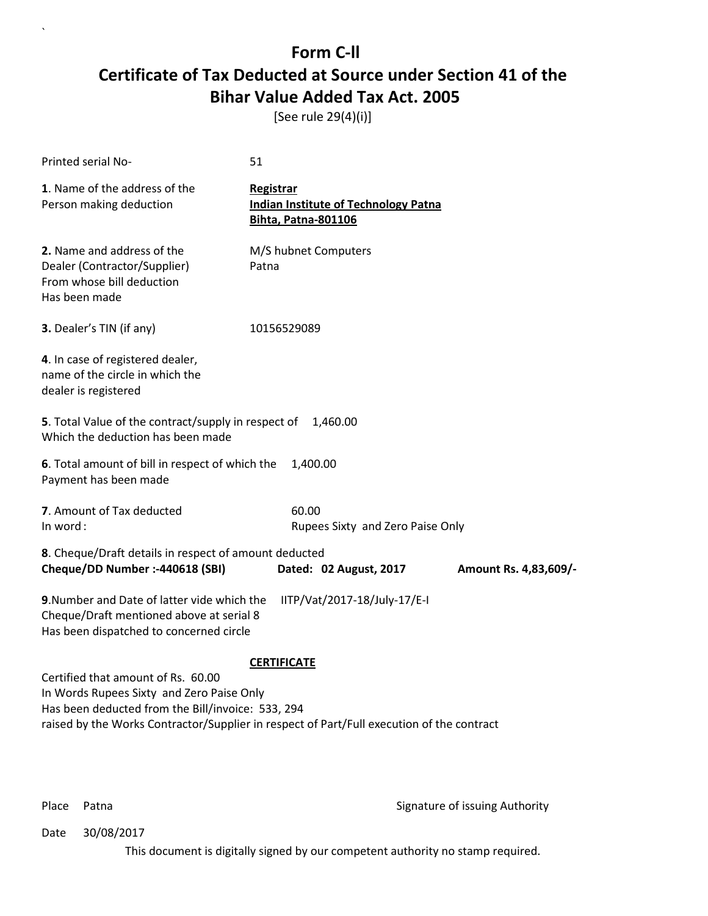# Form C-ll

## Certificate of Tax Deducted at Source under Section 41 of the Bihar Value Added Tax Act. 2005

[See rule 29(4)(i)]

Printed serial No- 51

**1**. Name of the address of the Person making deduction

**Registrar**
**Indian Institute of Technology Patna**
**Bihta, Patna-801106**

**2.** Name and address of the Dealer (Contractor/Supplier) From whose bill deduction Has been made

M/S hubnet Computers
Patna

**3.** Dealer's TIN (if any) 10156529089

**4**. In case of registered dealer, name of the circle in which the dealer is registered

**5**. Total Value of the contract/supply in respect of Which the deduction has been made 1,460.00

**6**. Total amount of bill in respect of which the Payment has been made 1,400.00

**7**. Amount of Tax deducted 60.00
In word : Rupees Sixty and Zero Paise Only

**8**. Cheque/Draft details in respect of amount deducted
**Cheque/DD Number :-440618 (SBI) Dated: 02 August, 2017 Amount Rs. 4,83,609/-**

**9**.Number and Date of latter vide which the Cheque/Draft mentioned above at serial 8 Has been dispatched to concerned circle IITP/Vat/2017-18/July-17/E-I

**CERTIFICATE**

Certified that amount of Rs. 60.00
In Words Rupees Sixty and Zero Paise Only
Has been deducted from the Bill/invoice: 533, 294
raised by the Works Contractor/Supplier in respect of Part/Full execution of the contract

Place Patna

Signature of issuing Authority

Date 30/08/2017

This document is digitally signed by our competent authority no stamp required.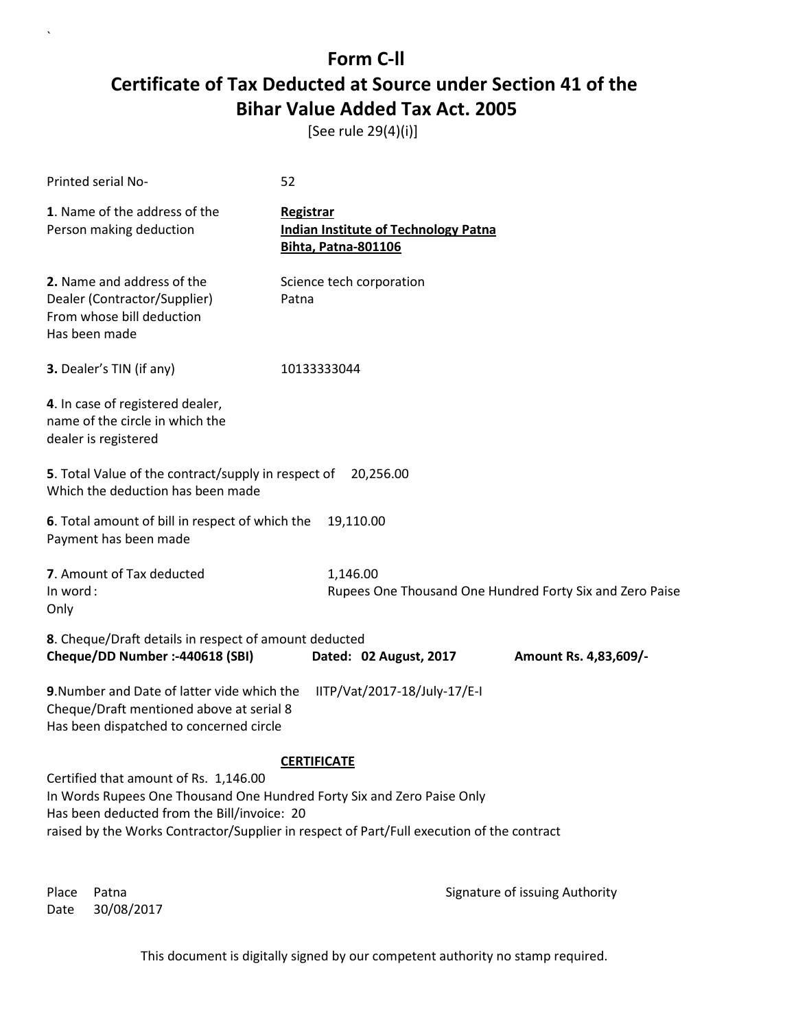# Form C-ll

# Certificate of Tax Deducted at Source under Section 41 of the Bihar Value Added Tax Act. 2005

[See rule 29(4)(i)]

| | |
|---|---|
| Printed serial No- | 52 |
| **1**. Name of the address of the Person making deduction | **Registrar**<br>**Indian Institute of Technology Patna**<br>**Bihta, Patna-801106** |
| **2.** Name and address of the Dealer (Contractor/Supplier) From whose bill deduction Has been made | Science tech corporation<br>Patna |
| **3.** Dealer's TIN (if any) | 10133333044 |
| **4**. In case of registered dealer, name of the circle in which the dealer is registered | |
| **5**. Total Value of the contract/supply in respect of Which the deduction has been made | 20,256.00 |
| **6**. Total amount of bill in respect of which the Payment has been made | 19,110.00 |
| **7**. Amount of Tax deducted<br>In word :<br>Only | 1,146.00<br>Rupees One Thousand One Hundred Forty Six and Zero Paise |

**8**. Cheque/Draft details in respect of amount deducted
**Cheque/DD Number :-440618 (SBI)** **Dated: 02 August, 2017** **Amount Rs. 4,83,609/-**

**9**.Number and Date of latter vide which the Cheque/Draft mentioned above at serial 8 Has been dispatched to concerned circle IITP/Vat/2017-18/July-17/E-I

## CERTIFICATE

Certified that amount of Rs. 1,146.00
In Words Rupees One Thousand One Hundred Forty Six and Zero Paise Only
Has been deducted from the Bill/invoice: 20
raised by the Works Contractor/Supplier in respect of Part/Full execution of the contract

Place Patna
Date 30/08/2017

Signature of issuing Authority

This document is digitally signed by our competent authority no stamp required.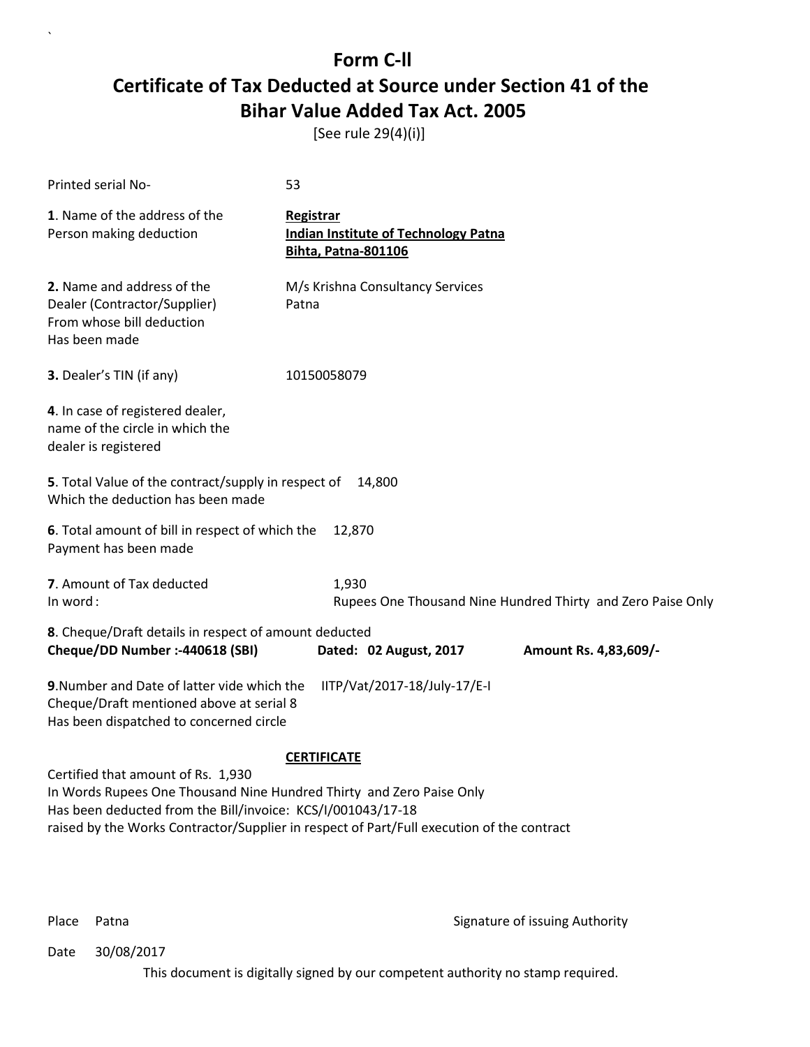# Form C-ll

# Certificate of Tax Deducted at Source under Section 41 of the Bihar Value Added Tax Act. 2005

[See rule 29(4)(i)]

Printed serial No- 53

**1**. Name of the address of the Person making deduction

**Registrar**
**Indian Institute of Technology Patna**
**Bihta, Patna-801106**

**2.** Name and address of the Dealer (Contractor/Supplier) From whose bill deduction Has been made

M/s Krishna Consultancy Services
Patna

**3.** Dealer's TIN (if any) 10150058079

**4**. In case of registered dealer, name of the circle in which the dealer is registered

**5**. Total Value of the contract/supply in respect of Which the deduction has been made 14,800

**6**. Total amount of bill in respect of which the Payment has been made 12,870

**7**. Amount of Tax deducted 1,930
In word : Rupees One Thousand Nine Hundred Thirty and Zero Paise Only

**8**. Cheque/Draft details in respect of amount deducted
**Cheque/DD Number :-440618 (SBI)** **Dated: 02 August, 2017** **Amount Rs. 4,83,609/-**

**9**.Number and Date of latter vide which the Cheque/Draft mentioned above at serial 8 Has been dispatched to concerned circle IITP/Vat/2017-18/July-17/E-I

**CERTIFICATE**

Certified that amount of Rs. 1,930
In Words Rupees One Thousand Nine Hundred Thirty and Zero Paise Only
Has been deducted from the Bill/invoice: KCS/I/001043/17-18
raised by the Works Contractor/Supplier in respect of Part/Full execution of the contract

Place Patna

Signature of issuing Authority

Date 30/08/2017

This document is digitally signed by our competent authority no stamp required.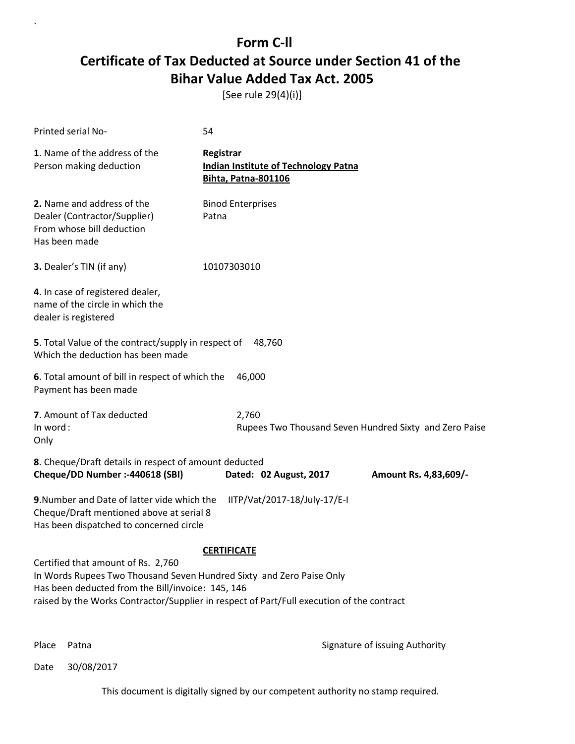# Form C-ll

# Certificate of Tax Deducted at Source under Section 41 of the Bihar Value Added Tax Act. 2005

[See rule 29(4)(i)]

Printed serial No- 54

**1**. Name of the address of the Person making deduction

**Registrar**
**Indian Institute of Technology Patna**
**Bihta, Patna-801106**

**2.** Name and address of the Dealer (Contractor/Supplier) From whose bill deduction Has been made

Binod Enterprises
Patna

**3.** Dealer's TIN (if any) 10107303010

**4**. In case of registered dealer, name of the circle in which the dealer is registered

**5**. Total Value of the contract/supply in respect of Which the deduction has been made 48,760

**6**. Total amount of bill in respect of which the Payment has been made 46,000

**7**. Amount of Tax deducted 2,760
In word : Rupees Two Thousand Seven Hundred Sixty and Zero Paise Only

**8**. Cheque/Draft details in respect of amount deducted
**Cheque/DD Number :-440618 (SBI)** **Dated: 02 August, 2017** **Amount Rs. 4,83,609/-**

**9**.Number and Date of latter vide which the Cheque/Draft mentioned above at serial 8 Has been dispatched to concerned circle IITP/Vat/2017-18/July-17/E-I

**CERTIFICATE**

Certified that amount of Rs. 2,760
In Words Rupees Two Thousand Seven Hundred Sixty and Zero Paise Only
Has been deducted from the Bill/invoice: 145, 146
raised by the Works Contractor/Supplier in respect of Part/Full execution of the contract

Place Patna

Signature of issuing Authority

Date 30/08/2017

This document is digitally signed by our competent authority no stamp required.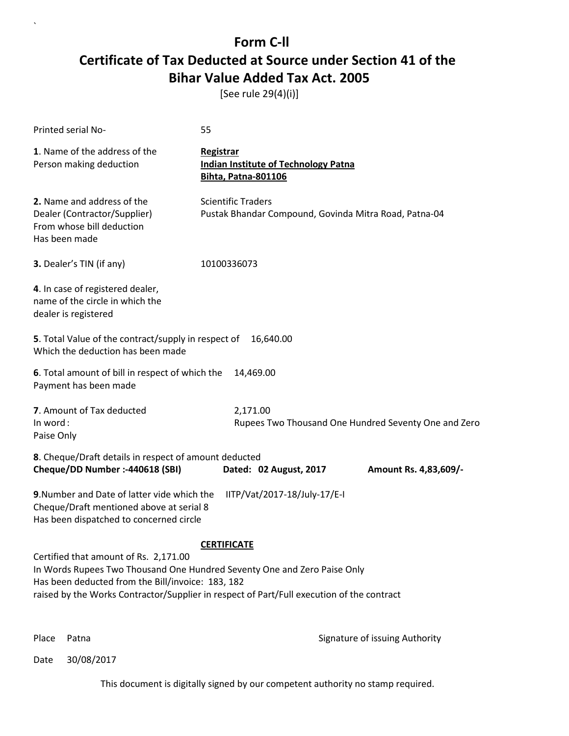# Form C-ll

# Certificate of Tax Deducted at Source under Section 41 of the Bihar Value Added Tax Act. 2005

[See rule 29(4)(i)]

Printed serial No- 55

**1**. Name of the address of the Person making deduction

**Registrar**
**Indian Institute of Technology Patna**
**Bihta, Patna-801106**

**2.** Name and address of the Dealer (Contractor/Supplier) From whose bill deduction Has been made

Scientific Traders
Pustak Bhandar Compound, Govinda Mitra Road, Patna-04

**3.** Dealer's TIN (if any) 10100336073

**4**. In case of registered dealer, name of the circle in which the dealer is registered

**5**. Total Value of the contract/supply in respect of Which the deduction has been made 16,640.00

**6**. Total amount of bill in respect of which the Payment has been made 14,469.00

**7**. Amount of Tax deducted 2,171.00
In word : Rupees Two Thousand One Hundred Seventy One and Zero Paise Only

**8**. Cheque/Draft details in respect of amount deducted
**Cheque/DD Number :-440618 (SBI)** **Dated: 02 August, 2017** **Amount Rs. 4,83,609/-**

**9**.Number and Date of latter vide which the Cheque/Draft mentioned above at serial 8 Has been dispatched to concerned circle IITP/Vat/2017-18/July-17/E-I

**CERTIFICATE**

Certified that amount of Rs. 2,171.00
In Words Rupees Two Thousand One Hundred Seventy One and Zero Paise Only
Has been deducted from the Bill/invoice: 183, 182
raised by the Works Contractor/Supplier in respect of Part/Full execution of the contract

Place Patna

Signature of issuing Authority

Date 30/08/2017

This document is digitally signed by our competent authority no stamp required.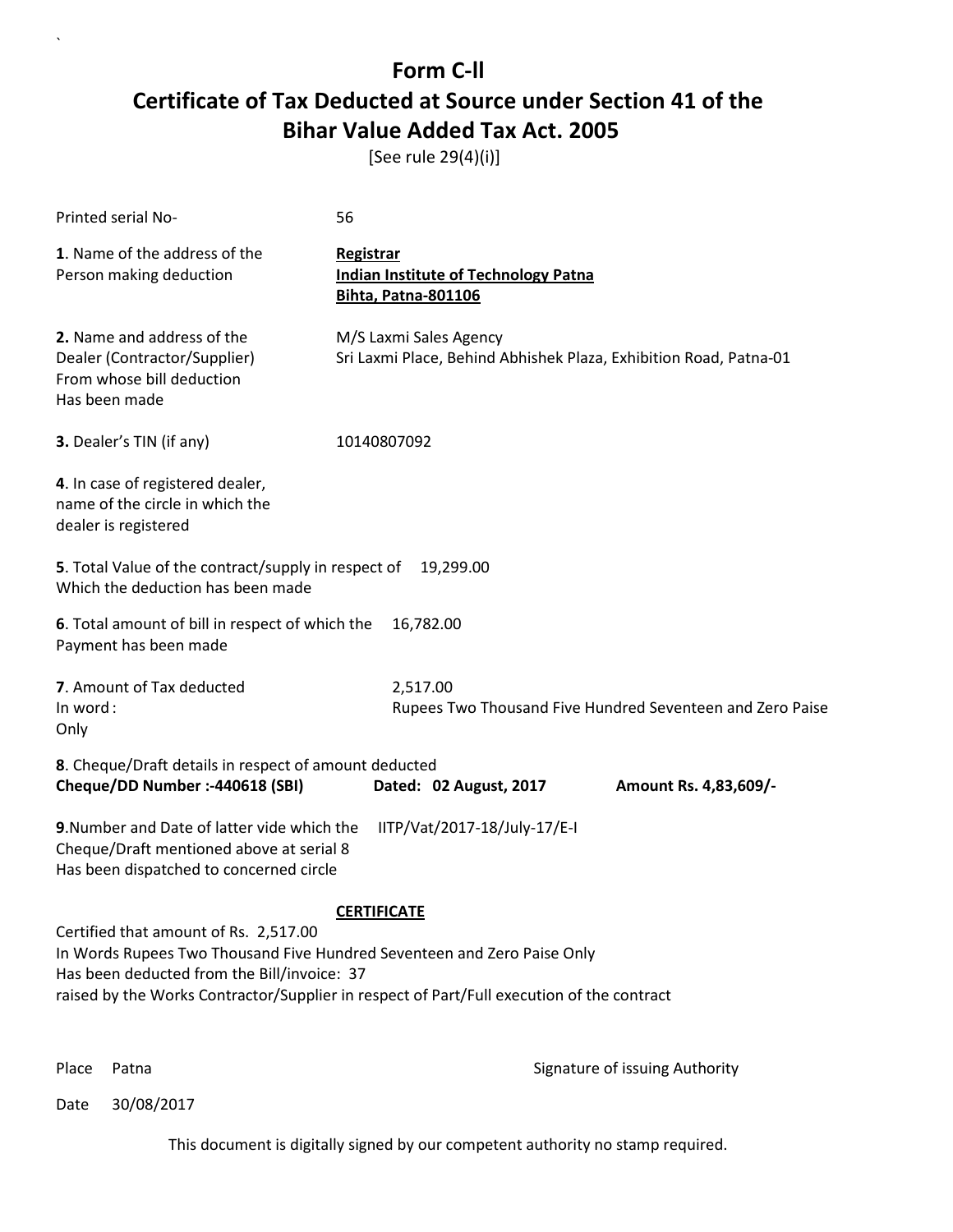# Form C-ll

# Certificate of Tax Deducted at Source under Section 41 of the Bihar Value Added Tax Act. 2005

[See rule 29(4)(i)]

Printed serial No- 56

**1**. Name of the address of the Person making deduction

**Registrar**
**Indian Institute of Technology Patna**
**Bihta, Patna-801106**

**2.** Name and address of the Dealer (Contractor/Supplier) From whose bill deduction Has been made

M/S Laxmi Sales Agency
Sri Laxmi Place, Behind Abhishek Plaza, Exhibition Road, Patna-01

**3.** Dealer's TIN (if any) 10140807092

**4**. In case of registered dealer, name of the circle in which the dealer is registered

**5**. Total Value of the contract/supply in respect of Which the deduction has been made 19,299.00

**6**. Total amount of bill in respect of which the Payment has been made 16,782.00

**7**. Amount of Tax deducted 2,517.00
In word : Rupees Two Thousand Five Hundred Seventeen and Zero Paise Only

**8**. Cheque/Draft details in respect of amount deducted
**Cheque/DD Number :-440618 (SBI)** **Dated: 02 August, 2017** **Amount Rs. 4,83,609/-**

**9**.Number and Date of latter vide which the Cheque/Draft mentioned above at serial 8 Has been dispatched to concerned circle IITP/Vat/2017-18/July-17/E-I

**CERTIFICATE**

Certified that amount of Rs. 2,517.00
In Words Rupees Two Thousand Five Hundred Seventeen and Zero Paise Only
Has been deducted from the Bill/invoice: 37
raised by the Works Contractor/Supplier in respect of Part/Full execution of the contract

Place Patna

Signature of issuing Authority

Date 30/08/2017

This document is digitally signed by our competent authority no stamp required.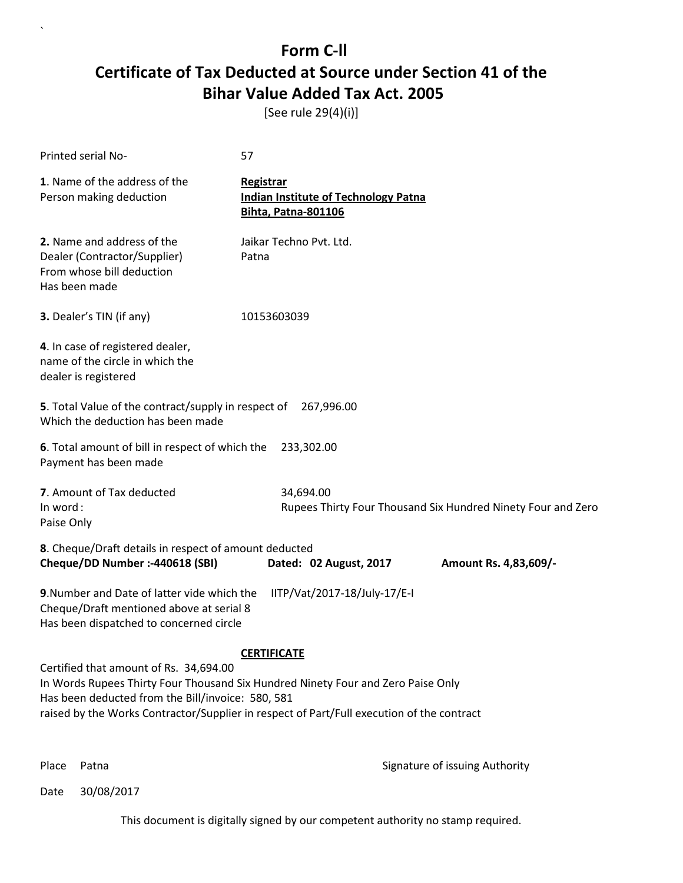# Form C-ll

# Certificate of Tax Deducted at Source under Section 41 of the Bihar Value Added Tax Act. 2005

[See rule 29(4)(i)]

Printed serial No- 57

**1**. Name of the address of the Person making deduction

**Registrar**
**Indian Institute of Technology Patna**
**Bihta, Patna-801106**

**2.** Name and address of the Dealer (Contractor/Supplier) From whose bill deduction Has been made

Jaikar Techno Pvt. Ltd.
Patna

**3.** Dealer's TIN (if any) 10153603039

**4**. In case of registered dealer, name of the circle in which the dealer is registered

**5**. Total Value of the contract/supply in respect of Which the deduction has been made 267,996.00

**6**. Total amount of bill in respect of which the Payment has been made 233,302.00

**7**. Amount of Tax deducted 34,694.00
In word : Rupees Thirty Four Thousand Six Hundred Ninety Four and Zero Paise Only

**8**. Cheque/Draft details in respect of amount deducted
**Cheque/DD Number :-440618 (SBI)** **Dated: 02 August, 2017** **Amount Rs. 4,83,609/-**

**9**.Number and Date of latter vide which the Cheque/Draft mentioned above at serial 8 Has been dispatched to concerned circle IITP/Vat/2017-18/July-17/E-I

**CERTIFICATE**

Certified that amount of Rs. 34,694.00
In Words Rupees Thirty Four Thousand Six Hundred Ninety Four and Zero Paise Only
Has been deducted from the Bill/invoice: 580, 581
raised by the Works Contractor/Supplier in respect of Part/Full execution of the contract

Place Patna

Signature of issuing Authority

Date 30/08/2017

This document is digitally signed by our competent authority no stamp required.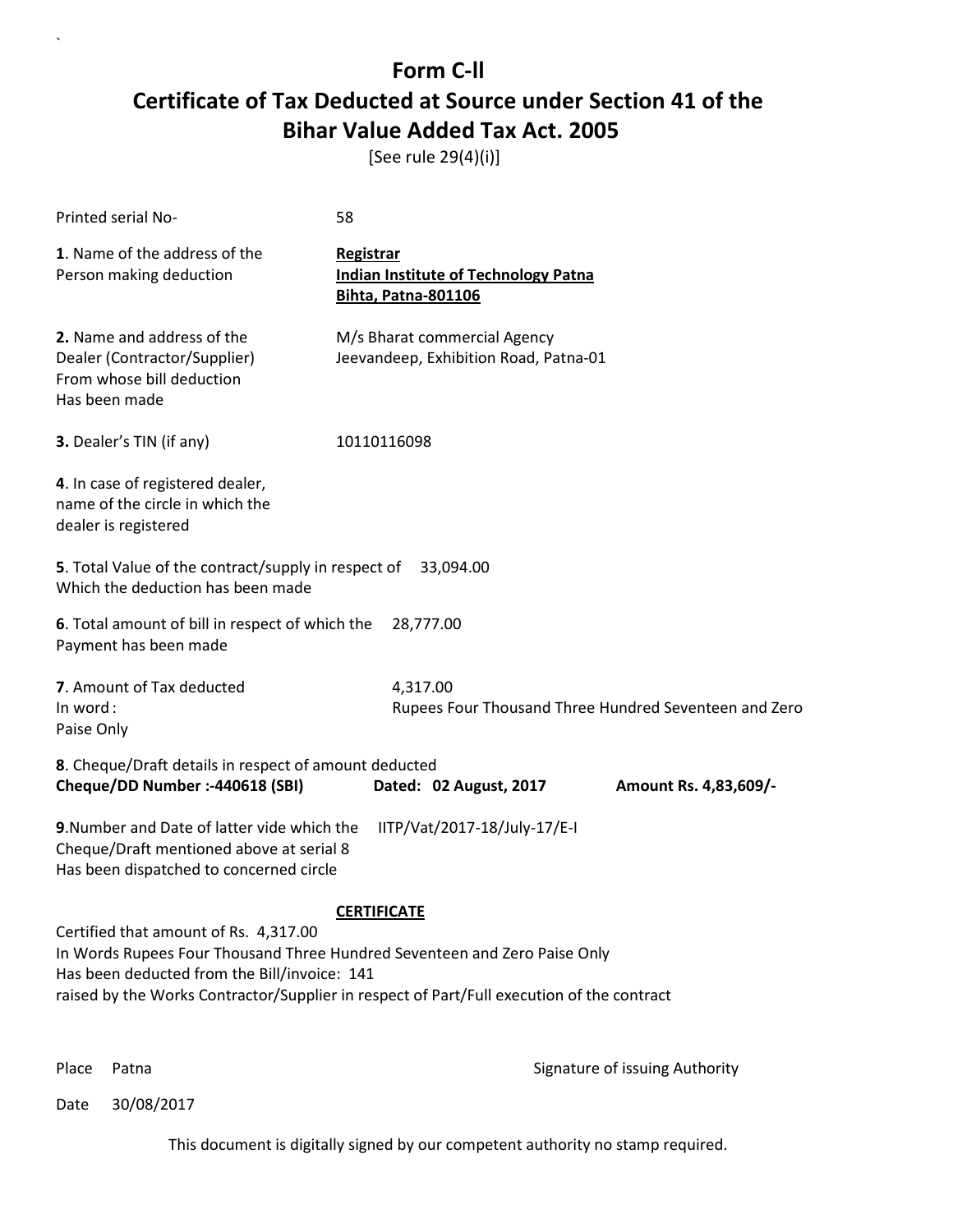# Form C-ll

## Certificate of Tax Deducted at Source under Section 41 of the Bihar Value Added Tax Act. 2005

[See rule 29(4)(i)]

Printed serial No- 58

**1**. Name of the address of the Person making deduction

**Registrar**
**Indian Institute of Technology Patna**
**Bihta, Patna-801106**

**2.** Name and address of the Dealer (Contractor/Supplier) From whose bill deduction Has been made

M/s Bharat commercial Agency
Jeevandeep, Exhibition Road, Patna-01

**3.** Dealer's TIN (if any) 10110116098

**4**. In case of registered dealer, name of the circle in which the dealer is registered

**5**. Total Value of the contract/supply in respect of Which the deduction has been made 33,094.00

**6**. Total amount of bill in respect of which the Payment has been made 28,777.00

**7**. Amount of Tax deducted 4,317.00
In word : Rupees Four Thousand Three Hundred Seventeen and Zero Paise Only

**8**. Cheque/Draft details in respect of amount deducted
**Cheque/DD Number :-440618 (SBI)** **Dated: 02 August, 2017** **Amount Rs. 4,83,609/-**

**9**.Number and Date of latter vide which the Cheque/Draft mentioned above at serial 8 Has been dispatched to concerned circle IITP/Vat/2017-18/July-17/E-I

**CERTIFICATE**

Certified that amount of Rs. 4,317.00
In Words Rupees Four Thousand Three Hundred Seventeen and Zero Paise Only
Has been deducted from the Bill/invoice: 141
raised by the Works Contractor/Supplier in respect of Part/Full execution of the contract

Place Patna

Signature of issuing Authority

Date 30/08/2017

This document is digitally signed by our competent authority no stamp required.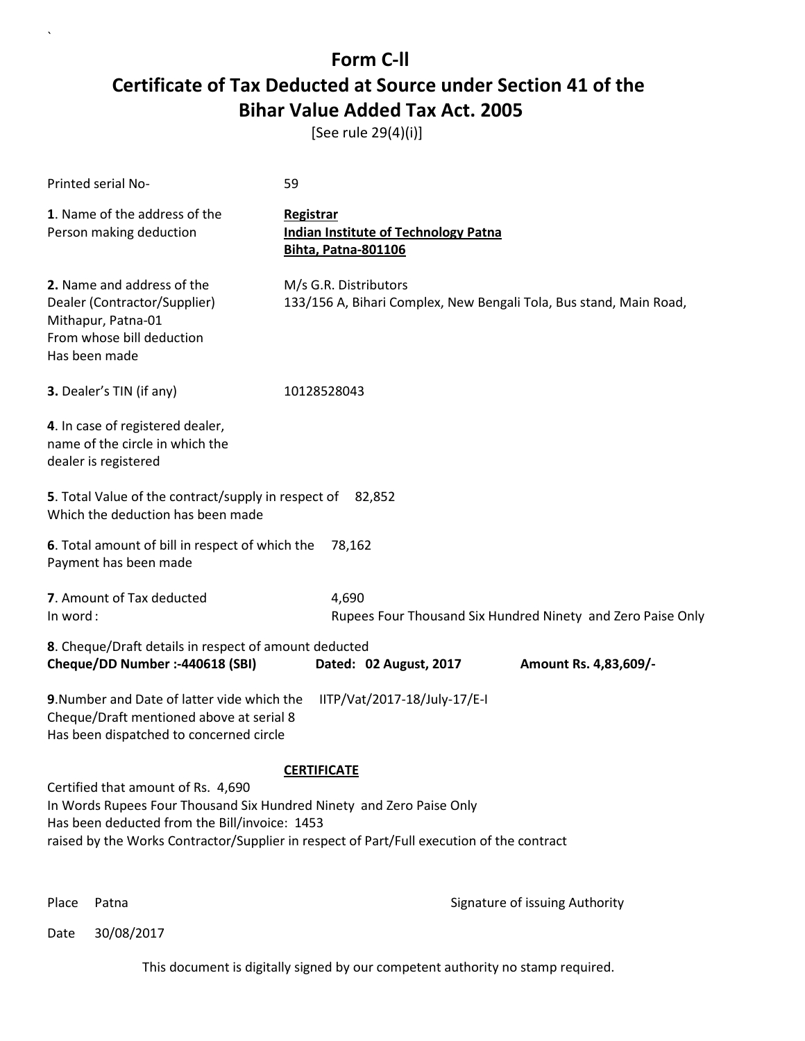# Form C-ll

## Certificate of Tax Deducted at Source under Section 41 of the Bihar Value Added Tax Act. 2005

[See rule 29(4)(i)]

Printed serial No- 59

**1**. Name of the address of the Person making deduction

**Registrar**
**Indian Institute of Technology Patna**
**Bihta, Patna-801106**

**2.** Name and address of the Dealer (Contractor/Supplier) From whose bill deduction Has been made

M/s G.R. Distributors
133/156 A, Bihari Complex, New Bengali Tola, Bus stand, Main Road, Mithapur, Patna-01

**3.** Dealer's TIN (if any) 10128528043

**4**. In case of registered dealer, name of the circle in which the dealer is registered

**5**. Total Value of the contract/supply in respect of Which the deduction has been made 82,852

**6**. Total amount of bill in respect of which the Payment has been made 78,162

**7**. Amount of Tax deducted 4,690
In word : Rupees Four Thousand Six Hundred Ninety and Zero Paise Only

**8**. Cheque/Draft details in respect of amount deducted
**Cheque/DD Number :-440618 (SBI)** **Dated: 02 August, 2017** **Amount Rs. 4,83,609/-**

**9**.Number and Date of latter vide which the Cheque/Draft mentioned above at serial 8 Has been dispatched to concerned circle IITP/Vat/2017-18/July-17/E-I

**CERTIFICATE**

Certified that amount of Rs. 4,690
In Words Rupees Four Thousand Six Hundred Ninety and Zero Paise Only
Has been deducted from the Bill/invoice: 1453
raised by the Works Contractor/Supplier in respect of Part/Full execution of the contract

Place Patna

Signature of issuing Authority

Date 30/08/2017

This document is digitally signed by our competent authority no stamp required.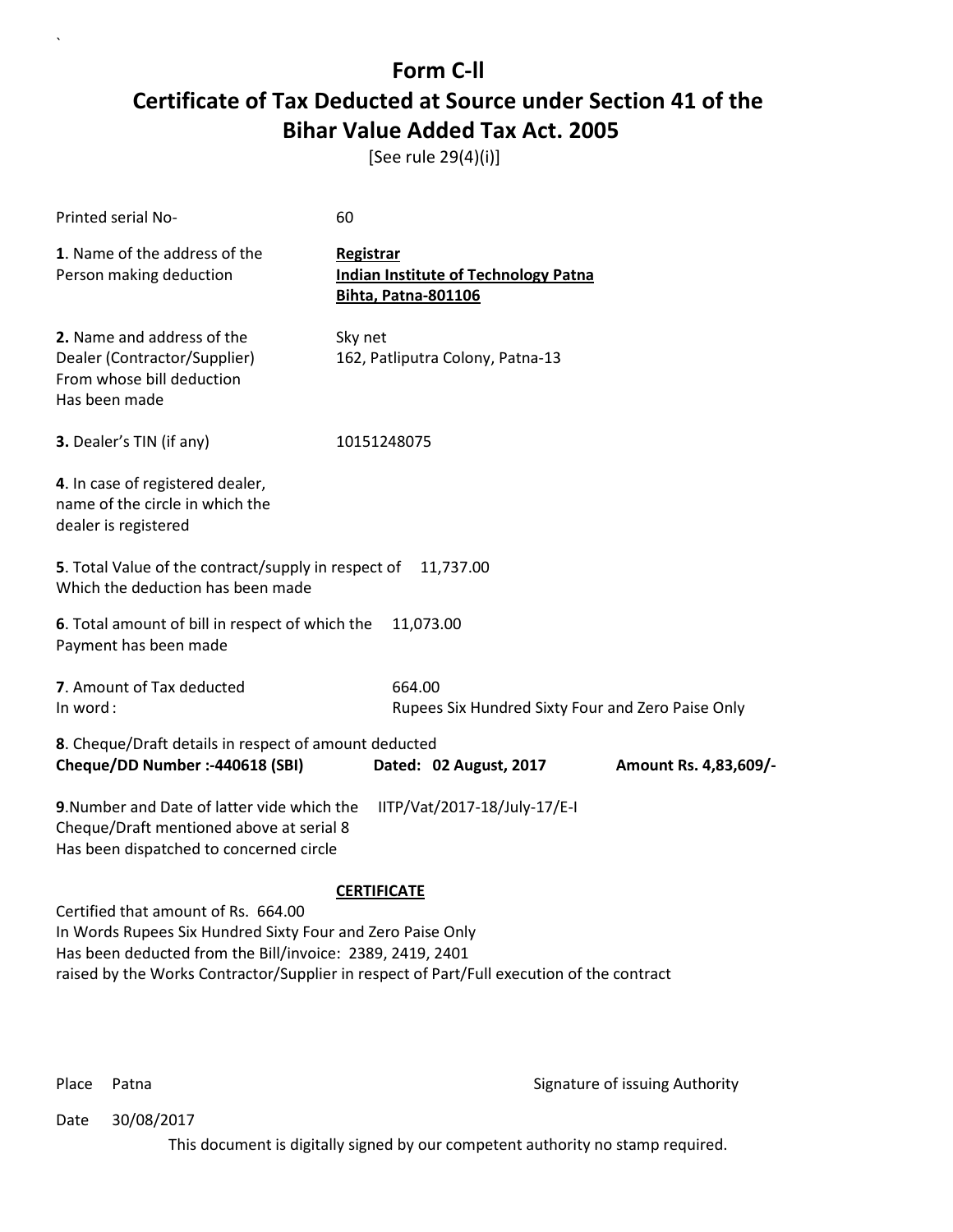# Form C-ll

# Certificate of Tax Deducted at Source under Section 41 of the Bihar Value Added Tax Act. 2005

[See rule 29(4)(i)]

Printed serial No- 60

**1**. Name of the address of the Person making deduction

**Registrar**
**Indian Institute of Technology Patna**
**Bihta, Patna-801106**

**2.** Name and address of the Dealer (Contractor/Supplier) From whose bill deduction Has been made

Sky net
162, Patliputra Colony, Patna-13

**3.** Dealer's TIN (if any) 10151248075

**4**. In case of registered dealer, name of the circle in which the dealer is registered

**5**. Total Value of the contract/supply in respect of Which the deduction has been made 11,737.00

**6**. Total amount of bill in respect of which the Payment has been made 11,073.00

**7**. Amount of Tax deducted 664.00
In word : Rupees Six Hundred Sixty Four and Zero Paise Only

**8**. Cheque/Draft details in respect of amount deducted
**Cheque/DD Number :-440618 (SBI)** **Dated: 02 August, 2017** **Amount Rs. 4,83,609/-**

**9**.Number and Date of latter vide which the Cheque/Draft mentioned above at serial 8 Has been dispatched to concerned circle IITP/Vat/2017-18/July-17/E-I

**CERTIFICATE**

Certified that amount of Rs. 664.00
In Words Rupees Six Hundred Sixty Four and Zero Paise Only
Has been deducted from the Bill/invoice: 2389, 2419, 2401
raised by the Works Contractor/Supplier in respect of Part/Full execution of the contract

Place Patna

Signature of issuing Authority

Date 30/08/2017

This document is digitally signed by our competent authority no stamp required.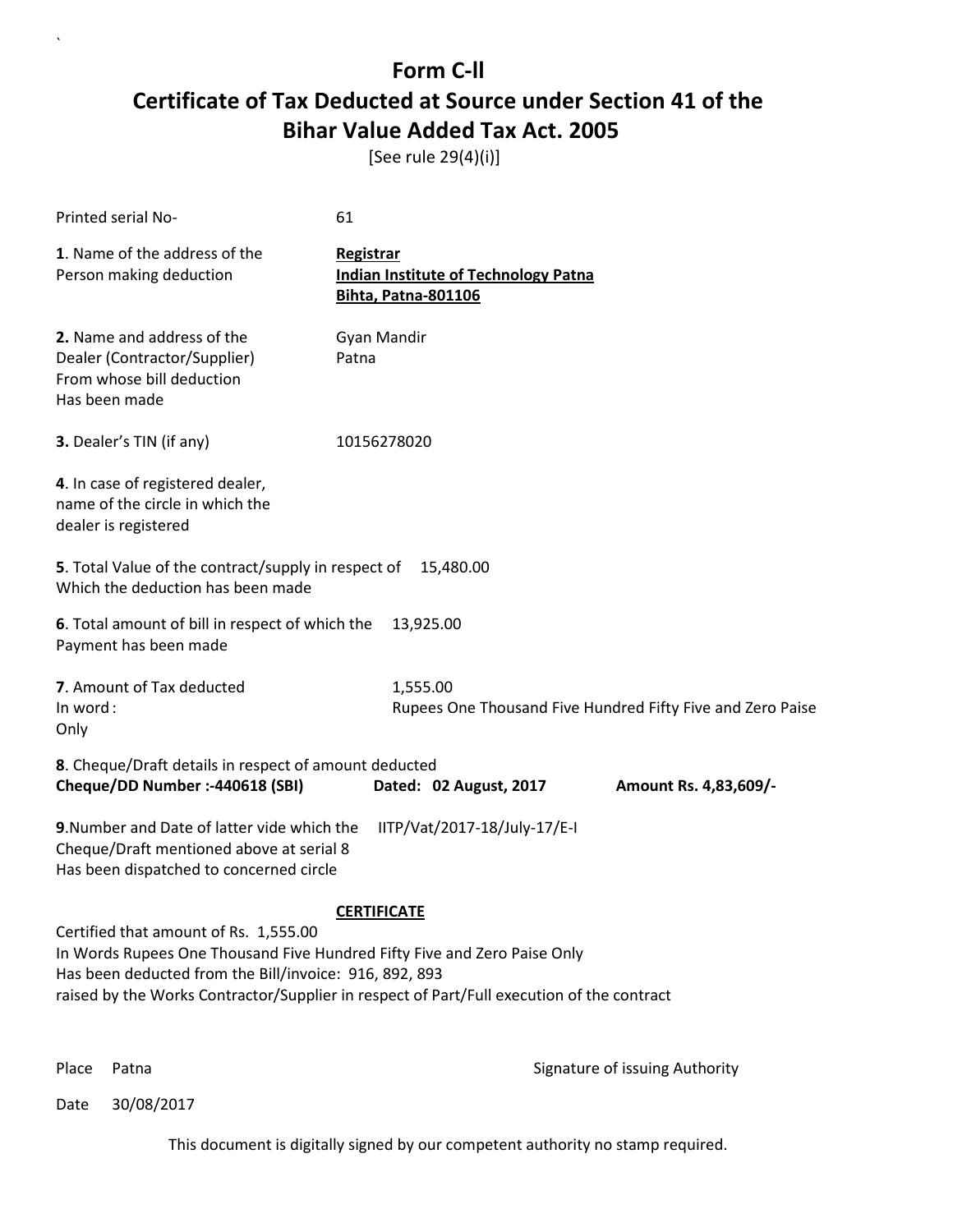# Form C-ll

# Certificate of Tax Deducted at Source under Section 41 of the Bihar Value Added Tax Act. 2005

[See rule 29(4)(i)]

Printed serial No- 61

**1**. Name of the address of the Person making deduction

**Registrar**
**Indian Institute of Technology Patna**
**Bihta, Patna-801106**

**2.** Name and address of the Dealer (Contractor/Supplier) From whose bill deduction Has been made

Gyan Mandir
Patna

**3.** Dealer's TIN (if any) 10156278020

**4**. In case of registered dealer, name of the circle in which the dealer is registered

**5**. Total Value of the contract/supply in respect of Which the deduction has been made 15,480.00

**6**. Total amount of bill in respect of which the Payment has been made 13,925.00

**7**. Amount of Tax deducted 1,555.00
In word : Rupees One Thousand Five Hundred Fifty Five and Zero Paise
Only

**8**. Cheque/Draft details in respect of amount deducted
**Cheque/DD Number :-440618 (SBI)** **Dated: 02 August, 2017** **Amount Rs. 4,83,609/-**

**9**.Number and Date of latter vide which the Cheque/Draft mentioned above at serial 8 Has been dispatched to concerned circle IITP/Vat/2017-18/July-17/E-I

**CERTIFICATE**

Certified that amount of Rs. 1,555.00
In Words Rupees One Thousand Five Hundred Fifty Five and Zero Paise Only
Has been deducted from the Bill/invoice: 916, 892, 893
raised by the Works Contractor/Supplier in respect of Part/Full execution of the contract

Place Patna

Signature of issuing Authority

Date 30/08/2017

This document is digitally signed by our competent authority no stamp required.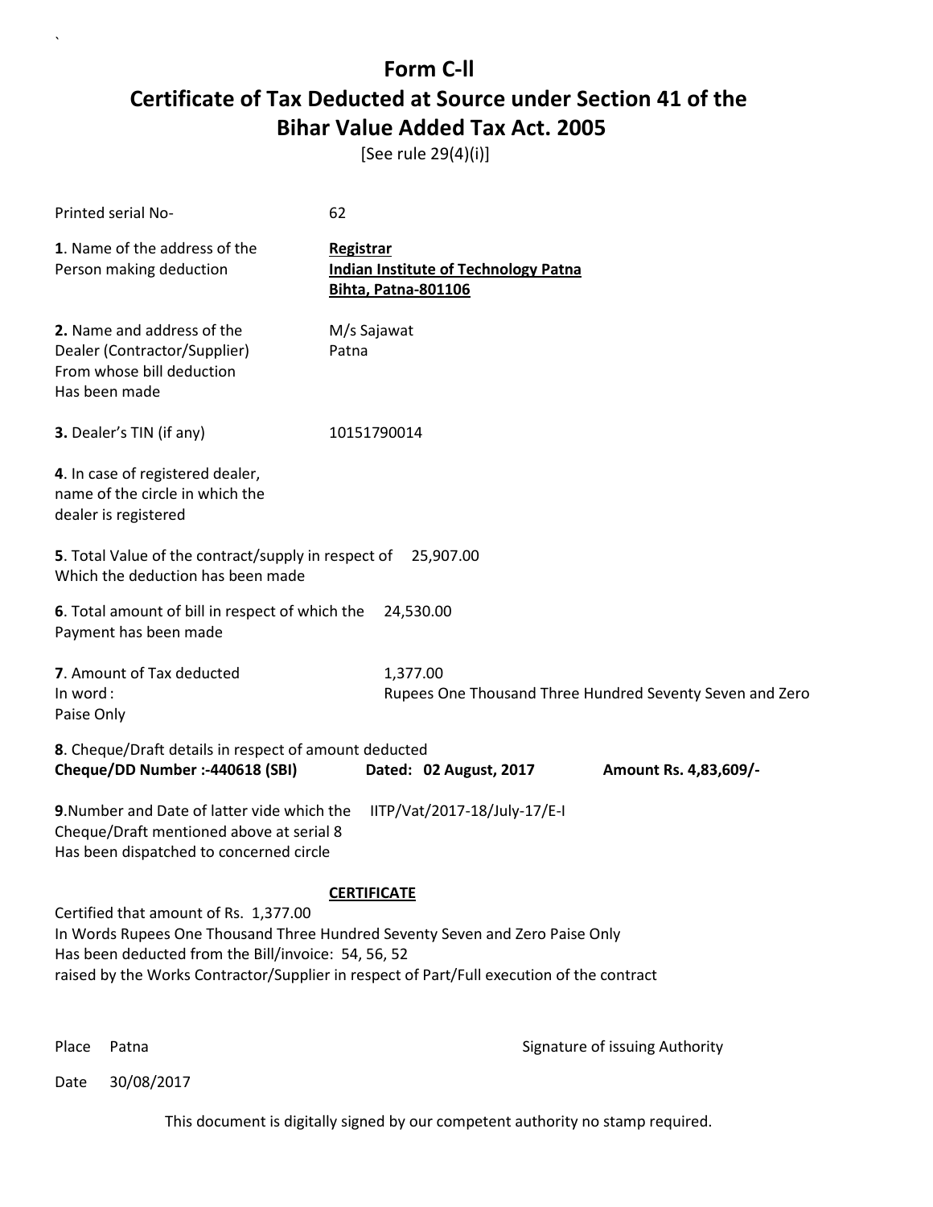# Form C-ll

# Certificate of Tax Deducted at Source under Section 41 of the Bihar Value Added Tax Act. 2005

[See rule 29(4)(i)]

Printed serial No- 62

**1**. Name of the address of the Person making deduction

**Registrar**
**Indian Institute of Technology Patna**
**Bihta, Patna-801106**

**2.** Name and address of the Dealer (Contractor/Supplier) From whose bill deduction Has been made

M/s Sajawat
Patna

**3.** Dealer's TIN (if any) 10151790014

**4**. In case of registered dealer, name of the circle in which the dealer is registered

**5**. Total Value of the contract/supply in respect of Which the deduction has been made 25,907.00

**6**. Total amount of bill in respect of which the Payment has been made 24,530.00

**7**. Amount of Tax deducted 1,377.00
In word : Rupees One Thousand Three Hundred Seventy Seven and Zero Paise Only

**8**. Cheque/Draft details in respect of amount deducted
**Cheque/DD Number :-440618 (SBI)** **Dated: 02 August, 2017** **Amount Rs. 4,83,609/-**

**9**.Number and Date of latter vide which the Cheque/Draft mentioned above at serial 8 Has been dispatched to concerned circle IITP/Vat/2017-18/July-17/E-I

**CERTIFICATE**

Certified that amount of Rs. 1,377.00
In Words Rupees One Thousand Three Hundred Seventy Seven and Zero Paise Only
Has been deducted from the Bill/invoice: 54, 56, 52
raised by the Works Contractor/Supplier in respect of Part/Full execution of the contract

Place Patna

Signature of issuing Authority

Date 30/08/2017

This document is digitally signed by our competent authority no stamp required.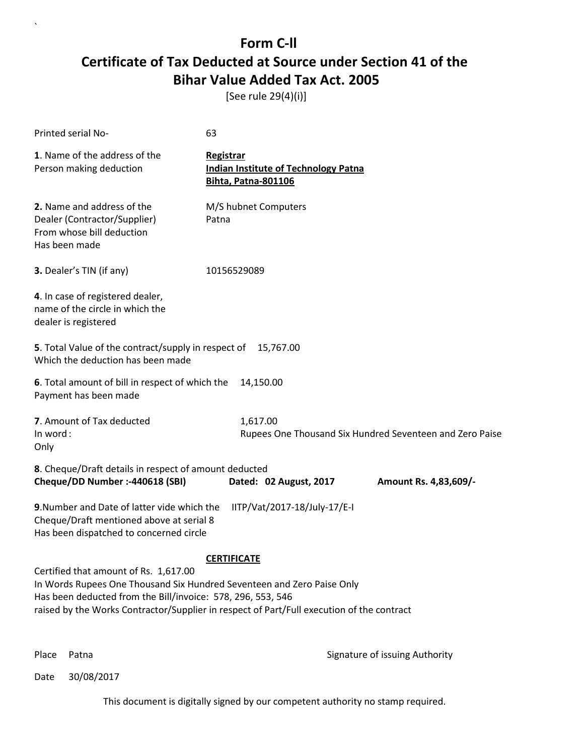# Form C-ll

# Certificate of Tax Deducted at Source under Section 41 of the Bihar Value Added Tax Act. 2005

[See rule 29(4)(i)]

Printed serial No- 63

**1**. Name of the address of the Person making deduction

**Registrar**
**Indian Institute of Technology Patna**
**Bihta, Patna-801106**

**2.** Name and address of the Dealer (Contractor/Supplier) From whose bill deduction Has been made

M/S hubnet Computers
Patna

**3.** Dealer's TIN (if any) 10156529089

**4**. In case of registered dealer, name of the circle in which the dealer is registered

**5**. Total Value of the contract/supply in respect of Which the deduction has been made 15,767.00

**6**. Total amount of bill in respect of which the Payment has been made 14,150.00

**7**. Amount of Tax deducted 1,617.00
In word : Rupees One Thousand Six Hundred Seventeen and Zero Paise Only

**8**. Cheque/Draft details in respect of amount deducted
**Cheque/DD Number :-440618 (SBI)** **Dated: 02 August, 2017** **Amount Rs. 4,83,609/-**

**9**.Number and Date of latter vide which the Cheque/Draft mentioned above at serial 8 Has been dispatched to concerned circle IITP/Vat/2017-18/July-17/E-I

**CERTIFICATE**

Certified that amount of Rs. 1,617.00
In Words Rupees One Thousand Six Hundred Seventeen and Zero Paise Only
Has been deducted from the Bill/invoice: 578, 296, 553, 546
raised by the Works Contractor/Supplier in respect of Part/Full execution of the contract

Place Patna

Signature of issuing Authority

Date 30/08/2017

This document is digitally signed by our competent authority no stamp required.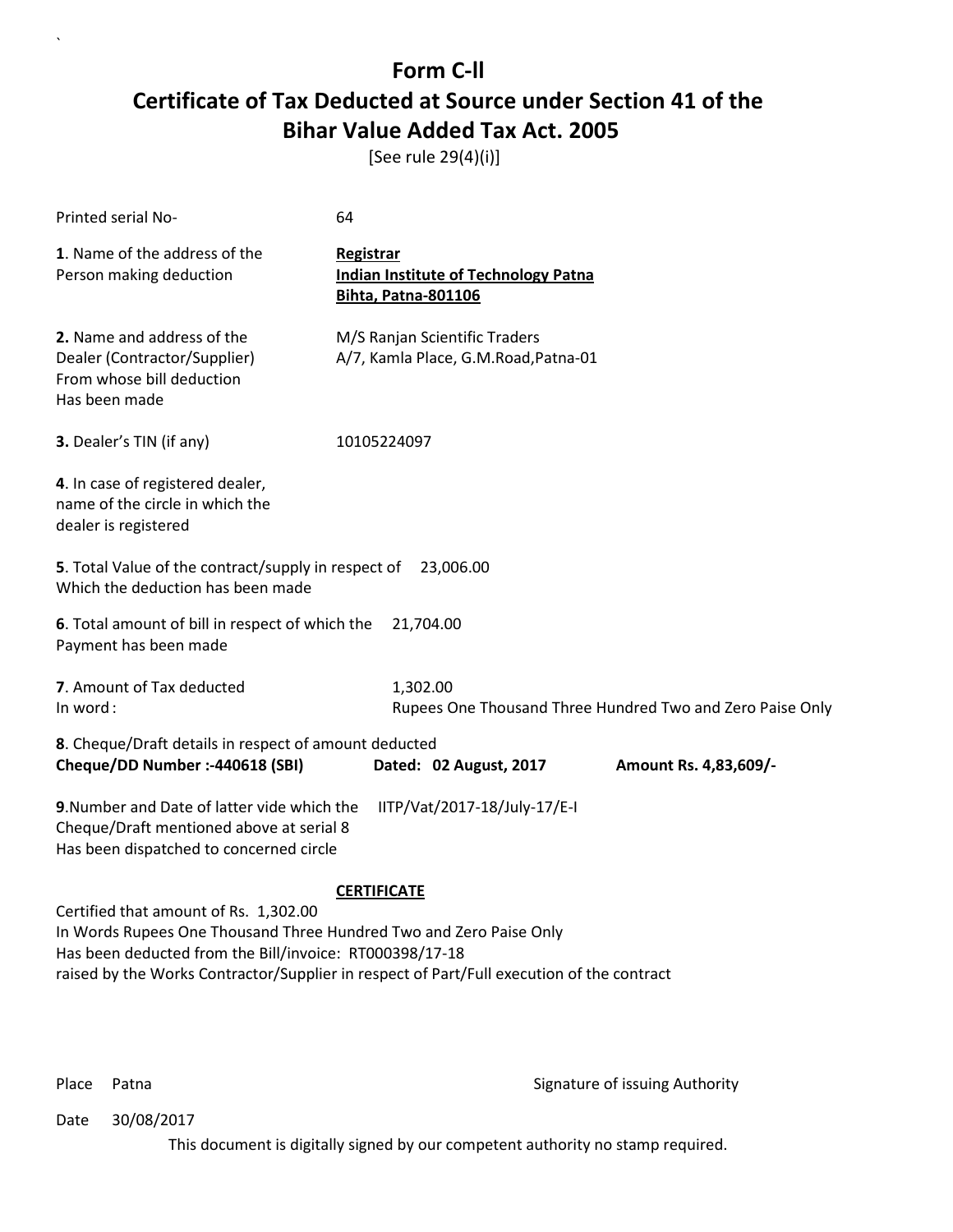# Form C-ll

## Certificate of Tax Deducted at Source under Section 41 of the Bihar Value Added Tax Act. 2005

[See rule 29(4)(i)]

Printed serial No- 64

**1**. Name of the address of the Person making deduction

**Registrar**
**Indian Institute of Technology Patna**
**Bihta, Patna-801106**

**2.** Name and address of the Dealer (Contractor/Supplier) From whose bill deduction Has been made

M/S Ranjan Scientific Traders
A/7, Kamla Place, G.M.Road,Patna-01

**3.** Dealer's TIN (if any) 10105224097

**4**. In case of registered dealer, name of the circle in which the dealer is registered

**5**. Total Value of the contract/supply in respect of Which the deduction has been made 23,006.00

**6**. Total amount of bill in respect of which the Payment has been made 21,704.00

**7**. Amount of Tax deducted 1,302.00
In word : Rupees One Thousand Three Hundred Two and Zero Paise Only

**8**. Cheque/Draft details in respect of amount deducted
**Cheque/DD Number :-440618 (SBI)** **Dated: 02 August, 2017** **Amount Rs. 4,83,609/-**

**9**.Number and Date of latter vide which the Cheque/Draft mentioned above at serial 8 Has been dispatched to concerned circle IITP/Vat/2017-18/July-17/E-I

**CERTIFICATE**

Certified that amount of Rs. 1,302.00
In Words Rupees One Thousand Three Hundred Two and Zero Paise Only
Has been deducted from the Bill/invoice: RT000398/17-18
raised by the Works Contractor/Supplier in respect of Part/Full execution of the contract

Place Patna

Signature of issuing Authority

Date 30/08/2017

This document is digitally signed by our competent authority no stamp required.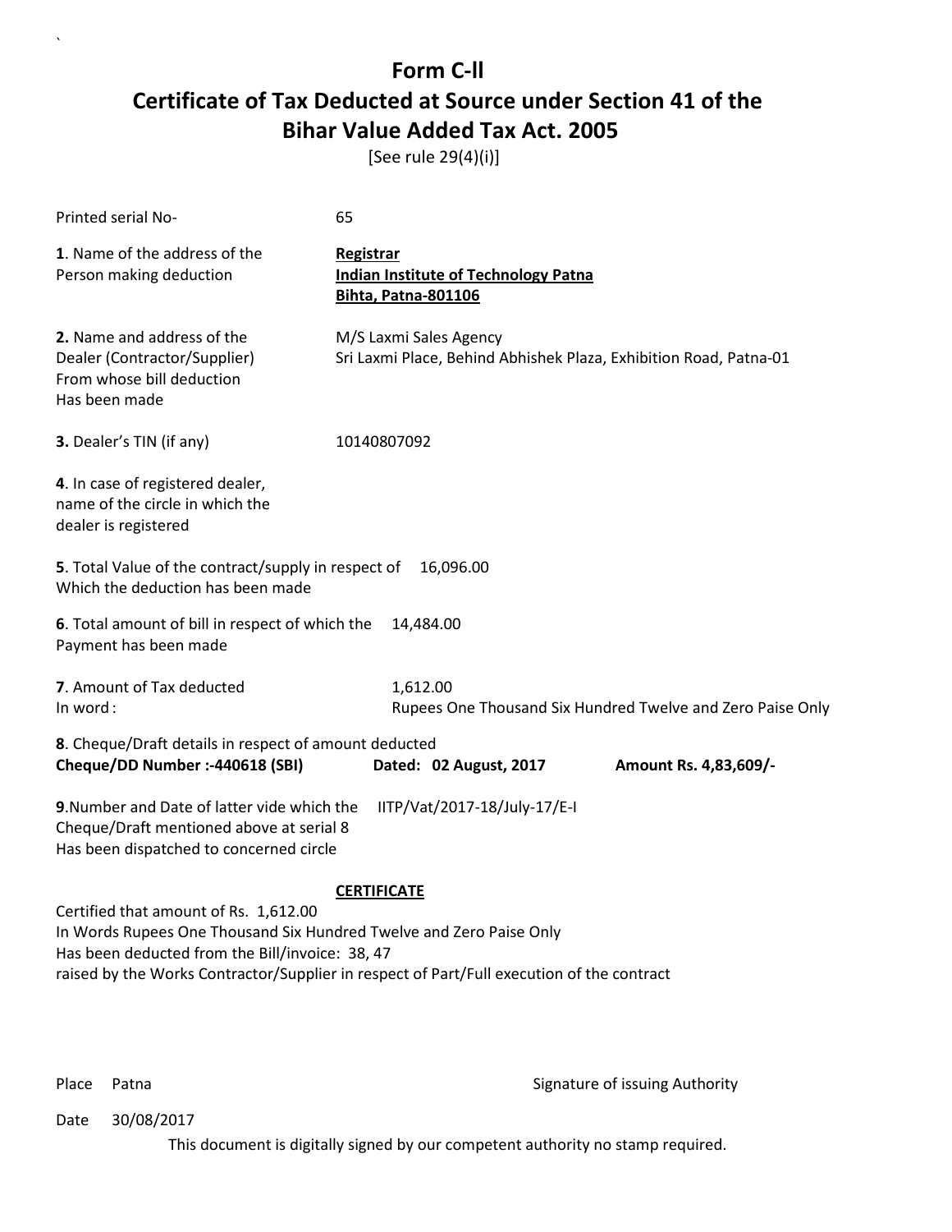# Form C-ll

# Certificate of Tax Deducted at Source under Section 41 of the Bihar Value Added Tax Act. 2005

[See rule 29(4)(i)]

Printed serial No- 65

**1**. Name of the address of the Person making deduction

**Registrar**
**Indian Institute of Technology Patna**
**Bihta, Patna-801106**

**2.** Name and address of the Dealer (Contractor/Supplier) From whose bill deduction Has been made

M/S Laxmi Sales Agency
Sri Laxmi Place, Behind Abhishek Plaza, Exhibition Road, Patna-01

**3.** Dealer's TIN (if any) 10140807092

**4**. In case of registered dealer, name of the circle in which the dealer is registered

**5**. Total Value of the contract/supply in respect of Which the deduction has been made 16,096.00

**6**. Total amount of bill in respect of which the Payment has been made 14,484.00

**7**. Amount of Tax deducted 1,612.00
In word : Rupees One Thousand Six Hundred Twelve and Zero Paise Only

**8**. Cheque/Draft details in respect of amount deducted
**Cheque/DD Number :-440618 (SBI)** **Dated: 02 August, 2017** **Amount Rs. 4,83,609/-**

**9**.Number and Date of latter vide which the Cheque/Draft mentioned above at serial 8 Has been dispatched to concerned circle IITP/Vat/2017-18/July-17/E-I

**CERTIFICATE**

Certified that amount of Rs. 1,612.00
In Words Rupees One Thousand Six Hundred Twelve and Zero Paise Only
Has been deducted from the Bill/invoice: 38, 47
raised by the Works Contractor/Supplier in respect of Part/Full execution of the contract

Place Patna

Signature of issuing Authority

Date 30/08/2017

This document is digitally signed by our competent authority no stamp required.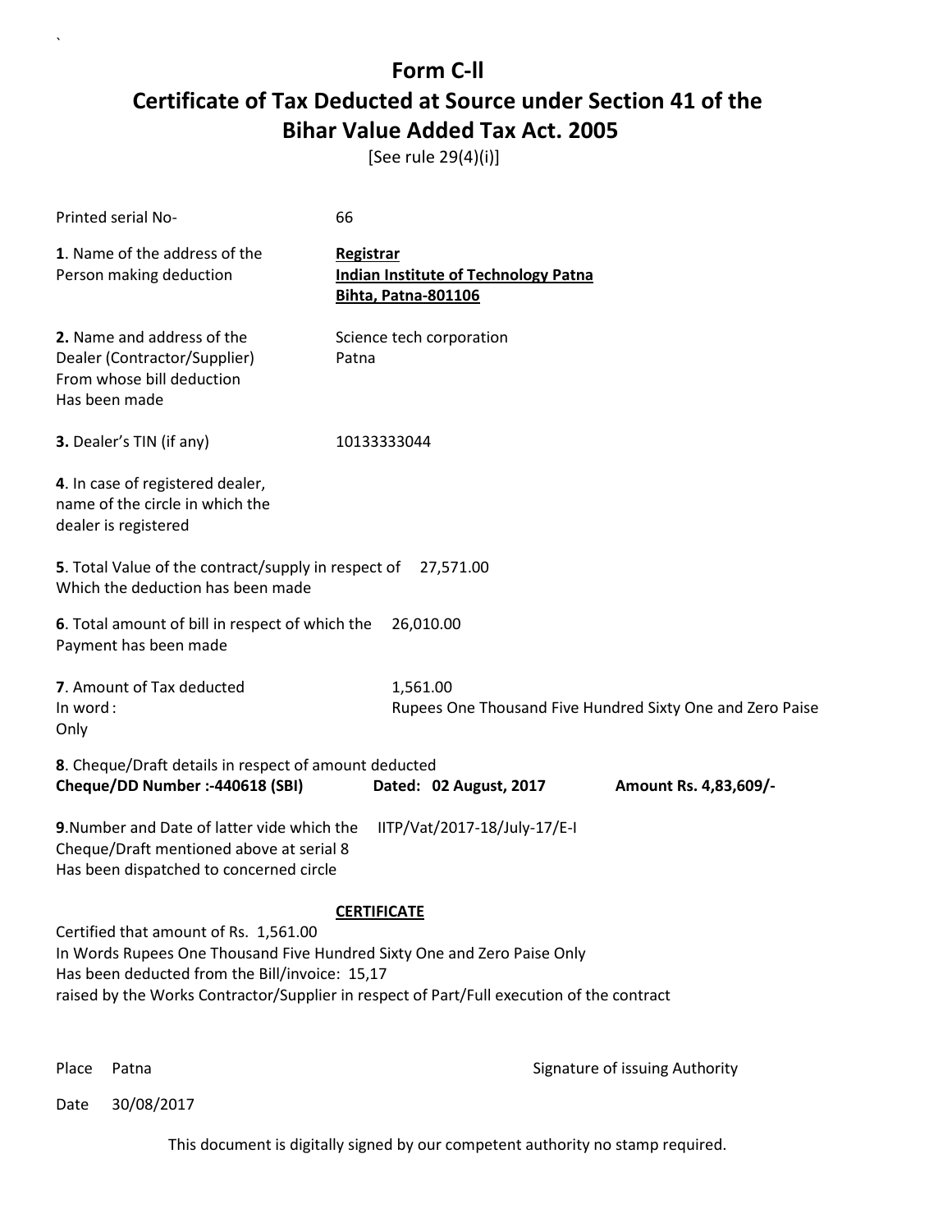# Form C-ll

# Certificate of Tax Deducted at Source under Section 41 of the Bihar Value Added Tax Act. 2005

[See rule 29(4)(i)]

Printed serial No- 66

**1**. Name of the address of the Person making deduction

**Registrar**
**Indian Institute of Technology Patna**
**Bihta, Patna-801106**

**2.** Name and address of the Dealer (Contractor/Supplier) From whose bill deduction Has been made

Science tech corporation
Patna

**3.** Dealer's TIN (if any) 10133333044

**4**. In case of registered dealer, name of the circle in which the dealer is registered

**5**. Total Value of the contract/supply in respect of Which the deduction has been made 27,571.00

**6**. Total amount of bill in respect of which the Payment has been made 26,010.00

**7**. Amount of Tax deducted 1,561.00
In word : Rupees One Thousand Five Hundred Sixty One and Zero Paise Only

**8**. Cheque/Draft details in respect of amount deducted
**Cheque/DD Number :-440618 (SBI)** **Dated: 02 August, 2017** **Amount Rs. 4,83,609/-**

**9**.Number and Date of latter vide which the Cheque/Draft mentioned above at serial 8 Has been dispatched to concerned circle IITP/Vat/2017-18/July-17/E-I

**CERTIFICATE**

Certified that amount of Rs. 1,561.00
In Words Rupees One Thousand Five Hundred Sixty One and Zero Paise Only
Has been deducted from the Bill/invoice: 15,17
raised by the Works Contractor/Supplier in respect of Part/Full execution of the contract

Place Patna

Signature of issuing Authority

Date 30/08/2017

This document is digitally signed by our competent authority no stamp required.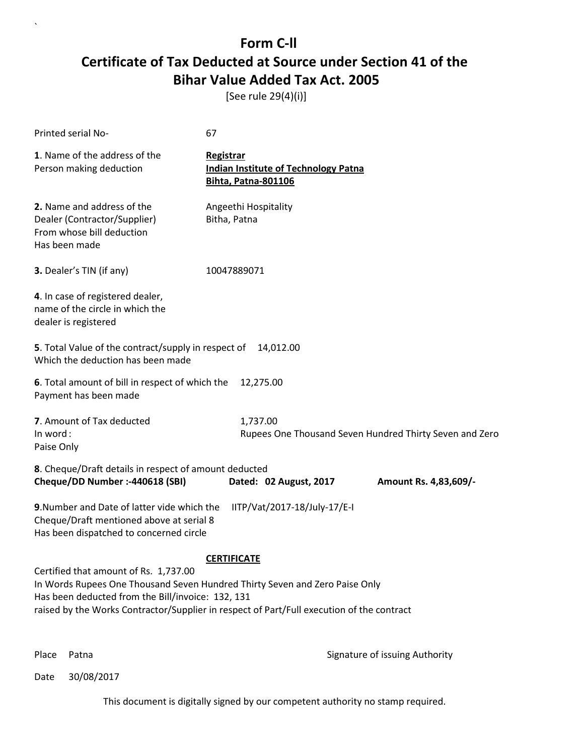# Form C-ll
# Certificate of Tax Deducted at Source under Section 41 of the Bihar Value Added Tax Act. 2005

[See rule 29(4)(i)]

Printed serial No- 67

**1**. Name of the address of the Person making deduction

**Registrar**
**Indian Institute of Technology Patna**
**Bihta, Patna-801106**

**2.** Name and address of the Dealer (Contractor/Supplier) From whose bill deduction Has been made

Angeethi Hospitality
Bitha, Patna

**3.** Dealer's TIN (if any) 10047889071

**4**. In case of registered dealer, name of the circle in which the dealer is registered

**5**. Total Value of the contract/supply in respect of Which the deduction has been made 14,012.00

**6**. Total amount of bill in respect of which the Payment has been made 12,275.00

**7**. Amount of Tax deducted 1,737.00
In word : Rupees One Thousand Seven Hundred Thirty Seven and Zero Paise Only

**8**. Cheque/Draft details in respect of amount deducted
**Cheque/DD Number :-440618 (SBI)** **Dated: 02 August, 2017** **Amount Rs. 4,83,609/-**

**9**.Number and Date of latter vide which the Cheque/Draft mentioned above at serial 8 Has been dispatched to concerned circle IITP/Vat/2017-18/July-17/E-I

**CERTIFICATE**

Certified that amount of Rs. 1,737.00
In Words Rupees One Thousand Seven Hundred Thirty Seven and Zero Paise Only
Has been deducted from the Bill/invoice: 132, 131
raised by the Works Contractor/Supplier in respect of Part/Full execution of the contract

Place Patna Signature of issuing Authority

Date 30/08/2017

This document is digitally signed by our competent authority no stamp required.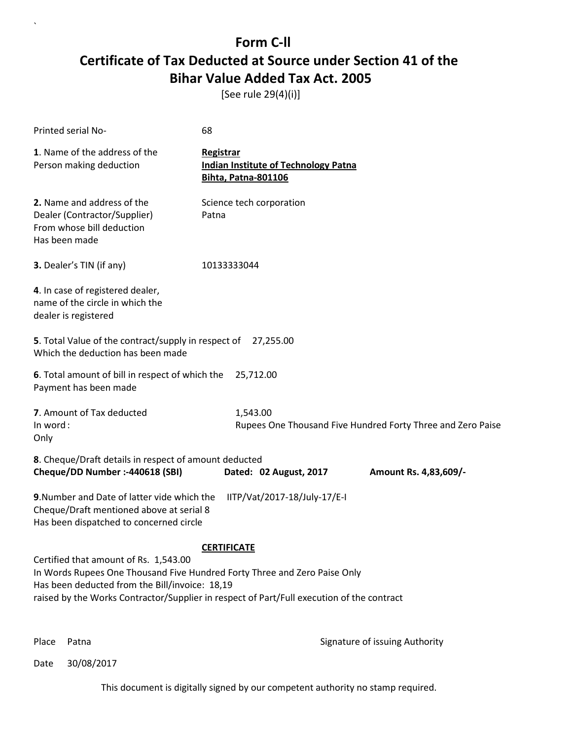# Form C-ll

# Certificate of Tax Deducted at Source under Section 41 of the Bihar Value Added Tax Act. 2005

[See rule 29(4)(i)]

Printed serial No- 68

**1**. Name of the address of the Person making deduction

**Registrar**
**Indian Institute of Technology Patna**
**Bihta, Patna-801106**

**2.** Name and address of the Dealer (Contractor/Supplier) From whose bill deduction Has been made

Science tech corporation
Patna

**3.** Dealer's TIN (if any) 10133333044

**4**. In case of registered dealer, name of the circle in which the dealer is registered

**5**. Total Value of the contract/supply in respect of Which the deduction has been made 27,255.00

**6**. Total amount of bill in respect of which the Payment has been made 25,712.00

**7**. Amount of Tax deducted 1,543.00
In word : Rupees One Thousand Five Hundred Forty Three and Zero Paise Only

**8**. Cheque/Draft details in respect of amount deducted
**Cheque/DD Number :-440618 (SBI)** **Dated: 02 August, 2017** **Amount Rs. 4,83,609/-**

**9**.Number and Date of latter vide which the Cheque/Draft mentioned above at serial 8 Has been dispatched to concerned circle IITP/Vat/2017-18/July-17/E-I

**CERTIFICATE**

Certified that amount of Rs. 1,543.00
In Words Rupees One Thousand Five Hundred Forty Three and Zero Paise Only
Has been deducted from the Bill/invoice: 18,19
raised by the Works Contractor/Supplier in respect of Part/Full execution of the contract

Place Patna Signature of issuing Authority

Date 30/08/2017

This document is digitally signed by our competent authority no stamp required.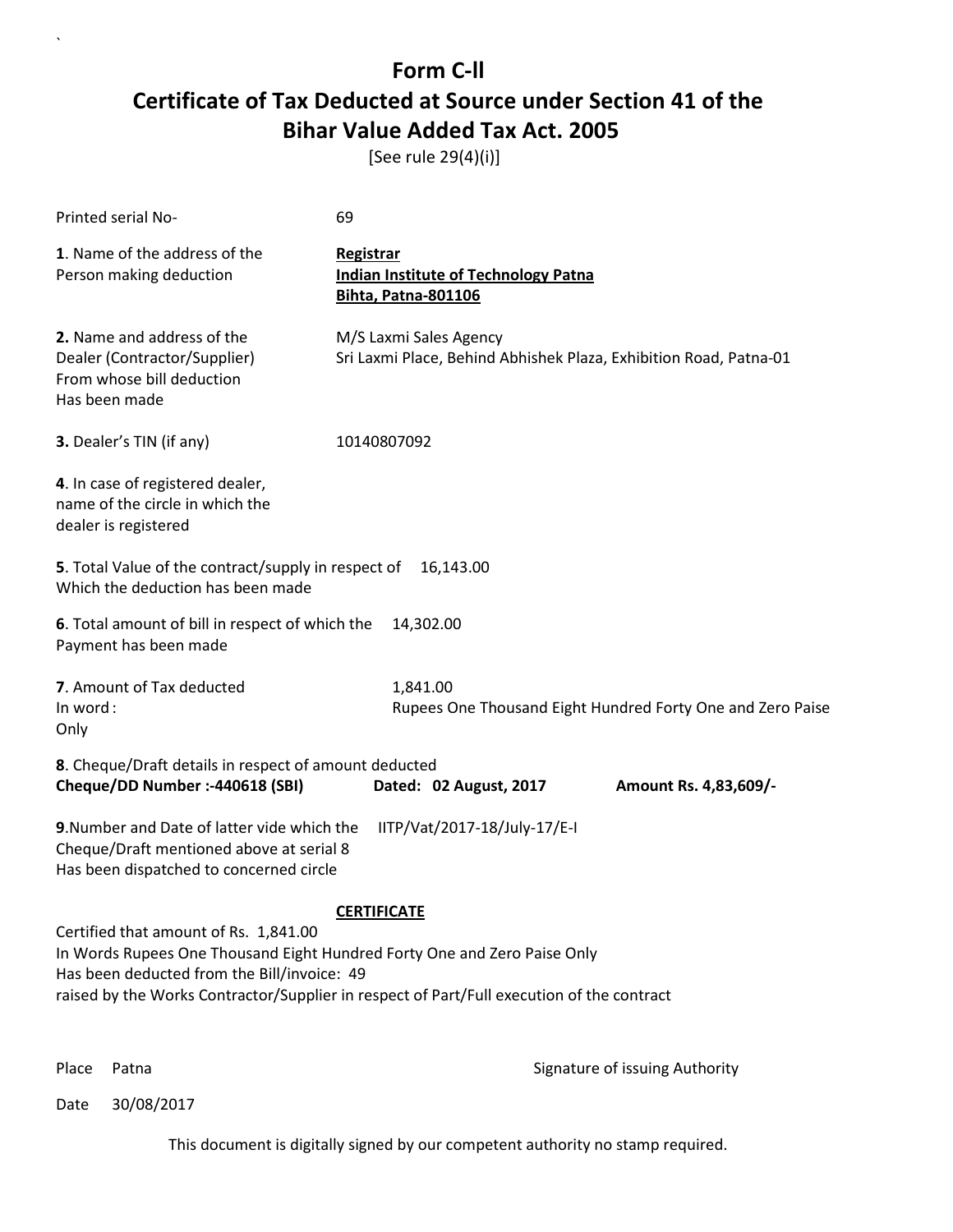# Form C-ll

# Certificate of Tax Deducted at Source under Section 41 of the Bihar Value Added Tax Act. 2005

[See rule 29(4)(i)]

Printed serial No- 69

**1**. Name of the address of the Person making deduction

**Registrar**
**Indian Institute of Technology Patna**
**Bihta, Patna-801106**

**2.** Name and address of the Dealer (Contractor/Supplier) From whose bill deduction Has been made

M/S Laxmi Sales Agency
Sri Laxmi Place, Behind Abhishek Plaza, Exhibition Road, Patna-01

**3.** Dealer's TIN (if any) 10140807092

**4**. In case of registered dealer, name of the circle in which the dealer is registered

**5**. Total Value of the contract/supply in respect of Which the deduction has been made 16,143.00

**6**. Total amount of bill in respect of which the Payment has been made 14,302.00

**7**. Amount of Tax deducted 1,841.00
In word : Rupees One Thousand Eight Hundred Forty One and Zero Paise
Only

**8**. Cheque/Draft details in respect of amount deducted
**Cheque/DD Number :-440618 (SBI)** **Dated: 02 August, 2017** **Amount Rs. 4,83,609/-**

**9**.Number and Date of latter vide which the Cheque/Draft mentioned above at serial 8 Has been dispatched to concerned circle IITP/Vat/2017-18/July-17/E-I

**CERTIFICATE**

Certified that amount of Rs. 1,841.00
In Words Rupees One Thousand Eight Hundred Forty One and Zero Paise Only
Has been deducted from the Bill/invoice: 49
raised by the Works Contractor/Supplier in respect of Part/Full execution of the contract

Place Patna

Signature of issuing Authority

Date 30/08/2017

This document is digitally signed by our competent authority no stamp required.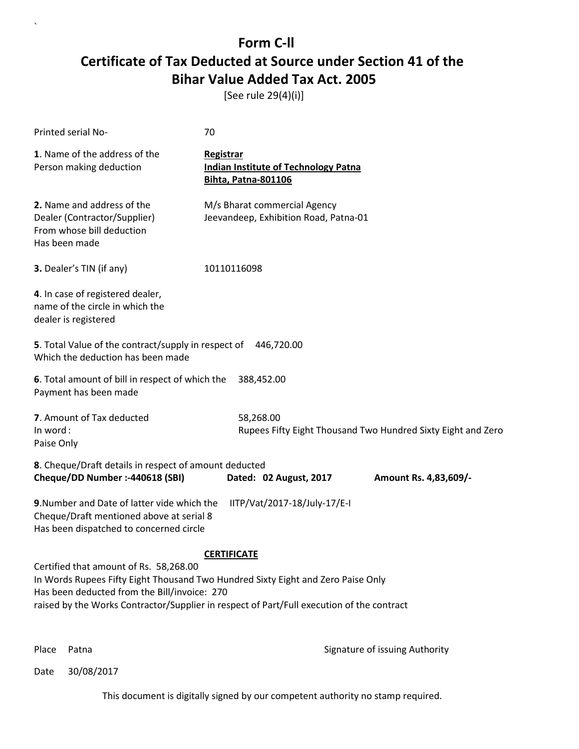# Form C-II

# Certificate of Tax Deducted at Source under Section 41 of the Bihar Value Added Tax Act. 2005

[See rule 29(4)(i)]

Printed serial No- 70

**1**. Name of the address of the Person making deduction

**Registrar**
**Indian Institute of Technology Patna**
**Bihta, Patna-801106**

**2.** Name and address of the Dealer (Contractor/Supplier) From whose bill deduction Has been made

M/s Bharat commercial Agency
Jeevandeep, Exhibition Road, Patna-01

**3.** Dealer's TIN (if any) 10110116098

**4**. In case of registered dealer, name of the circle in which the dealer is registered

**5**. Total Value of the contract/supply in respect of Which the deduction has been made 446,720.00

**6**. Total amount of bill in respect of which the Payment has been made 388,452.00

**7**. Amount of Tax deducted 58,268.00
In word : Rupees Fifty Eight Thousand Two Hundred Sixty Eight and Zero Paise Only

**8**. Cheque/Draft details in respect of amount deducted
**Cheque/DD Number :-440618 (SBI)** **Dated: 02 August, 2017** **Amount Rs. 4,83,609/-**

**9**.Number and Date of latter vide which the Cheque/Draft mentioned above at serial 8 Has been dispatched to concerned circle IITP/Vat/2017-18/July-17/E-I

**CERTIFICATE**

Certified that amount of Rs. 58,268.00
In Words Rupees Fifty Eight Thousand Two Hundred Sixty Eight and Zero Paise Only
Has been deducted from the Bill/invoice: 270
raised by the Works Contractor/Supplier in respect of Part/Full execution of the contract

Place Patna

Signature of issuing Authority

Date 30/08/2017

This document is digitally signed by our competent authority no stamp required.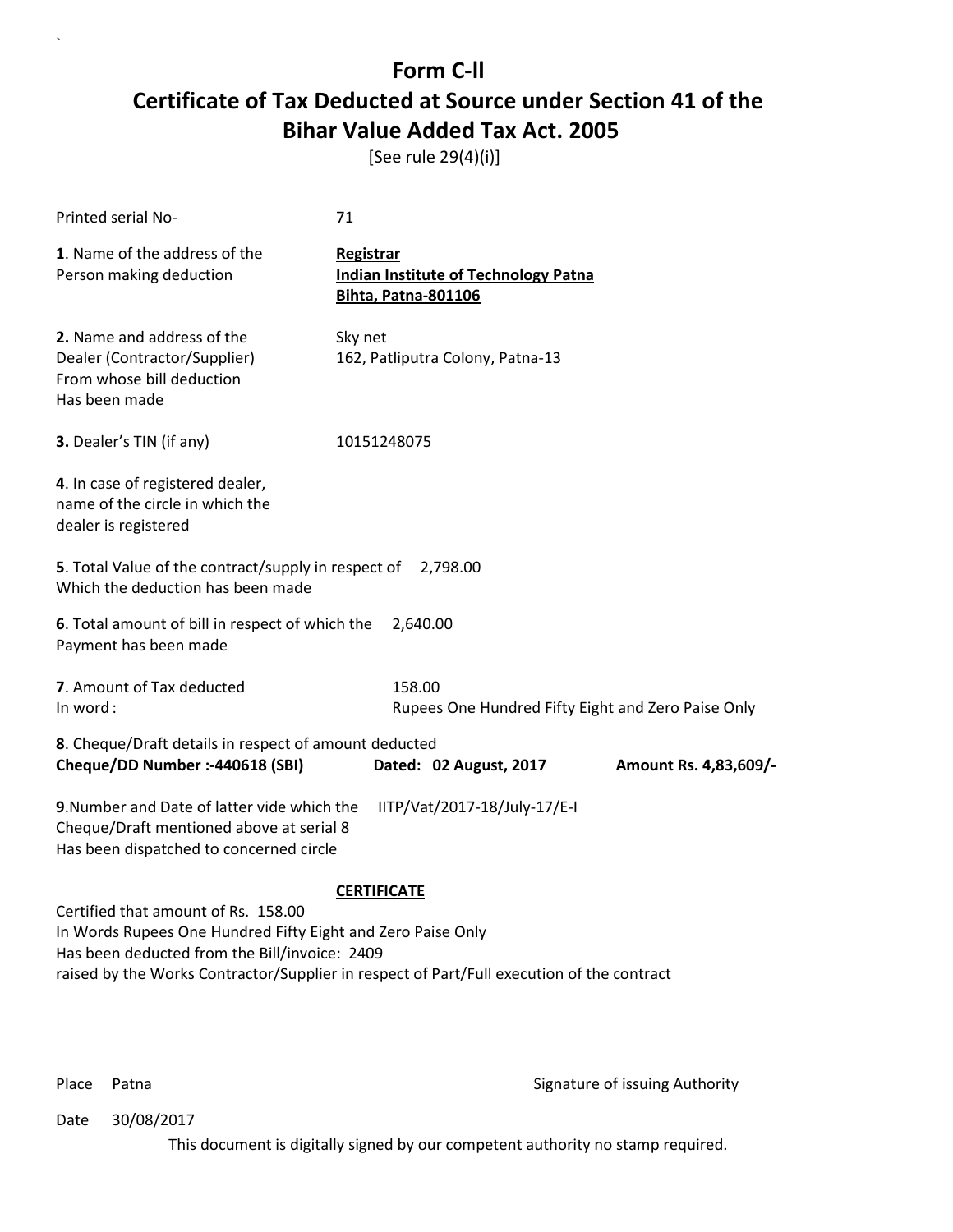# Form C-ll

# Certificate of Tax Deducted at Source under Section 41 of the Bihar Value Added Tax Act. 2005

[See rule 29(4)(i)]

Printed serial No- 71

**1**. Name of the address of the Person making deduction

**Registrar**
**Indian Institute of Technology Patna**
**Bihta, Patna-801106**

**2.** Name and address of the Dealer (Contractor/Supplier) From whose bill deduction Has been made

Sky net
162, Patliputra Colony, Patna-13

**3.** Dealer's TIN (if any) 10151248075

**4**. In case of registered dealer, name of the circle in which the dealer is registered

**5**. Total Value of the contract/supply in respect of Which the deduction has been made 2,798.00

**6**. Total amount of bill in respect of which the Payment has been made 2,640.00

**7**. Amount of Tax deducted 158.00
In word : Rupees One Hundred Fifty Eight and Zero Paise Only

**8**. Cheque/Draft details in respect of amount deducted
**Cheque/DD Number :-440618 (SBI)** **Dated: 02 August, 2017** **Amount Rs. 4,83,609/-**

**9**.Number and Date of latter vide which the Cheque/Draft mentioned above at serial 8 Has been dispatched to concerned circle IITP/Vat/2017-18/July-17/E-I

**CERTIFICATE**

Certified that amount of Rs. 158.00
In Words Rupees One Hundred Fifty Eight and Zero Paise Only
Has been deducted from the Bill/invoice: 2409
raised by the Works Contractor/Supplier in respect of Part/Full execution of the contract

Place Patna

Signature of issuing Authority

Date 30/08/2017

This document is digitally signed by our competent authority no stamp required.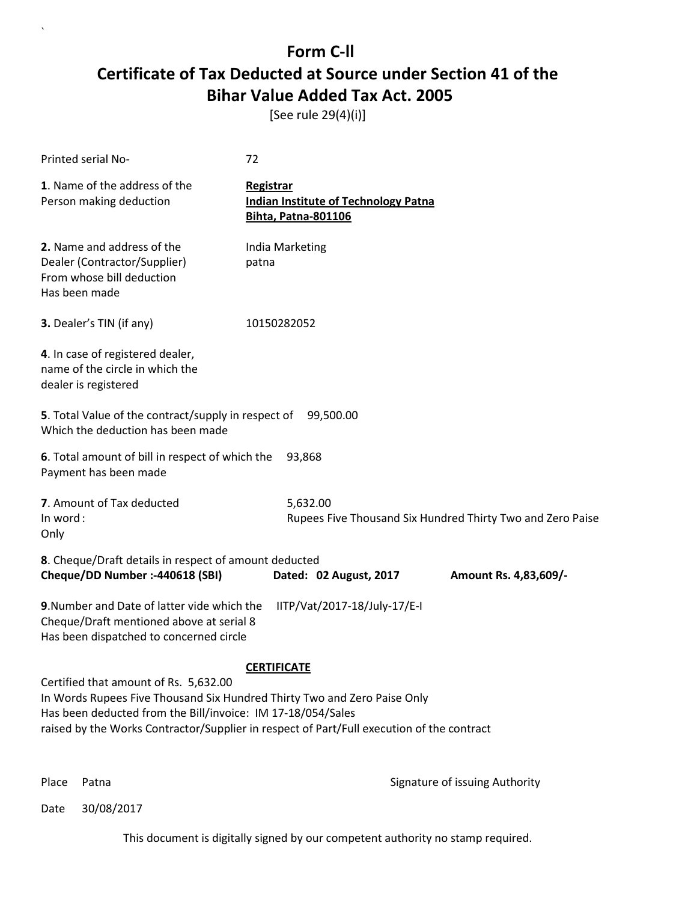# Form C-ll

# Certificate of Tax Deducted at Source under Section 41 of the Bihar Value Added Tax Act. 2005

[See rule 29(4)(i)]

Printed serial No- 72

**1**. Name of the address of the Person making deduction

**Registrar**
**Indian Institute of Technology Patna**
**Bihta, Patna-801106**

**2.** Name and address of the Dealer (Contractor/Supplier) From whose bill deduction Has been made

India Marketing
patna

**3.** Dealer's TIN (if any) 10150282052

**4**. In case of registered dealer, name of the circle in which the dealer is registered

**5**. Total Value of the contract/supply in respect of Which the deduction has been made 99,500.00

**6**. Total amount of bill in respect of which the Payment has been made 93,868

**7**. Amount of Tax deducted 5,632.00
In word : Rupees Five Thousand Six Hundred Thirty Two and Zero Paise Only

**8**. Cheque/Draft details in respect of amount deducted
**Cheque/DD Number :-440618 (SBI)** **Dated: 02 August, 2017** **Amount Rs. 4,83,609/-**

**9**.Number and Date of latter vide which the Cheque/Draft mentioned above at serial 8 Has been dispatched to concerned circle IITP/Vat/2017-18/July-17/E-I

**CERTIFICATE**

Certified that amount of Rs. 5,632.00
In Words Rupees Five Thousand Six Hundred Thirty Two and Zero Paise Only
Has been deducted from the Bill/invoice: IM 17-18/054/Sales
raised by the Works Contractor/Supplier in respect of Part/Full execution of the contract

Place Patna

Signature of issuing Authority

Date 30/08/2017

This document is digitally signed by our competent authority no stamp required.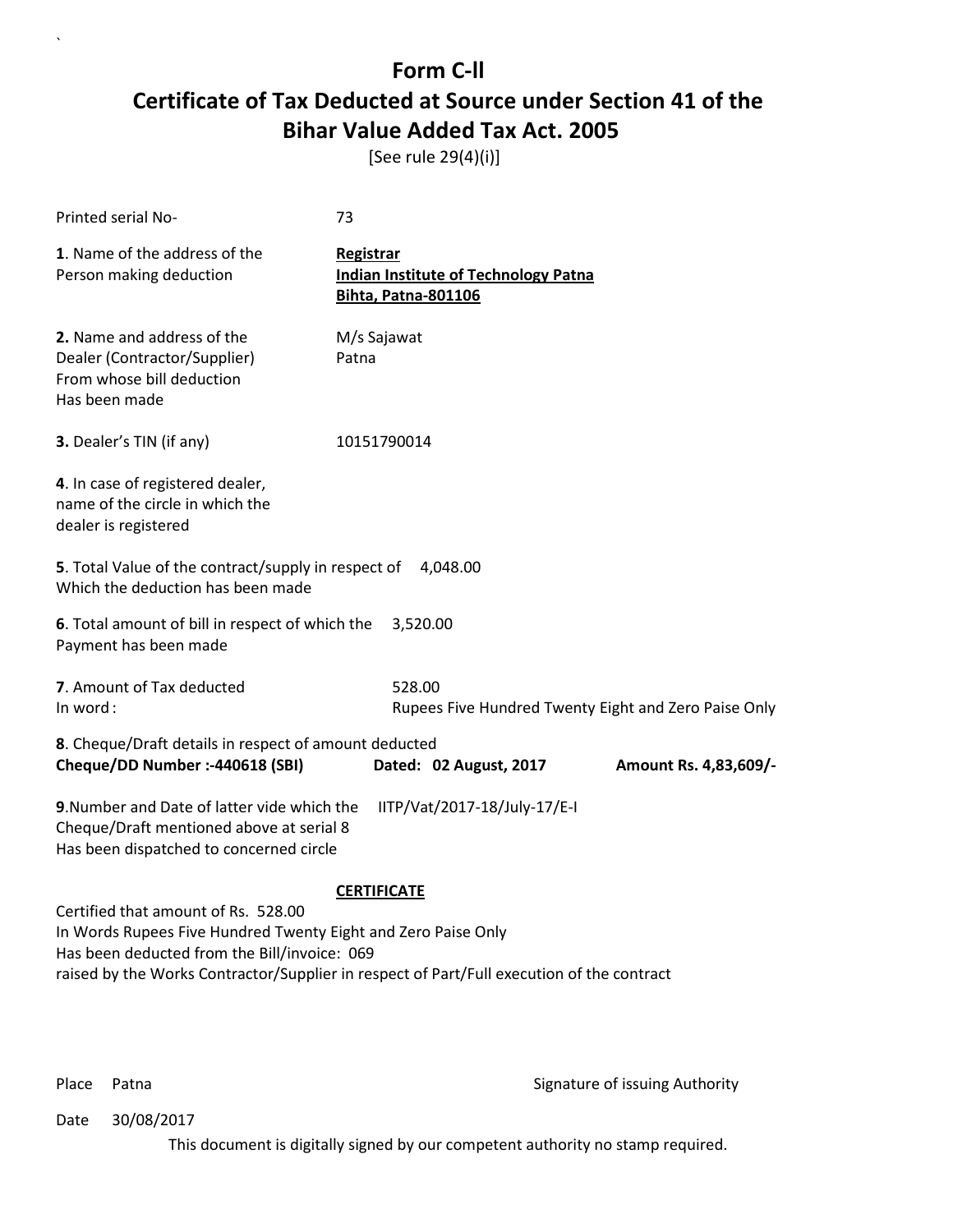# Form C-ll

## Certificate of Tax Deducted at Source under Section 41 of the Bihar Value Added Tax Act. 2005

[See rule 29(4)(i)]

Printed serial No- 73

**1**. Name of the address of the Person making deduction

**Registrar**
**Indian Institute of Technology Patna**
**Bihta, Patna-801106**

**2.** Name and address of the Dealer (Contractor/Supplier) From whose bill deduction Has been made

M/s Sajawat
Patna

**3.** Dealer's TIN (if any) 10151790014

**4**. In case of registered dealer, name of the circle in which the dealer is registered

**5**. Total Value of the contract/supply in respect of Which the deduction has been made 4,048.00

**6**. Total amount of bill in respect of which the Payment has been made 3,520.00

**7**. Amount of Tax deducted 528.00
In word : Rupees Five Hundred Twenty Eight and Zero Paise Only

**8**. Cheque/Draft details in respect of amount deducted
**Cheque/DD Number :-440618 (SBI)** **Dated: 02 August, 2017** **Amount Rs. 4,83,609/-**

**9**.Number and Date of latter vide which the Cheque/Draft mentioned above at serial 8 Has been dispatched to concerned circle IITP/Vat/2017-18/July-17/E-I

**CERTIFICATE**

Certified that amount of Rs. 528.00
In Words Rupees Five Hundred Twenty Eight and Zero Paise Only
Has been deducted from the Bill/invoice: 069
raised by the Works Contractor/Supplier in respect of Part/Full execution of the contract

Place Patna Signature of issuing Authority

Date 30/08/2017

This document is digitally signed by our competent authority no stamp required.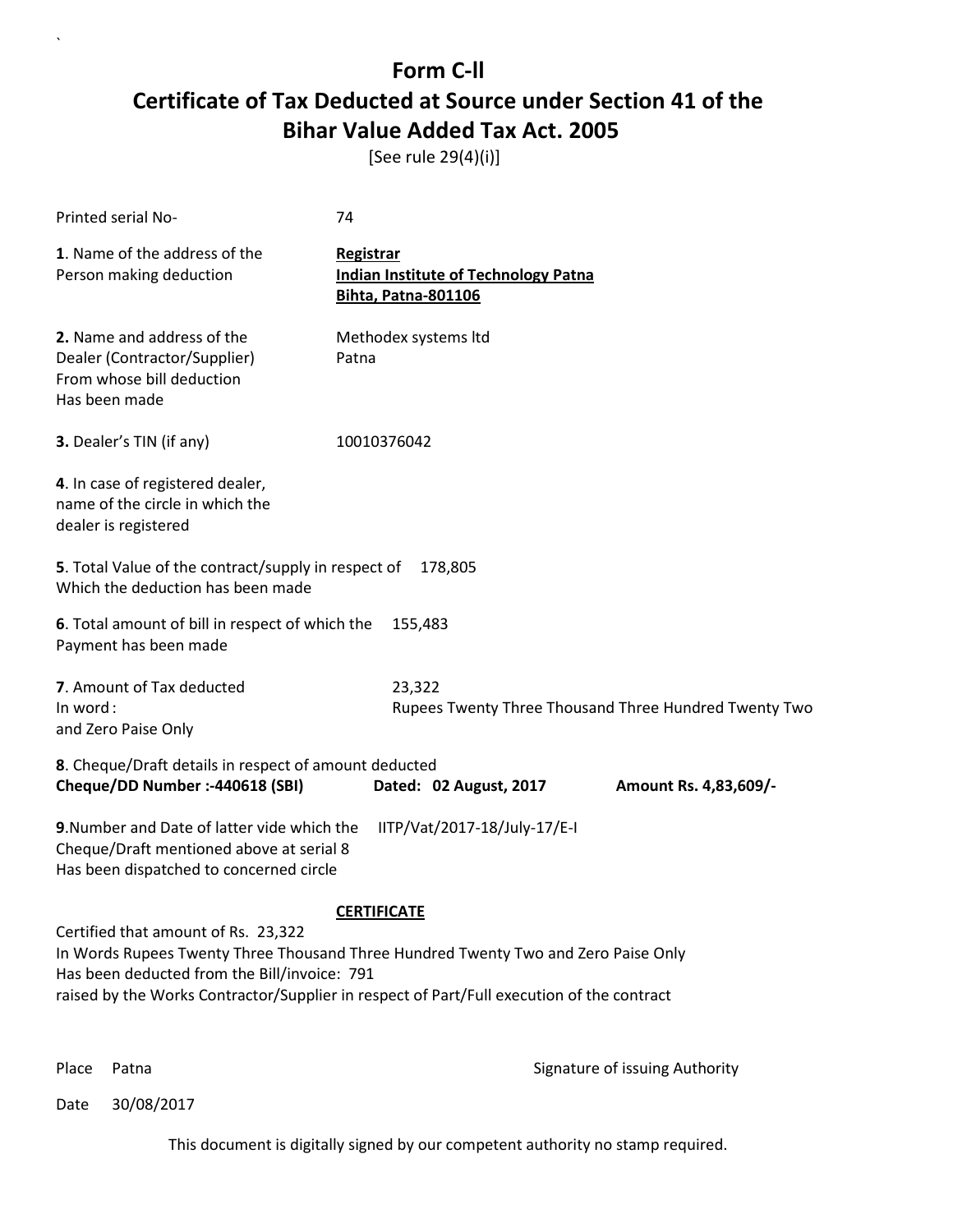# Form C-ll

# Certificate of Tax Deducted at Source under Section 41 of the Bihar Value Added Tax Act. 2005

[See rule 29(4)(i)]

Printed serial No- 74

**1**. Name of the address of the Person making deduction

**Registrar**
**Indian Institute of Technology Patna**
**Bihta, Patna-801106**

**2.** Name and address of the Dealer (Contractor/Supplier) From whose bill deduction Has been made

Methodex systems ltd
Patna

**3.** Dealer's TIN (if any) 10010376042

**4**. In case of registered dealer, name of the circle in which the dealer is registered

**5**. Total Value of the contract/supply in respect of Which the deduction has been made 178,805

**6**. Total amount of bill in respect of which the Payment has been made 155,483

**7**. Amount of Tax deducted 23,322
In word : Rupees Twenty Three Thousand Three Hundred Twenty Two and Zero Paise Only

**8**. Cheque/Draft details in respect of amount deducted
**Cheque/DD Number :-440618 (SBI)** **Dated: 02 August, 2017** **Amount Rs. 4,83,609/-**

**9**.Number and Date of latter vide which the Cheque/Draft mentioned above at serial 8 Has been dispatched to concerned circle IITP/Vat/2017-18/July-17/E-I

**CERTIFICATE**

Certified that amount of Rs. 23,322
In Words Rupees Twenty Three Thousand Three Hundred Twenty Two and Zero Paise Only
Has been deducted from the Bill/invoice: 791
raised by the Works Contractor/Supplier in respect of Part/Full execution of the contract

Place Patna

Signature of issuing Authority

Date 30/08/2017

This document is digitally signed by our competent authority no stamp required.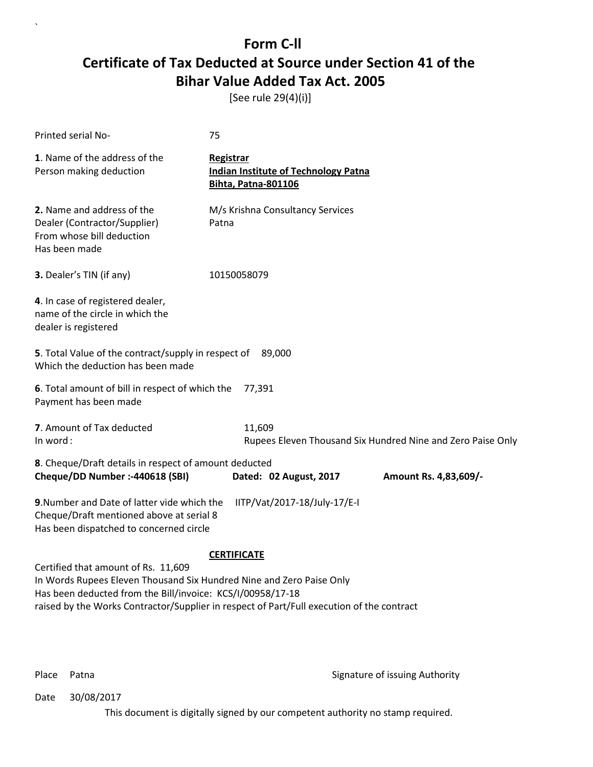# Form C-ll

## Certificate of Tax Deducted at Source under Section 41 of the Bihar Value Added Tax Act. 2005

[See rule 29(4)(i)]

Printed serial No- 75

**1**. Name of the address of the Person making deduction

**Registrar**
**Indian Institute of Technology Patna**
**Bihta, Patna-801106**

**2.** Name and address of the Dealer (Contractor/Supplier) From whose bill deduction Has been made

M/s Krishna Consultancy Services
Patna

**3.** Dealer's TIN (if any) 10150058079

**4**. In case of registered dealer, name of the circle in which the dealer is registered

**5**. Total Value of the contract/supply in respect of Which the deduction has been made 89,000

**6**. Total amount of bill in respect of which the Payment has been made 77,391

**7**. Amount of Tax deducted 11,609
In word : Rupees Eleven Thousand Six Hundred Nine and Zero Paise Only

**8**. Cheque/Draft details in respect of amount deducted
**Cheque/DD Number :-440618 (SBI)** **Dated: 02 August, 2017** **Amount Rs. 4,83,609/-**

**9**.Number and Date of latter vide which the Cheque/Draft mentioned above at serial 8 Has been dispatched to concerned circle IITP/Vat/2017-18/July-17/E-I

**CERTIFICATE**

Certified that amount of Rs. 11,609
In Words Rupees Eleven Thousand Six Hundred Nine and Zero Paise Only
Has been deducted from the Bill/invoice: KCS/I/00958/17-18
raised by the Works Contractor/Supplier in respect of Part/Full execution of the contract

Place Patna

Signature of issuing Authority

Date 30/08/2017

This document is digitally signed by our competent authority no stamp required.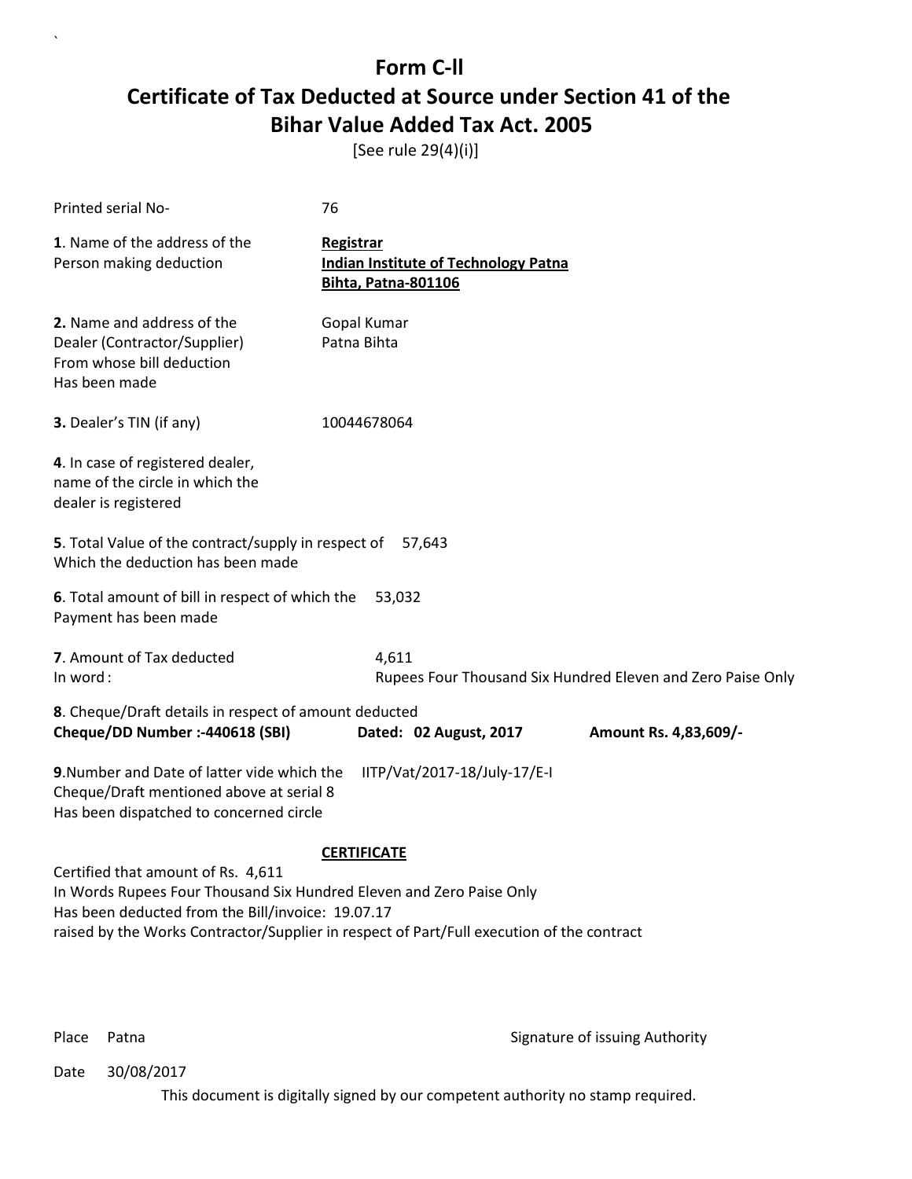# Form C-ll

## Certificate of Tax Deducted at Source under Section 41 of the Bihar Value Added Tax Act. 2005

[See rule 29(4)(i)]

Printed serial No- 76

**1**. Name of the address of the Person making deduction

**Registrar**
**Indian Institute of Technology Patna**
**Bihta, Patna-801106**

**2.** Name and address of the Dealer (Contractor/Supplier) From whose bill deduction Has been made

Gopal Kumar
Patna Bihta

**3.** Dealer's TIN (if any) 10044678064

**4**. In case of registered dealer, name of the circle in which the dealer is registered

**5**. Total Value of the contract/supply in respect of Which the deduction has been made 57,643

**6**. Total amount of bill in respect of which the Payment has been made 53,032

**7**. Amount of Tax deducted 4,611
In word : Rupees Four Thousand Six Hundred Eleven and Zero Paise Only

**8**. Cheque/Draft details in respect of amount deducted
**Cheque/DD Number :-440618 (SBI)** **Dated: 02 August, 2017** **Amount Rs. 4,83,609/-**

**9**.Number and Date of latter vide which the Cheque/Draft mentioned above at serial 8 Has been dispatched to concerned circle IITP/Vat/2017-18/July-17/E-I

**CERTIFICATE**

Certified that amount of Rs. 4,611
In Words Rupees Four Thousand Six Hundred Eleven and Zero Paise Only
Has been deducted from the Bill/invoice: 19.07.17
raised by the Works Contractor/Supplier in respect of Part/Full execution of the contract

Place Patna

Signature of issuing Authority

Date 30/08/2017

This document is digitally signed by our competent authority no stamp required.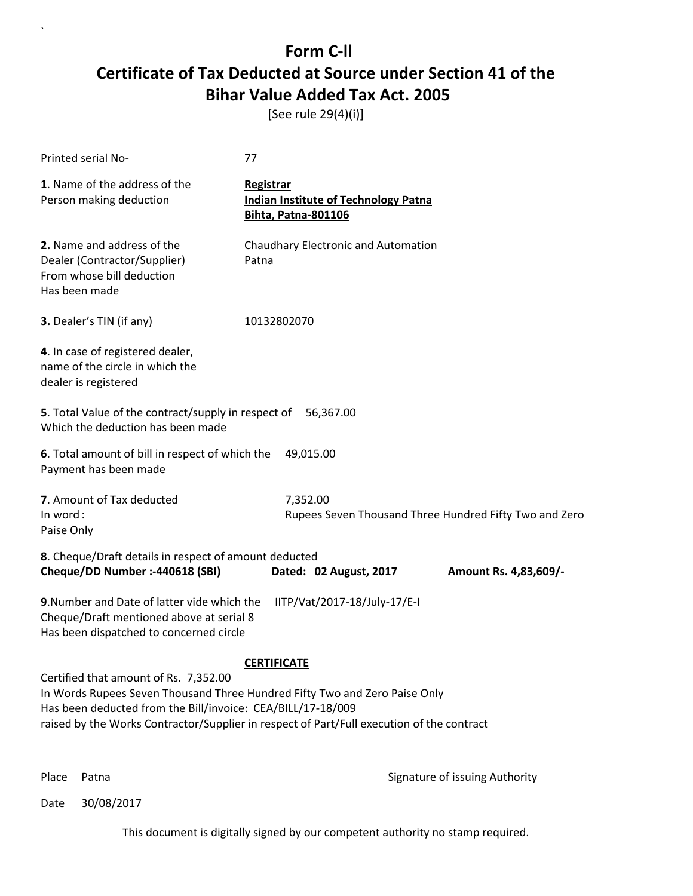# Form C-ll

# Certificate of Tax Deducted at Source under Section 41 of the Bihar Value Added Tax Act. 2005

[See rule 29(4)(i)]

Printed serial No- 77

**1**. Name of the address of the Person making deduction

**Registrar**
**Indian Institute of Technology Patna**
**Bihta, Patna-801106**

**2.** Name and address of the Dealer (Contractor/Supplier) From whose bill deduction Has been made

Chaudhary Electronic and Automation
Patna

**3.** Dealer's TIN (if any) 10132802070

**4**. In case of registered dealer, name of the circle in which the dealer is registered

**5**. Total Value of the contract/supply in respect of Which the deduction has been made 56,367.00

**6**. Total amount of bill in respect of which the Payment has been made 49,015.00

**7**. Amount of Tax deducted 7,352.00
In word : Rupees Seven Thousand Three Hundred Fifty Two and Zero Paise Only

**8**. Cheque/Draft details in respect of amount deducted
**Cheque/DD Number :-440618 (SBI)** **Dated: 02 August, 2017** **Amount Rs. 4,83,609/-**

**9**.Number and Date of latter vide which the Cheque/Draft mentioned above at serial 8 Has been dispatched to concerned circle IITP/Vat/2017-18/July-17/E-I

**CERTIFICATE**

Certified that amount of Rs. 7,352.00
In Words Rupees Seven Thousand Three Hundred Fifty Two and Zero Paise Only
Has been deducted from the Bill/invoice: CEA/BILL/17-18/009
raised by the Works Contractor/Supplier in respect of Part/Full execution of the contract

Place Patna Signature of issuing Authority

Date 30/08/2017

This document is digitally signed by our competent authority no stamp required.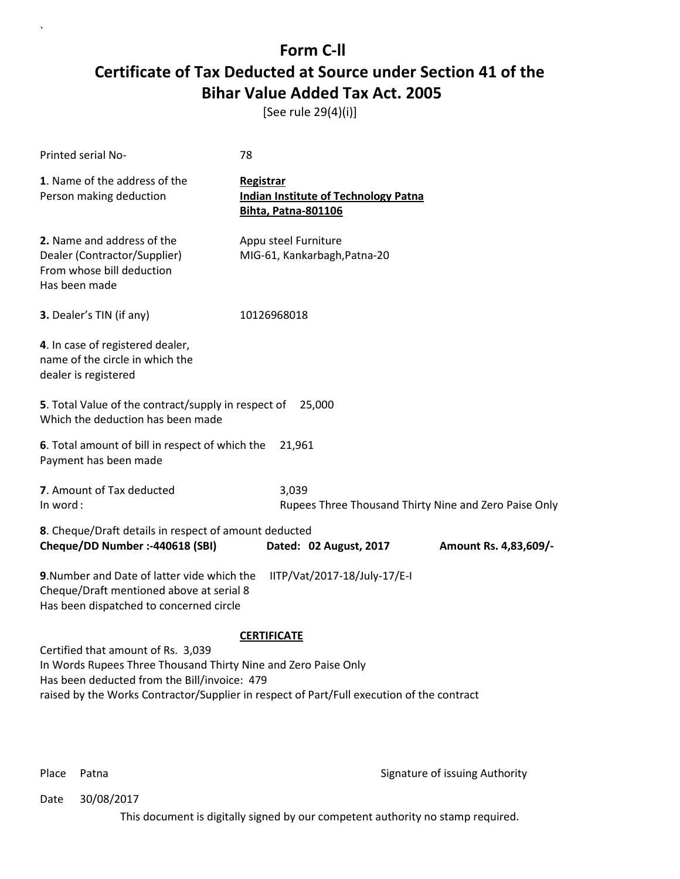# Form C-II

# Certificate of Tax Deducted at Source under Section 41 of the Bihar Value Added Tax Act. 2005

[See rule 29(4)(i)]

Printed serial No- 78

**1**. Name of the address of the Person making deduction

**Registrar**
**Indian Institute of Technology Patna**
**Bihta, Patna-801106**

**2.** Name and address of the Dealer (Contractor/Supplier) From whose bill deduction Has been made

Appu steel Furniture
MIG-61, Kankarbagh,Patna-20

**3.** Dealer's TIN (if any) 10126968018

**4**. In case of registered dealer, name of the circle in which the dealer is registered

**5**. Total Value of the contract/supply in respect of Which the deduction has been made 25,000

**6**. Total amount of bill in respect of which the Payment has been made 21,961

**7**. Amount of Tax deducted 3,039
In word : Rupees Three Thousand Thirty Nine and Zero Paise Only

**8**. Cheque/Draft details in respect of amount deducted
**Cheque/DD Number :-440618 (SBI)** **Dated: 02 August, 2017** **Amount Rs. 4,83,609/-**

**9**.Number and Date of latter vide which the Cheque/Draft mentioned above at serial 8 Has been dispatched to concerned circle IITP/Vat/2017-18/July-17/E-I

**CERTIFICATE**

Certified that amount of Rs. 3,039
In Words Rupees Three Thousand Thirty Nine and Zero Paise Only
Has been deducted from the Bill/invoice: 479
raised by the Works Contractor/Supplier in respect of Part/Full execution of the contract

Place Patna

Signature of issuing Authority

Date 30/08/2017

This document is digitally signed by our competent authority no stamp required.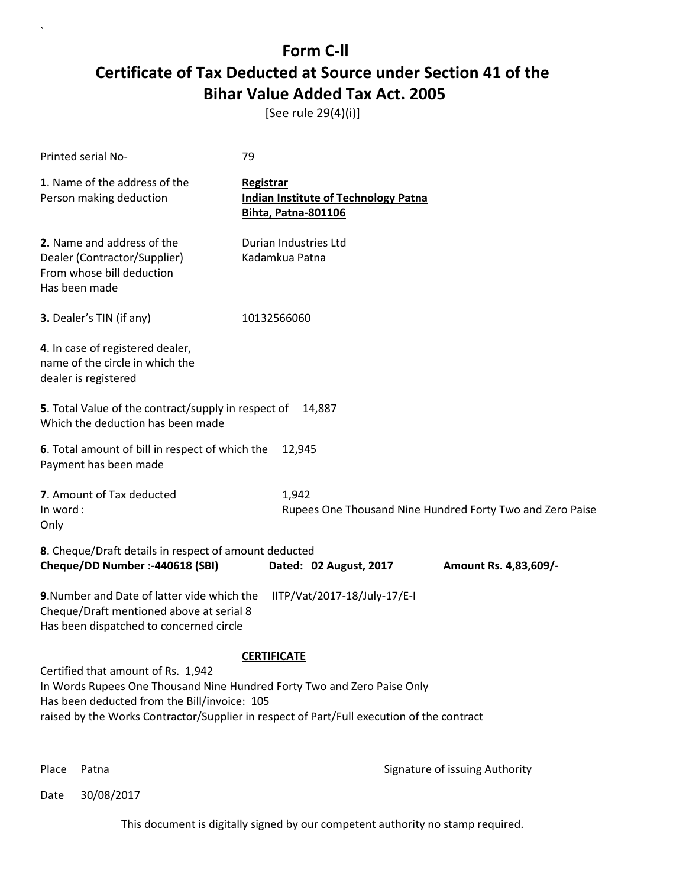# Form C-ll
# Certificate of Tax Deducted at Source under Section 41 of the Bihar Value Added Tax Act. 2005

[See rule 29(4)(i)]

Printed serial No- 79

**1**. Name of the address of the Person making deduction

**Registrar**
**Indian Institute of Technology Patna**
**Bihta, Patna-801106**

**2.** Name and address of the Dealer (Contractor/Supplier) From whose bill deduction Has been made

Durian Industries Ltd
Kadamkua Patna

**3.** Dealer's TIN (if any) 10132566060

**4**. In case of registered dealer, name of the circle in which the dealer is registered

**5**. Total Value of the contract/supply in respect of Which the deduction has been made 14,887

**6**. Total amount of bill in respect of which the Payment has been made 12,945

**7**. Amount of Tax deducted 1,942
In word : Rupees One Thousand Nine Hundred Forty Two and Zero Paise
Only

**8**. Cheque/Draft details in respect of amount deducted
**Cheque/DD Number :-440618 (SBI)** **Dated: 02 August, 2017** **Amount Rs. 4,83,609/-**

**9**.Number and Date of latter vide which the Cheque/Draft mentioned above at serial 8 Has been dispatched to concerned circle IITP/Vat/2017-18/July-17/E-I

**CERTIFICATE**

Certified that amount of Rs. 1,942
In Words Rupees One Thousand Nine Hundred Forty Two and Zero Paise Only
Has been deducted from the Bill/invoice: 105
raised by the Works Contractor/Supplier in respect of Part/Full execution of the contract

Place Patna

Signature of issuing Authority

Date 30/08/2017

This document is digitally signed by our competent authority no stamp required.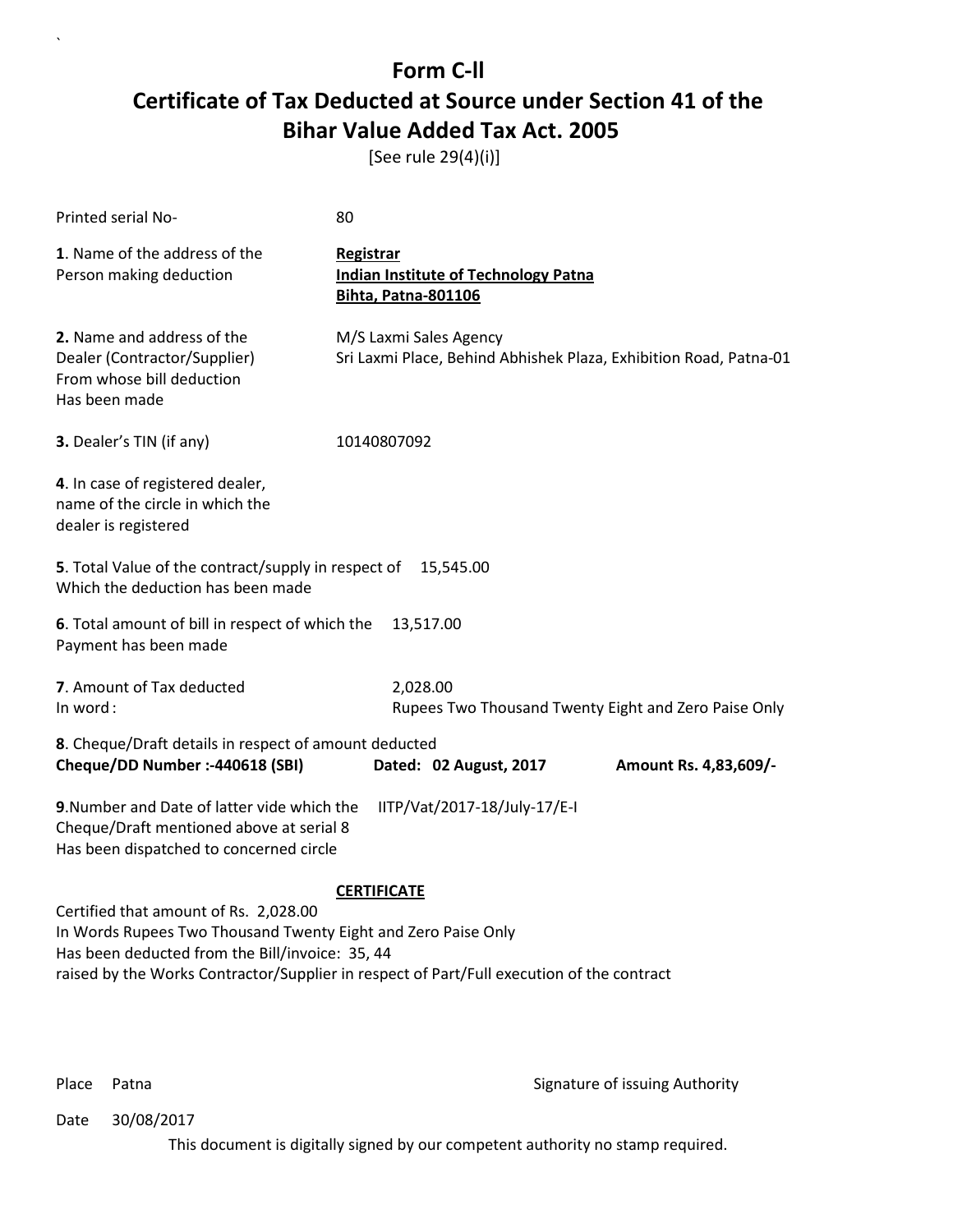# Form C-ll

# Certificate of Tax Deducted at Source under Section 41 of the Bihar Value Added Tax Act. 2005

[See rule 29(4)(i)]

| | |
|---|---|
| Printed serial No- | 80 |
| **1**. Name of the address of the Person making deduction | **Registrar**<br>**Indian Institute of Technology Patna**<br>**Bihta, Patna-801106** |
| **2.** Name and address of the Dealer (Contractor/Supplier) From whose bill deduction Has been made | M/S Laxmi Sales Agency<br>Sri Laxmi Place, Behind Abhishek Plaza, Exhibition Road, Patna-01 |
| **3.** Dealer's TIN (if any) | 10140807092 |
| **4**. In case of registered dealer, name of the circle in which the dealer is registered | |
| **5**. Total Value of the contract/supply in respect of Which the deduction has been made | 15,545.00 |
| **6**. Total amount of bill in respect of which the Payment has been made | 13,517.00 |
| **7**. Amount of Tax deducted<br>In word : | 2,028.00<br>Rupees Two Thousand Twenty Eight and Zero Paise Only |

**8**. Cheque/Draft details in respect of amount deducted

**Cheque/DD Number :-440618 (SBI)** **Dated: 02 August, 2017** **Amount Rs. 4,83,609/-**

**9**.Number and Date of latter vide which the Cheque/Draft mentioned above at serial 8 Has been dispatched to concerned circle IITP/Vat/2017-18/July-17/E-I

**CERTIFICATE**

Certified that amount of Rs. 2,028.00
In Words Rupees Two Thousand Twenty Eight and Zero Paise Only
Has been deducted from the Bill/invoice: 35, 44
raised by the Works Contractor/Supplier in respect of Part/Full execution of the contract

Place Patna

Signature of issuing Authority

Date 30/08/2017

This document is digitally signed by our competent authority no stamp required.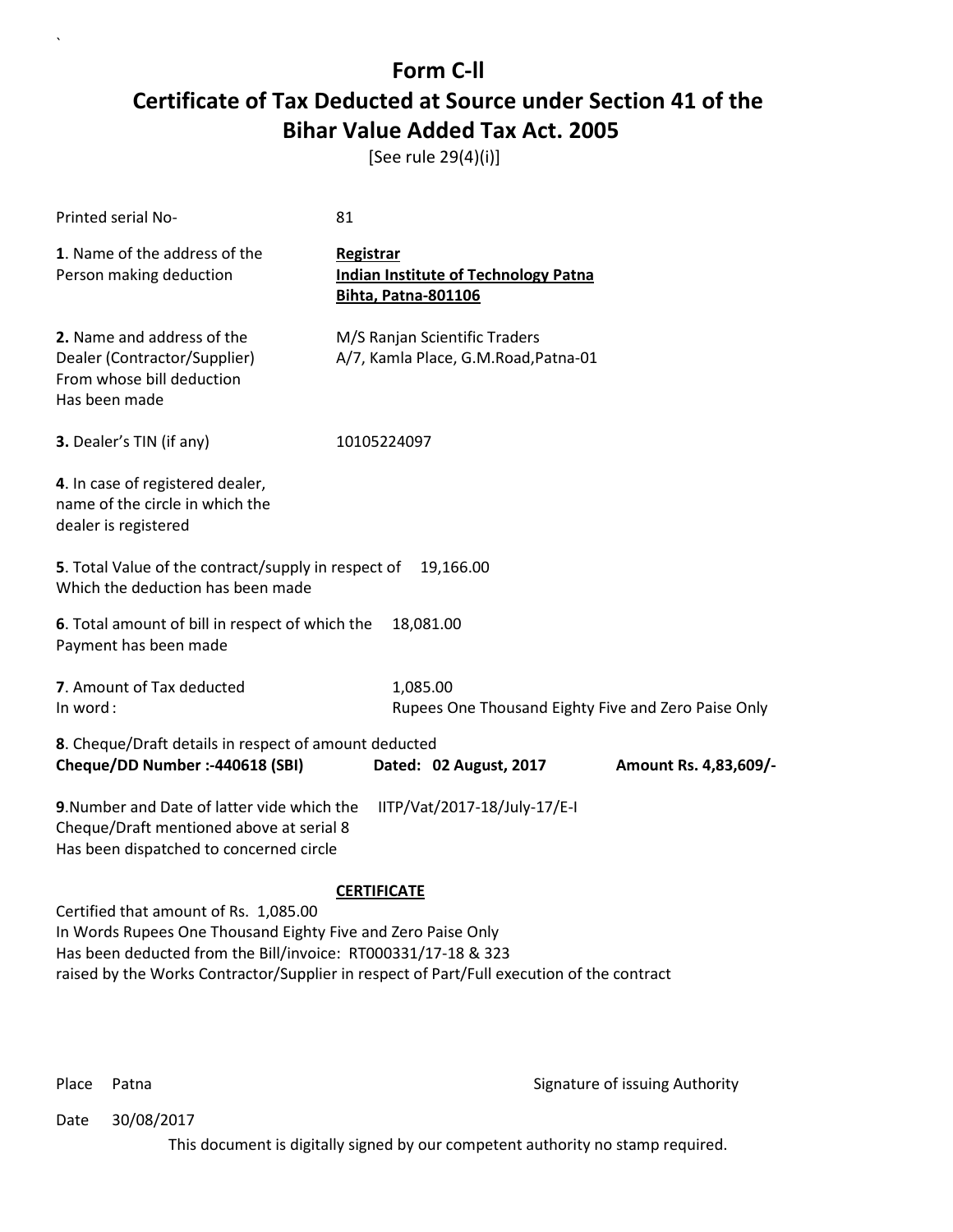# Form C-ll

# Certificate of Tax Deducted at Source under Section 41 of the Bihar Value Added Tax Act. 2005

[See rule 29(4)(i)]

Printed serial No- 81

**1**. Name of the address of the Person making deduction

**Registrar**
**Indian Institute of Technology Patna**
**Bihta, Patna-801106**

**2.** Name and address of the Dealer (Contractor/Supplier) From whose bill deduction Has been made

M/S Ranjan Scientific Traders
A/7, Kamla Place, G.M.Road,Patna-01

**3.** Dealer's TIN (if any) 10105224097

**4**. In case of registered dealer, name of the circle in which the dealer is registered

**5**. Total Value of the contract/supply in respect of Which the deduction has been made 19,166.00

**6**. Total amount of bill in respect of which the Payment has been made 18,081.00

**7**. Amount of Tax deducted 1,085.00
In word : Rupees One Thousand Eighty Five and Zero Paise Only

**8**. Cheque/Draft details in respect of amount deducted
**Cheque/DD Number :-440618 (SBI)** **Dated: 02 August, 2017** **Amount Rs. 4,83,609/-**

**9**.Number and Date of latter vide which the Cheque/Draft mentioned above at serial 8 Has been dispatched to concerned circle IITP/Vat/2017-18/July-17/E-I

**CERTIFICATE**

Certified that amount of Rs. 1,085.00
In Words Rupees One Thousand Eighty Five and Zero Paise Only
Has been deducted from the Bill/invoice: RT000331/17-18 & 323
raised by the Works Contractor/Supplier in respect of Part/Full execution of the contract

Place Patna

Signature of issuing Authority

Date 30/08/2017

This document is digitally signed by our competent authority no stamp required.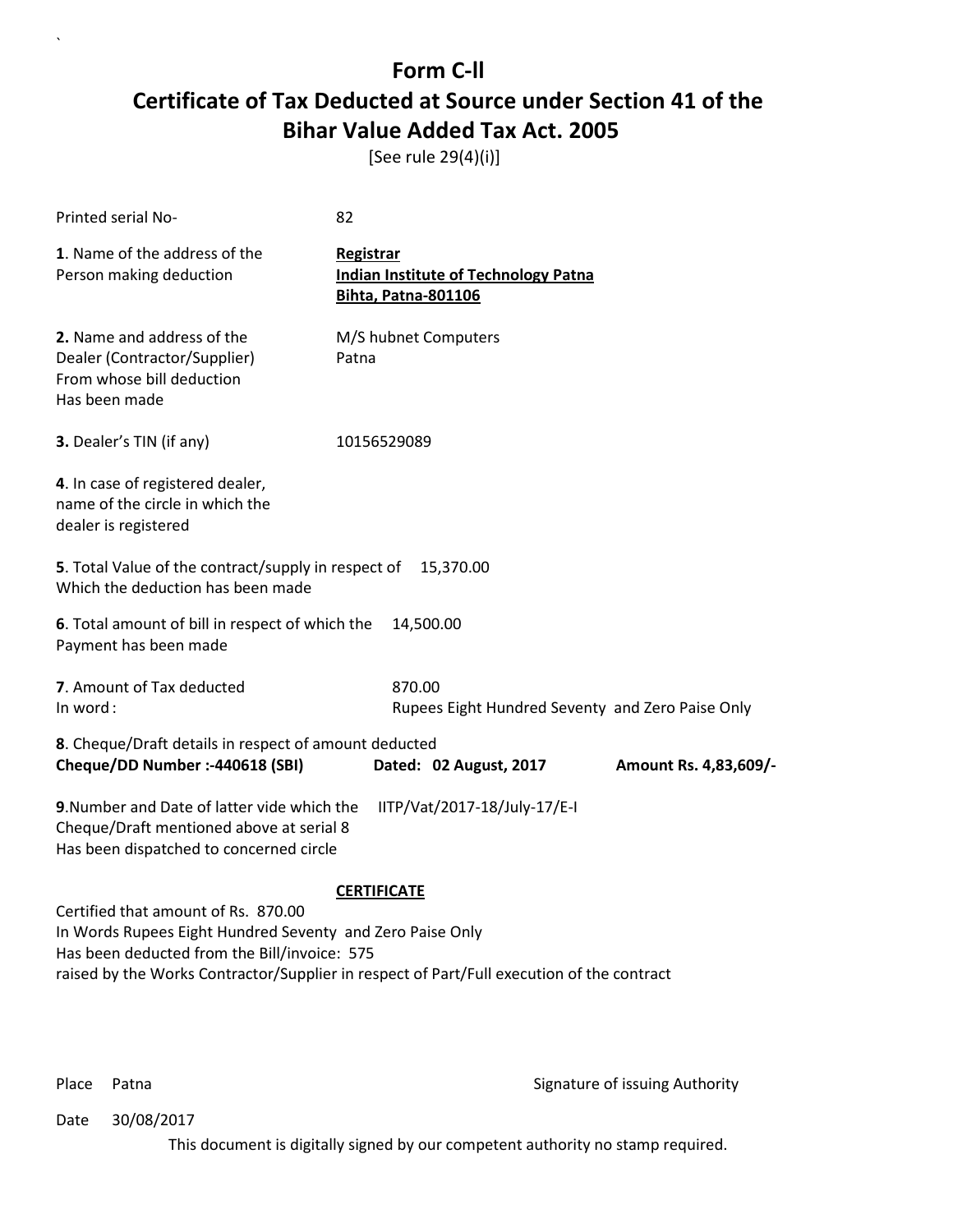# Form C-ll

# Certificate of Tax Deducted at Source under Section 41 of the Bihar Value Added Tax Act. 2005

[See rule 29(4)(i)]

Printed serial No- 82

**1**. Name of the address of the Person making deduction

**Registrar**
**Indian Institute of Technology Patna**
**Bihta, Patna-801106**

**2.** Name and address of the Dealer (Contractor/Supplier) From whose bill deduction Has been made

M/S hubnet Computers
Patna

**3.** Dealer's TIN (if any) 10156529089

**4**. In case of registered dealer, name of the circle in which the dealer is registered

**5**. Total Value of the contract/supply in respect of Which the deduction has been made 15,370.00

**6**. Total amount of bill in respect of which the Payment has been made 14,500.00

**7**. Amount of Tax deducted 870.00
In word : Rupees Eight Hundred Seventy and Zero Paise Only

**8**. Cheque/Draft details in respect of amount deducted
**Cheque/DD Number :-440618 (SBI)** **Dated: 02 August, 2017** **Amount Rs. 4,83,609/-**

**9**.Number and Date of latter vide which the Cheque/Draft mentioned above at serial 8 Has been dispatched to concerned circle IITP/Vat/2017-18/July-17/E-I

**CERTIFICATE**

Certified that amount of Rs. 870.00
In Words Rupees Eight Hundred Seventy and Zero Paise Only
Has been deducted from the Bill/invoice: 575
raised by the Works Contractor/Supplier in respect of Part/Full execution of the contract

Place Patna Signature of issuing Authority

Date 30/08/2017

This document is digitally signed by our competent authority no stamp required.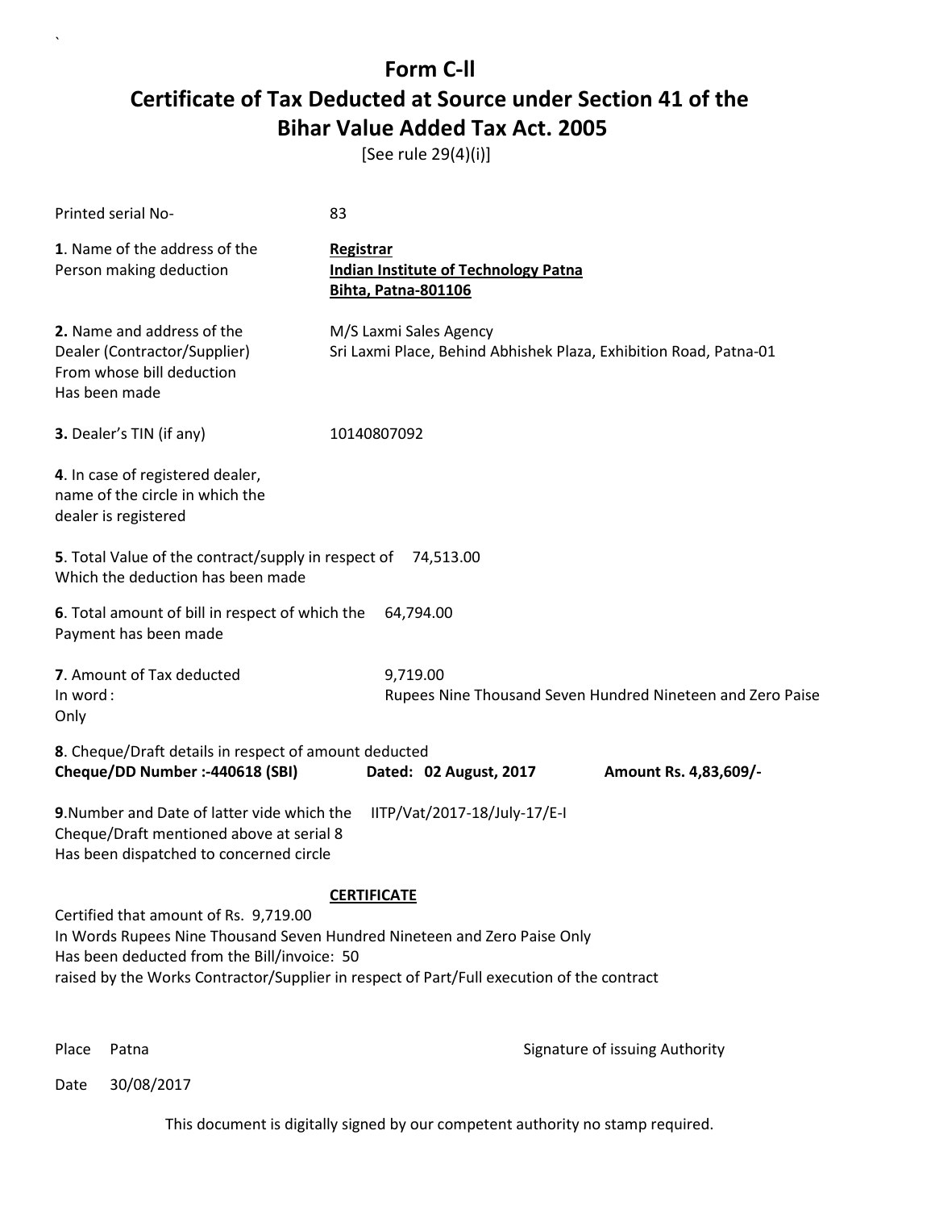# Form C-ll

# Certificate of Tax Deducted at Source under Section 41 of the Bihar Value Added Tax Act. 2005

[See rule 29(4)(i)]

Printed serial No- 83

**1**. Name of the address of the Person making deduction

**Registrar**
**Indian Institute of Technology Patna**
**Bihta, Patna-801106**

**2.** Name and address of the Dealer (Contractor/Supplier) From whose bill deduction Has been made

M/S Laxmi Sales Agency
Sri Laxmi Place, Behind Abhishek Plaza, Exhibition Road, Patna-01

**3.** Dealer's TIN (if any) 10140807092

**4**. In case of registered dealer, name of the circle in which the dealer is registered

**5**. Total Value of the contract/supply in respect of Which the deduction has been made 74,513.00

**6**. Total amount of bill in respect of which the Payment has been made 64,794.00

**7**. Amount of Tax deducted 9,719.00
In word : Only Rupees Nine Thousand Seven Hundred Nineteen and Zero Paise

**8**. Cheque/Draft details in respect of amount deducted
**Cheque/DD Number :-440618 (SBI)** **Dated: 02 August, 2017** **Amount Rs. 4,83,609/-**

**9**.Number and Date of latter vide which the Cheque/Draft mentioned above at serial 8 Has been dispatched to concerned circle IITP/Vat/2017-18/July-17/E-I

**CERTIFICATE**

Certified that amount of Rs. 9,719.00
In Words Rupees Nine Thousand Seven Hundred Nineteen and Zero Paise Only
Has been deducted from the Bill/invoice: 50
raised by the Works Contractor/Supplier in respect of Part/Full execution of the contract

Place Patna

Signature of issuing Authority

Date 30/08/2017

This document is digitally signed by our competent authority no stamp required.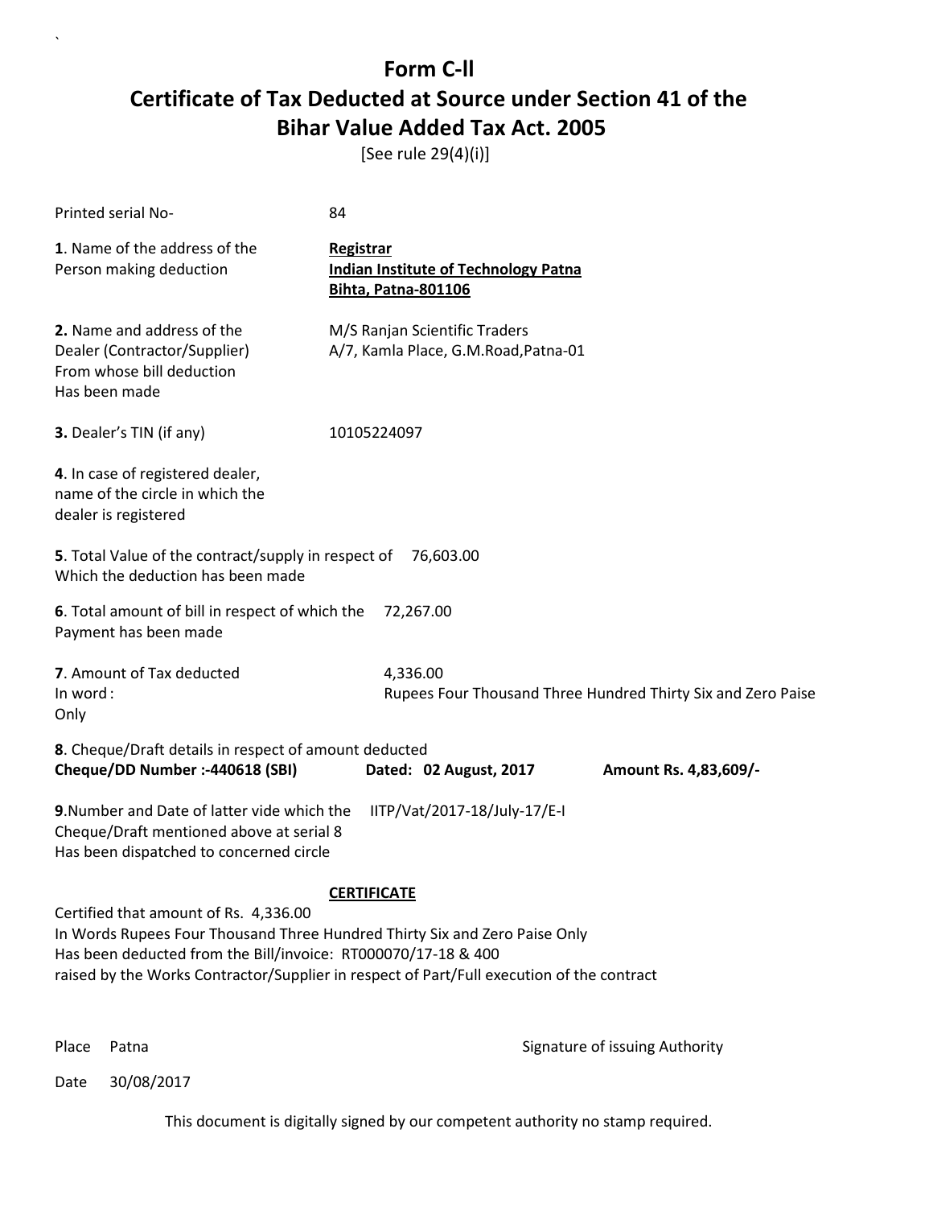# Form C-ll

# Certificate of Tax Deducted at Source under Section 41 of the Bihar Value Added Tax Act. 2005

[See rule 29(4)(i)]

Printed serial No- 84

**1**. Name of the address of the Person making deduction

**Registrar**
**Indian Institute of Technology Patna**
**Bihta, Patna-801106**

**2.** Name and address of the Dealer (Contractor/Supplier) From whose bill deduction Has been made

M/S Ranjan Scientific Traders
A/7, Kamla Place, G.M.Road,Patna-01

**3.** Dealer's TIN (if any) 10105224097

**4**. In case of registered dealer, name of the circle in which the dealer is registered

**5**. Total Value of the contract/supply in respect of Which the deduction has been made 76,603.00

**6**. Total amount of bill in respect of which the Payment has been made 72,267.00

**7**. Amount of Tax deducted 4,336.00
In word : Rupees Four Thousand Three Hundred Thirty Six and Zero Paise Only

**8**. Cheque/Draft details in respect of amount deducted
**Cheque/DD Number :-440618 (SBI)** **Dated: 02 August, 2017** **Amount Rs. 4,83,609/-**

**9**.Number and Date of latter vide which the Cheque/Draft mentioned above at serial 8 Has been dispatched to concerned circle IITP/Vat/2017-18/July-17/E-I

**CERTIFICATE**

Certified that amount of Rs. 4,336.00
In Words Rupees Four Thousand Three Hundred Thirty Six and Zero Paise Only
Has been deducted from the Bill/invoice: RT000070/17-18 & 400
raised by the Works Contractor/Supplier in respect of Part/Full execution of the contract

Place Patna

Signature of issuing Authority

Date 30/08/2017

This document is digitally signed by our competent authority no stamp required.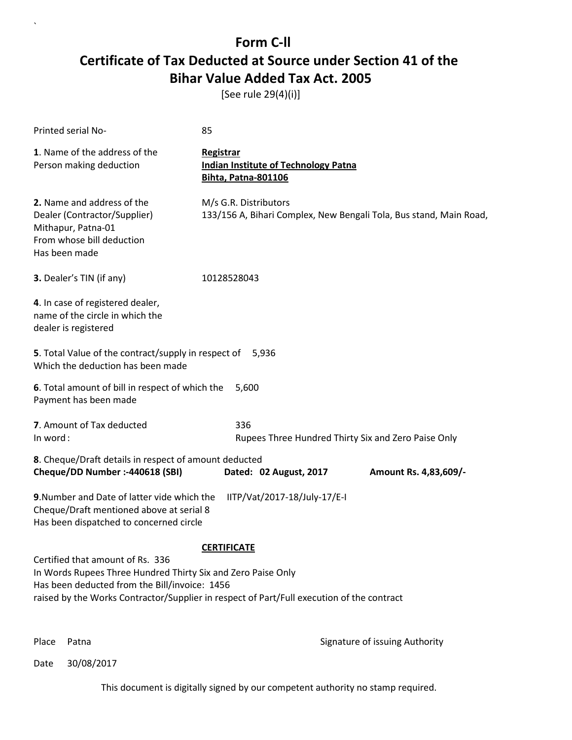# Form C-II

# Certificate of Tax Deducted at Source under Section 41 of the Bihar Value Added Tax Act. 2005

[See rule 29(4)(i)]

Printed serial No- 85

**1**. Name of the address of the Person making deduction

**Registrar**
**Indian Institute of Technology Patna**
**Bihta, Patna-801106**

**2.** Name and address of the Dealer (Contractor/Supplier) Mithapur, Patna-01 From whose bill deduction Has been made

M/s G.R. Distributors
133/156 A, Bihari Complex, New Bengali Tola, Bus stand, Main Road,

**3.** Dealer's TIN (if any) 10128528043

**4**. In case of registered dealer, name of the circle in which the dealer is registered

**5**. Total Value of the contract/supply in respect of Which the deduction has been made 5,936

**6**. Total amount of bill in respect of which the Payment has been made 5,600

**7**. Amount of Tax deducted 336
In word : Rupees Three Hundred Thirty Six and Zero Paise Only

**8**. Cheque/Draft details in respect of amount deducted
**Cheque/DD Number :-440618 (SBI)** **Dated: 02 August, 2017** **Amount Rs. 4,83,609/-**

**9**.Number and Date of latter vide which the Cheque/Draft mentioned above at serial 8 Has been dispatched to concerned circle IITP/Vat/2017-18/July-17/E-I

**CERTIFICATE**

Certified that amount of Rs. 336
In Words Rupees Three Hundred Thirty Six and Zero Paise Only
Has been deducted from the Bill/invoice: 1456
raised by the Works Contractor/Supplier in respect of Part/Full execution of the contract

Place Patna

Signature of issuing Authority

Date 30/08/2017

This document is digitally signed by our competent authority no stamp required.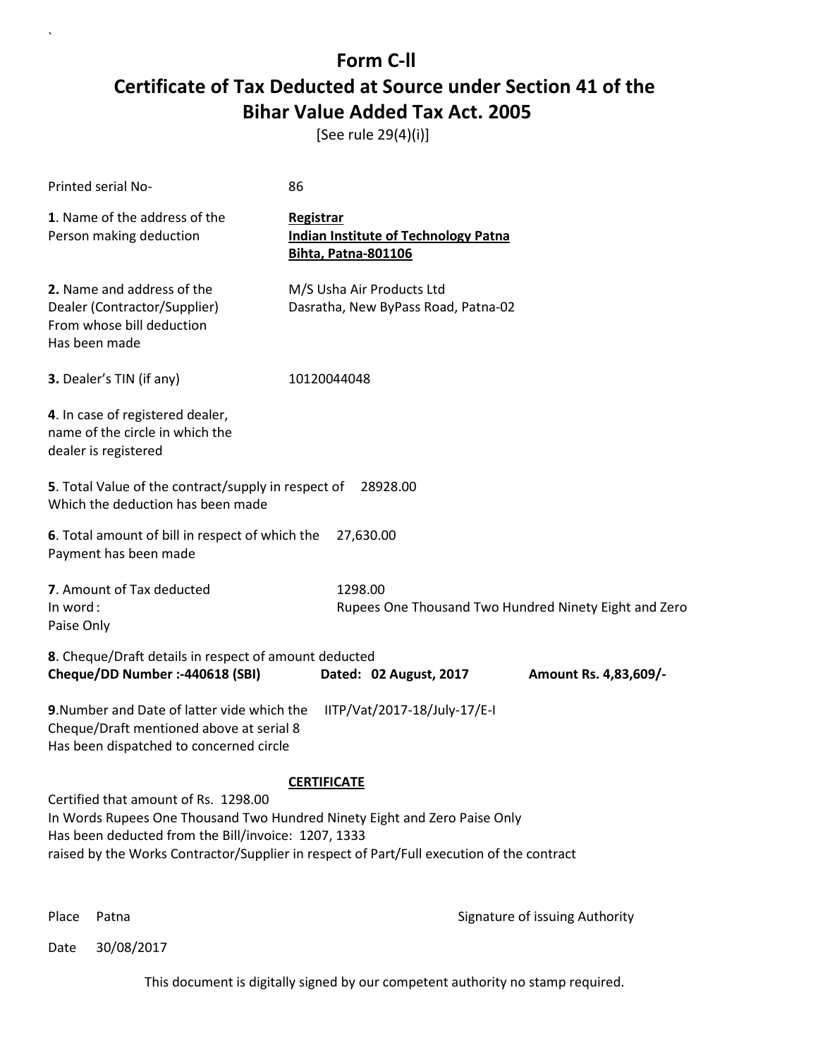# Form C-ll

# Certificate of Tax Deducted at Source under Section 41 of the Bihar Value Added Tax Act. 2005

[See rule 29(4)(i)]

Printed serial No- 86

**1**. Name of the address of the Person making deduction

**Registrar**
**Indian Institute of Technology Patna**
**Bihta, Patna-801106**

**2.** Name and address of the Dealer (Contractor/Supplier) From whose bill deduction Has been made

M/S Usha Air Products Ltd
Dasratha, New ByPass Road, Patna-02

**3.** Dealer's TIN (if any) 10120044048

**4**. In case of registered dealer, name of the circle in which the dealer is registered

**5**. Total Value of the contract/supply in respect of Which the deduction has been made 28928.00

**6**. Total amount of bill in respect of which the Payment has been made 27,630.00

**7**. Amount of Tax deducted 1298.00
In word : Rupees One Thousand Two Hundred Ninety Eight and Zero Paise Only

**8**. Cheque/Draft details in respect of amount deducted
**Cheque/DD Number :-440618 (SBI)** **Dated: 02 August, 2017** **Amount Rs. 4,83,609/-**

**9**.Number and Date of latter vide which the Cheque/Draft mentioned above at serial 8 Has been dispatched to concerned circle IITP/Vat/2017-18/July-17/E-I

**CERTIFICATE**

Certified that amount of Rs. 1298.00
In Words Rupees One Thousand Two Hundred Ninety Eight and Zero Paise Only
Has been deducted from the Bill/invoice: 1207, 1333
raised by the Works Contractor/Supplier in respect of Part/Full execution of the contract

Place Patna

Signature of issuing Authority

Date 30/08/2017

This document is digitally signed by our competent authority no stamp required.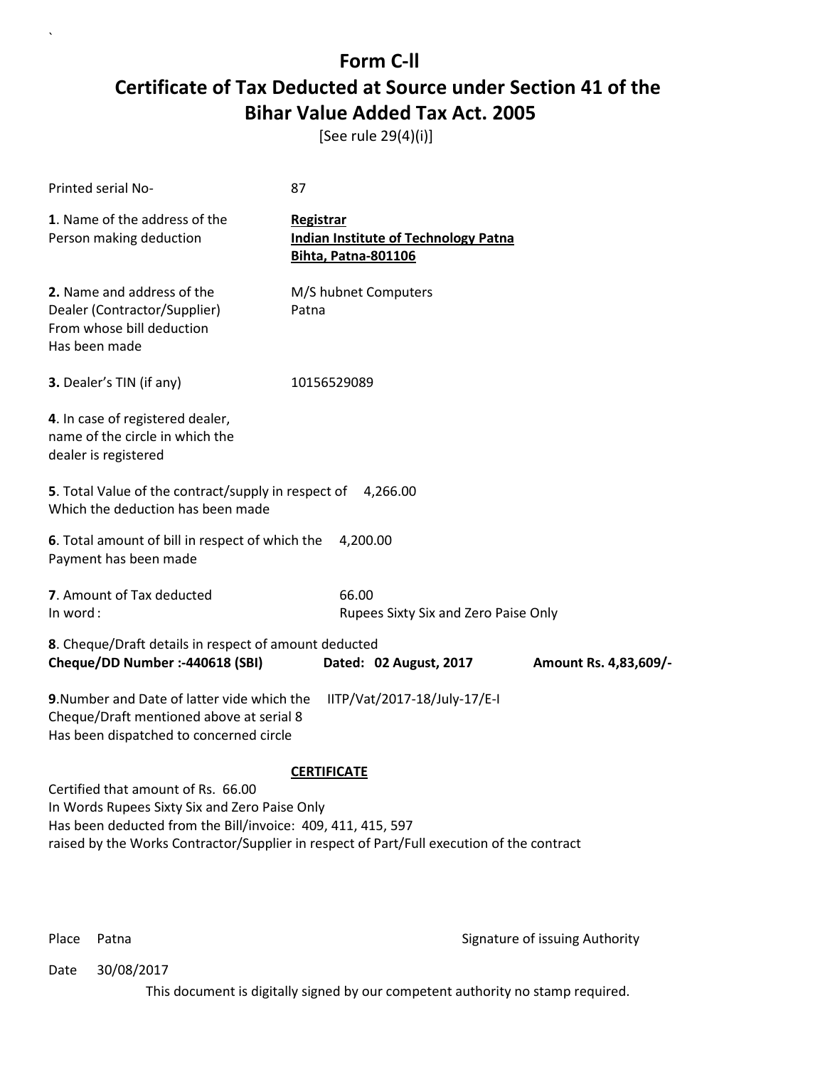# Form C-ll

# Certificate of Tax Deducted at Source under Section 41 of the Bihar Value Added Tax Act. 2005

[See rule 29(4)(i)]

Printed serial No- 87

**1**. Name of the address of the Person making deduction

**Registrar**
**Indian Institute of Technology Patna**
**Bihta, Patna-801106**

**2.** Name and address of the Dealer (Contractor/Supplier) From whose bill deduction Has been made

M/S hubnet Computers
Patna

**3.** Dealer's TIN (if any) 10156529089

**4**. In case of registered dealer, name of the circle in which the dealer is registered

**5**. Total Value of the contract/supply in respect of Which the deduction has been made 4,266.00

**6**. Total amount of bill in respect of which the Payment has been made 4,200.00

**7**. Amount of Tax deducted 66.00
In word : Rupees Sixty Six and Zero Paise Only

**8**. Cheque/Draft details in respect of amount deducted
**Cheque/DD Number :-440618 (SBI)** **Dated: 02 August, 2017** **Amount Rs. 4,83,609/-**

**9**.Number and Date of latter vide which the Cheque/Draft mentioned above at serial 8 Has been dispatched to concerned circle IITP/Vat/2017-18/July-17/E-I

**CERTIFICATE**

Certified that amount of Rs. 66.00
In Words Rupees Sixty Six and Zero Paise Only
Has been deducted from the Bill/invoice: 409, 411, 415, 597
raised by the Works Contractor/Supplier in respect of Part/Full execution of the contract

Place Patna

Signature of issuing Authority

Date 30/08/2017

This document is digitally signed by our competent authority no stamp required.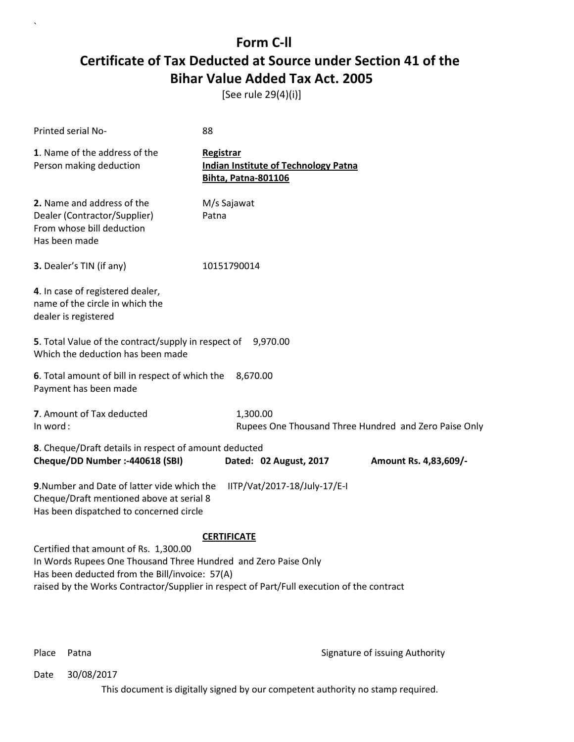# Form C-ll

## Certificate of Tax Deducted at Source under Section 41 of the Bihar Value Added Tax Act. 2005

[See rule 29(4)(i)]

Printed serial No- 88

**1**. Name of the address of the Person making deduction

**Registrar**
**Indian Institute of Technology Patna**
**Bihta, Patna-801106**

**2.** Name and address of the Dealer (Contractor/Supplier) From whose bill deduction Has been made

M/s Sajawat
Patna

**3.** Dealer's TIN (if any) 10151790014

**4**. In case of registered dealer, name of the circle in which the dealer is registered

**5**. Total Value of the contract/supply in respect of Which the deduction has been made 9,970.00

**6**. Total amount of bill in respect of which the Payment has been made 8,670.00

**7**. Amount of Tax deducted 1,300.00
In word : Rupees One Thousand Three Hundred and Zero Paise Only

**8**. Cheque/Draft details in respect of amount deducted
**Cheque/DD Number :-440618 (SBI)** **Dated: 02 August, 2017** **Amount Rs. 4,83,609/-**

**9**.Number and Date of latter vide which the Cheque/Draft mentioned above at serial 8 Has been dispatched to concerned circle IITP/Vat/2017-18/July-17/E-I

**CERTIFICATE**

Certified that amount of Rs. 1,300.00
In Words Rupees One Thousand Three Hundred and Zero Paise Only
Has been deducted from the Bill/invoice: 57(A)
raised by the Works Contractor/Supplier in respect of Part/Full execution of the contract

Place Patna

Signature of issuing Authority

Date 30/08/2017

This document is digitally signed by our competent authority no stamp required.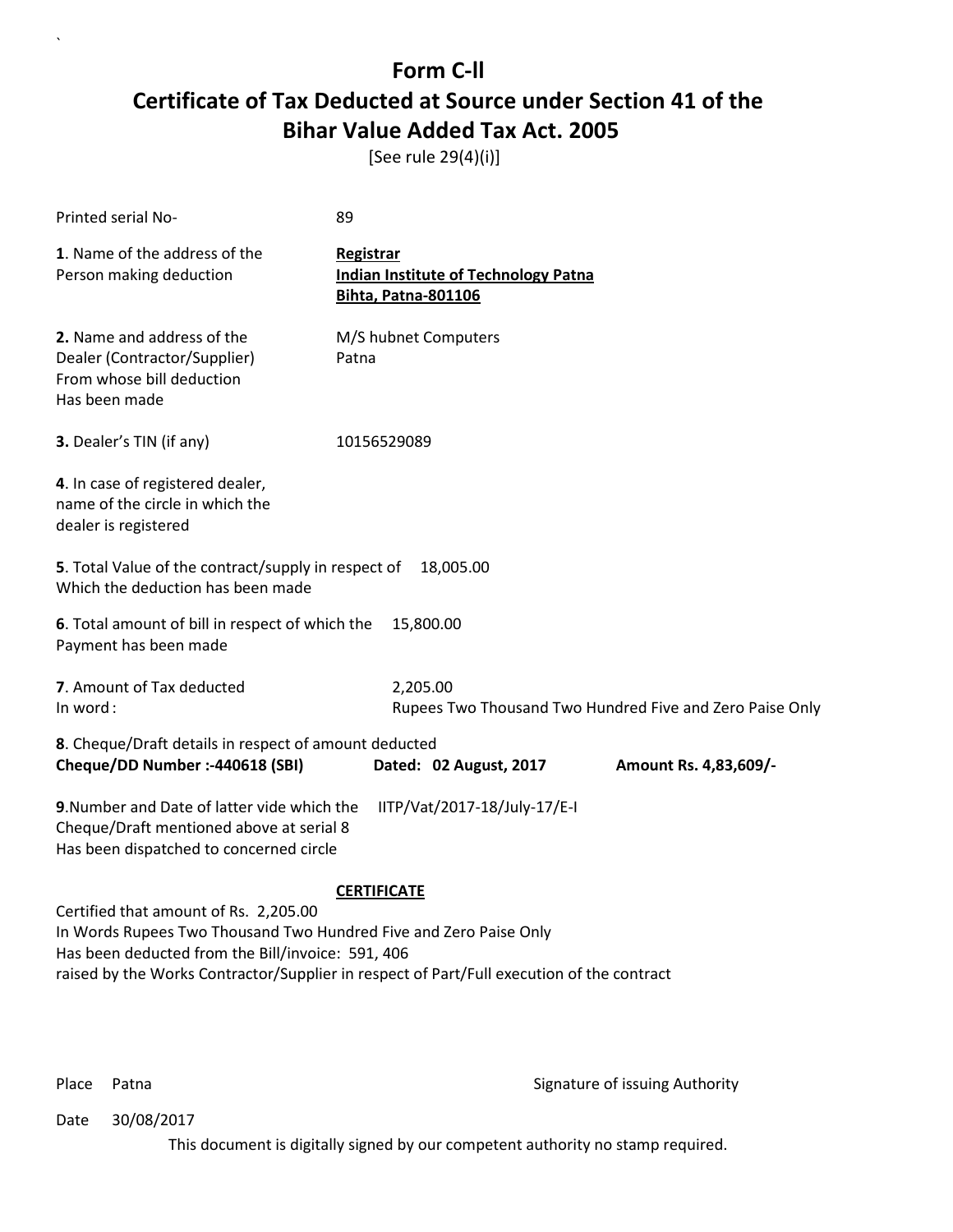# Form C-ll

# Certificate of Tax Deducted at Source under Section 41 of the Bihar Value Added Tax Act. 2005

[See rule 29(4)(i)]

Printed serial No- 89

**1**. Name of the address of the Person making deduction

**Registrar**
**Indian Institute of Technology Patna**
**Bihta, Patna-801106**

**2.** Name and address of the Dealer (Contractor/Supplier) From whose bill deduction Has been made

M/S hubnet Computers
Patna

**3.** Dealer's TIN (if any) 10156529089

**4**. In case of registered dealer, name of the circle in which the dealer is registered

**5**. Total Value of the contract/supply in respect of Which the deduction has been made 18,005.00

**6**. Total amount of bill in respect of which the Payment has been made 15,800.00

**7**. Amount of Tax deducted 2,205.00
In word : Rupees Two Thousand Two Hundred Five and Zero Paise Only

**8**. Cheque/Draft details in respect of amount deducted
**Cheque/DD Number :-440618 (SBI)** **Dated: 02 August, 2017** **Amount Rs. 4,83,609/-**

**9**.Number and Date of latter vide which the Cheque/Draft mentioned above at serial 8 Has been dispatched to concerned circle IITP/Vat/2017-18/July-17/E-I

**CERTIFICATE**

Certified that amount of Rs. 2,205.00
In Words Rupees Two Thousand Two Hundred Five and Zero Paise Only
Has been deducted from the Bill/invoice: 591, 406
raised by the Works Contractor/Supplier in respect of Part/Full execution of the contract

Place Patna

Signature of issuing Authority

Date 30/08/2017

This document is digitally signed by our competent authority no stamp required.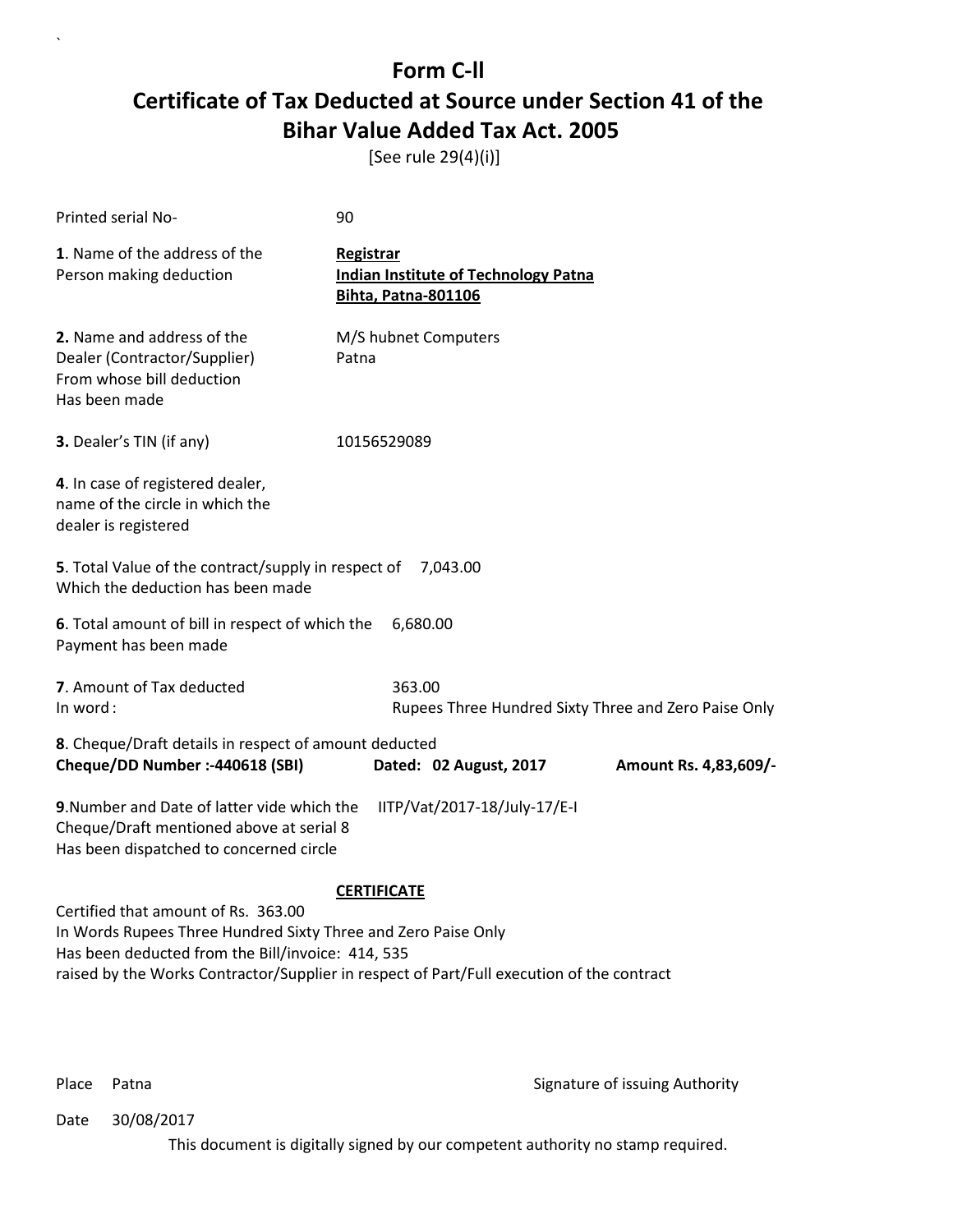# Form C-ll

# Certificate of Tax Deducted at Source under Section 41 of the Bihar Value Added Tax Act. 2005

[See rule 29(4)(i)]

Printed serial No- 90

**1**. Name of the address of the Person making deduction

**Registrar**
**Indian Institute of Technology Patna**
**Bihta, Patna-801106**

**2.** Name and address of the Dealer (Contractor/Supplier) From whose bill deduction Has been made

M/S hubnet Computers
Patna

**3.** Dealer's TIN (if any) 10156529089

**4**. In case of registered dealer, name of the circle in which the dealer is registered

**5**. Total Value of the contract/supply in respect of Which the deduction has been made 7,043.00

**6**. Total amount of bill in respect of which the Payment has been made 6,680.00

**7**. Amount of Tax deducted 363.00
In word : Rupees Three Hundred Sixty Three and Zero Paise Only

**8**. Cheque/Draft details in respect of amount deducted
**Cheque/DD Number :-440618 (SBI) Dated: 02 August, 2017 Amount Rs. 4,83,609/-**

**9**.Number and Date of latter vide which the Cheque/Draft mentioned above at serial 8 Has been dispatched to concerned circle IITP/Vat/2017-18/July-17/E-I

**CERTIFICATE**

Certified that amount of Rs. 363.00
In Words Rupees Three Hundred Sixty Three and Zero Paise Only
Has been deducted from the Bill/invoice: 414, 535
raised by the Works Contractor/Supplier in respect of Part/Full execution of the contract

Place Patna

Signature of issuing Authority

Date 30/08/2017

This document is digitally signed by our competent authority no stamp required.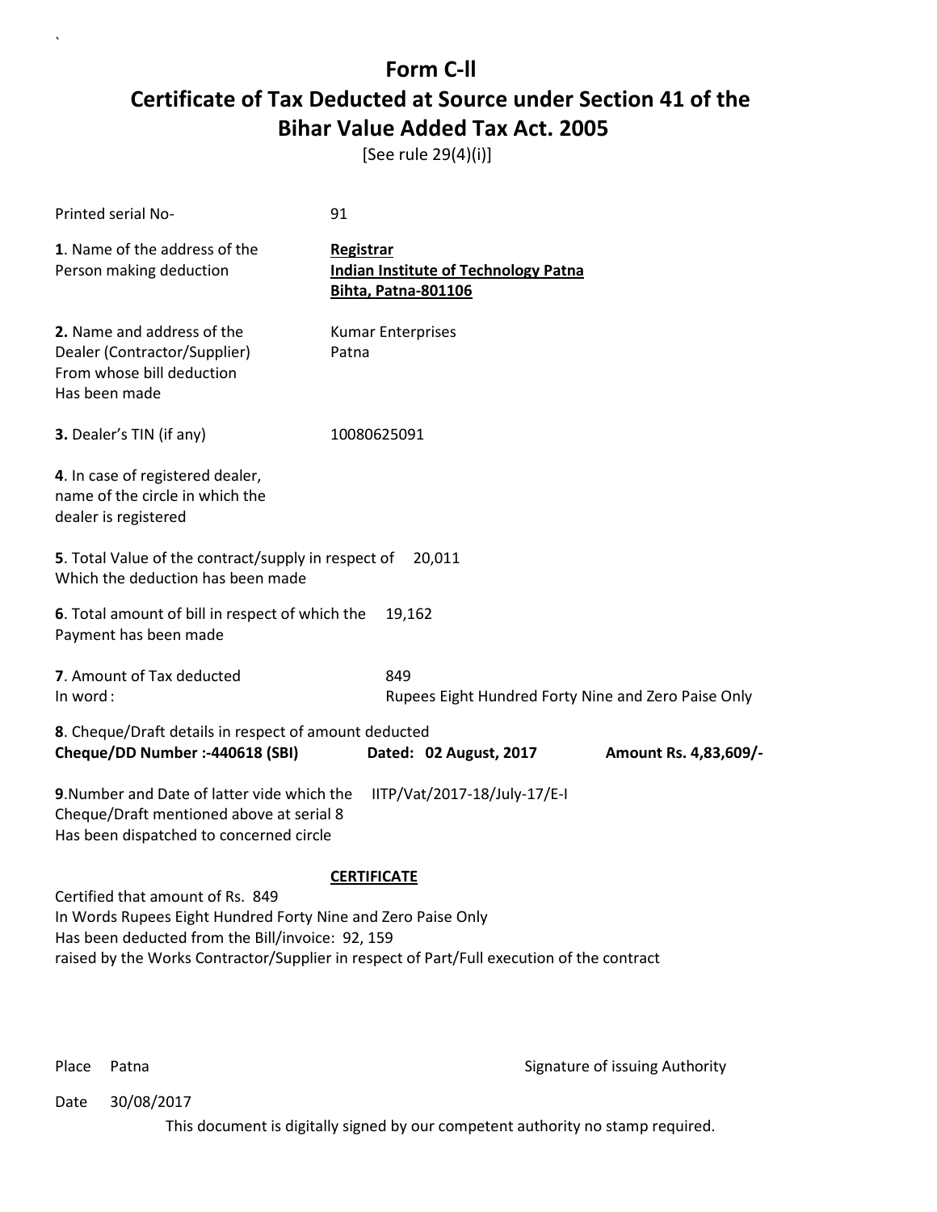# Form C-ll

# Certificate of Tax Deducted at Source under Section 41 of the Bihar Value Added Tax Act. 2005

[See rule 29(4)(i)]

Printed serial No- 91

**1**. Name of the address of the Person making deduction

**Registrar**
**Indian Institute of Technology Patna**
**Bihta, Patna-801106**

**2.** Name and address of the Dealer (Contractor/Supplier) From whose bill deduction Has been made

Kumar Enterprises
Patna

**3.** Dealer's TIN (if any) 10080625091

**4**. In case of registered dealer, name of the circle in which the dealer is registered

**5**. Total Value of the contract/supply in respect of Which the deduction has been made 20,011

**6**. Total amount of bill in respect of which the Payment has been made 19,162

**7**. Amount of Tax deducted 849
In word : Rupees Eight Hundred Forty Nine and Zero Paise Only

**8**. Cheque/Draft details in respect of amount deducted
**Cheque/DD Number :-440618 (SBI)** **Dated: 02 August, 2017** **Amount Rs. 4,83,609/-**

**9**.Number and Date of latter vide which the Cheque/Draft mentioned above at serial 8 Has been dispatched to concerned circle IITP/Vat/2017-18/July-17/E-I

**CERTIFICATE**

Certified that amount of Rs. 849
In Words Rupees Eight Hundred Forty Nine and Zero Paise Only
Has been deducted from the Bill/invoice: 92, 159
raised by the Works Contractor/Supplier in respect of Part/Full execution of the contract

Place Patna Signature of issuing Authority

Date 30/08/2017

This document is digitally signed by our competent authority no stamp required.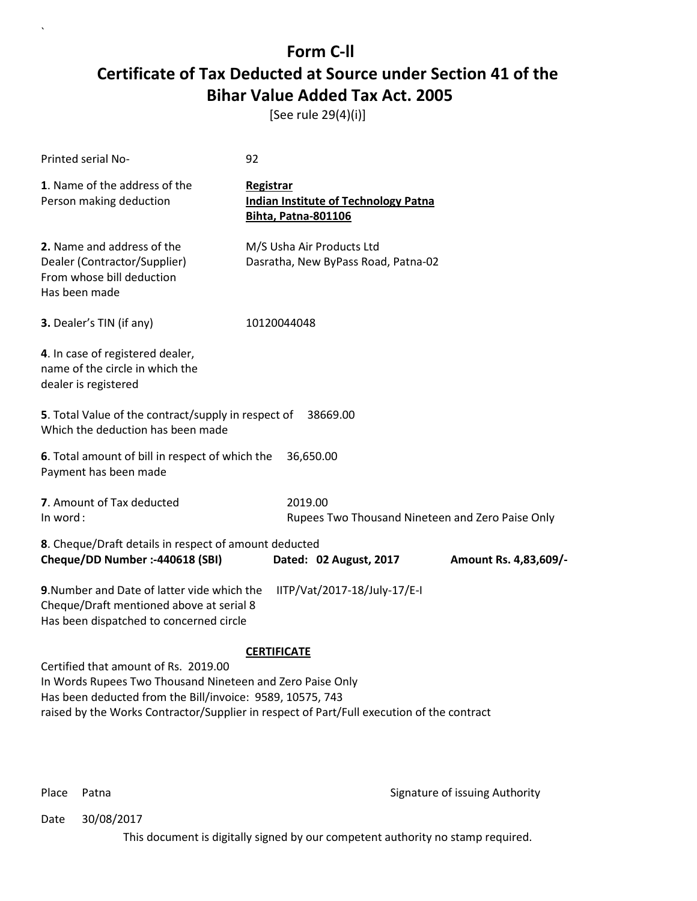# Form C-ll

## Certificate of Tax Deducted at Source under Section 41 of the Bihar Value Added Tax Act. 2005

[See rule 29(4)(i)]

Printed serial No- 92

**1**. Name of the address of the Person making deduction

**Registrar**
**Indian Institute of Technology Patna**
**Bihta, Patna-801106**

**2.** Name and address of the Dealer (Contractor/Supplier) From whose bill deduction Has been made

M/S Usha Air Products Ltd
Dasratha, New ByPass Road, Patna-02

**3.** Dealer's TIN (if any) 10120044048

**4**. In case of registered dealer, name of the circle in which the dealer is registered

**5**. Total Value of the contract/supply in respect of Which the deduction has been made 38669.00

**6**. Total amount of bill in respect of which the Payment has been made 36,650.00

**7**. Amount of Tax deducted 2019.00
In word : Rupees Two Thousand Nineteen and Zero Paise Only

**8**. Cheque/Draft details in respect of amount deducted
**Cheque/DD Number :-440618 (SBI)** **Dated: 02 August, 2017** **Amount Rs. 4,83,609/-**

**9**.Number and Date of latter vide which the Cheque/Draft mentioned above at serial 8 Has been dispatched to concerned circle IITP/Vat/2017-18/July-17/E-I

**CERTIFICATE**

Certified that amount of Rs. 2019.00
In Words Rupees Two Thousand Nineteen and Zero Paise Only
Has been deducted from the Bill/invoice: 9589, 10575, 743
raised by the Works Contractor/Supplier in respect of Part/Full execution of the contract

Place Patna

Signature of issuing Authority

Date 30/08/2017

This document is digitally signed by our competent authority no stamp required.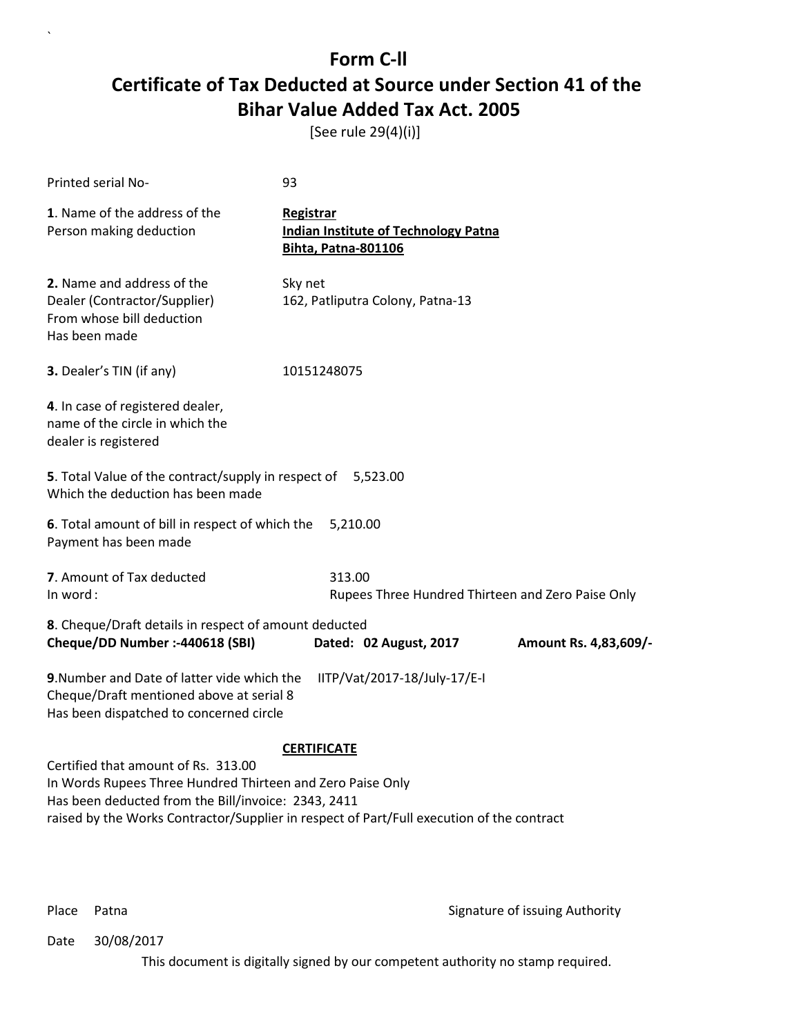# Form C-ll

# Certificate of Tax Deducted at Source under Section 41 of the Bihar Value Added Tax Act. 2005

[See rule 29(4)(i)]

Printed serial No- 93

**1**. Name of the address of the Person making deduction

**Registrar**
**Indian Institute of Technology Patna**
**Bihta, Patna-801106**

**2.** Name and address of the Dealer (Contractor/Supplier) From whose bill deduction Has been made

Sky net
162, Patliputra Colony, Patna-13

**3.** Dealer's TIN (if any) 10151248075

**4**. In case of registered dealer, name of the circle in which the dealer is registered

**5**. Total Value of the contract/supply in respect of Which the deduction has been made 5,523.00

**6**. Total amount of bill in respect of which the Payment has been made 5,210.00

**7**. Amount of Tax deducted 313.00
In word : Rupees Three Hundred Thirteen and Zero Paise Only

**8**. Cheque/Draft details in respect of amount deducted
**Cheque/DD Number :-440618 (SBI)** **Dated: 02 August, 2017** **Amount Rs. 4,83,609/-**

**9**.Number and Date of latter vide which the Cheque/Draft mentioned above at serial 8 Has been dispatched to concerned circle IITP/Vat/2017-18/July-17/E-I

**CERTIFICATE**

Certified that amount of Rs. 313.00
In Words Rupees Three Hundred Thirteen and Zero Paise Only
Has been deducted from the Bill/invoice: 2343, 2411
raised by the Works Contractor/Supplier in respect of Part/Full execution of the contract

Place Patna

Signature of issuing Authority

Date 30/08/2017

This document is digitally signed by our competent authority no stamp required.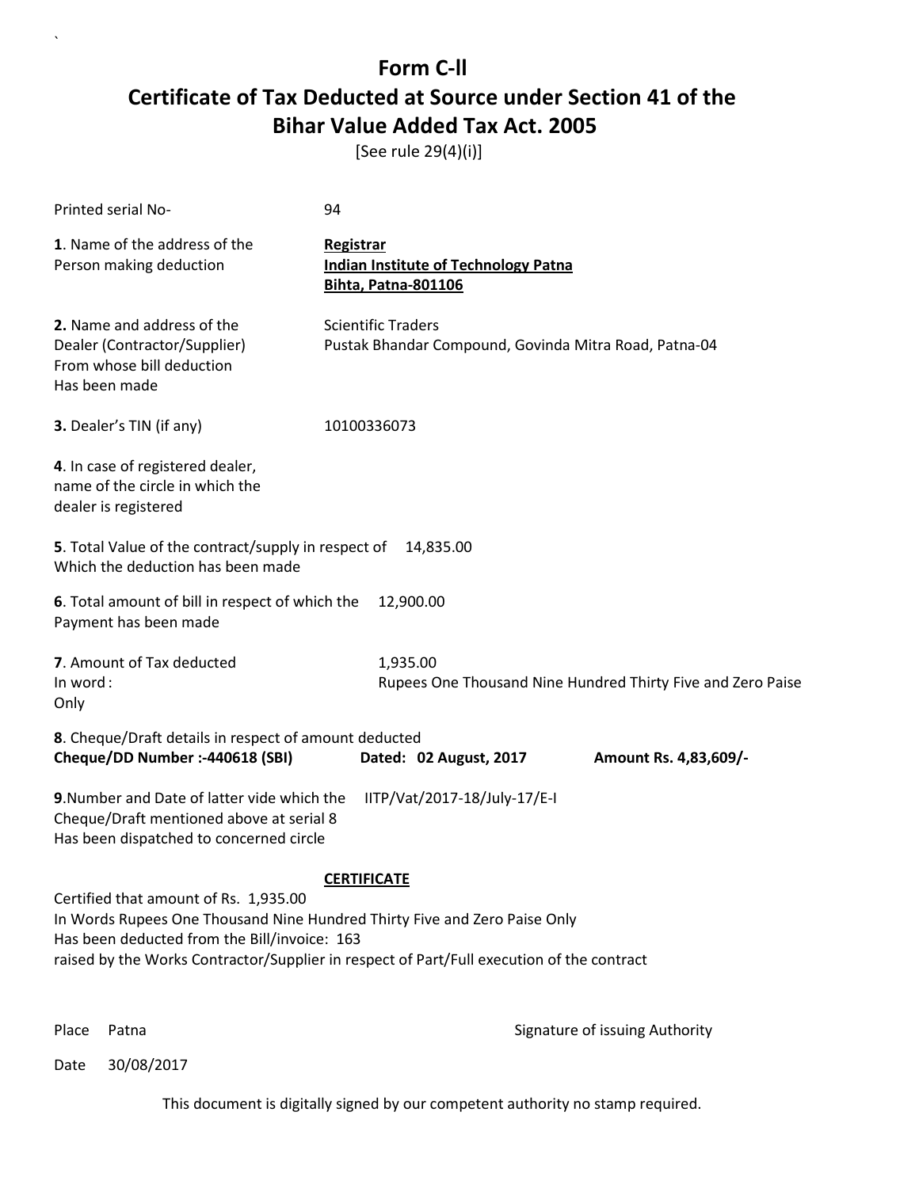# Form C-ll

# Certificate of Tax Deducted at Source under Section 41 of the Bihar Value Added Tax Act. 2005

[See rule 29(4)(i)]

Printed serial No- 94

**1**. Name of the address of the Person making deduction

**Registrar**
**Indian Institute of Technology Patna**
**Bihta, Patna-801106**

**2.** Name and address of the Dealer (Contractor/Supplier) From whose bill deduction Has been made

Scientific Traders
Pustak Bhandar Compound, Govinda Mitra Road, Patna-04

**3.** Dealer's TIN (if any) 10100336073

**4**. In case of registered dealer, name of the circle in which the dealer is registered

**5**. Total Value of the contract/supply in respect of Which the deduction has been made 14,835.00

**6**. Total amount of bill in respect of which the Payment has been made 12,900.00

**7**. Amount of Tax deducted 1,935.00
In word : Rupees One Thousand Nine Hundred Thirty Five and Zero Paise Only

**8**. Cheque/Draft details in respect of amount deducted
**Cheque/DD Number :-440618 (SBI)** **Dated: 02 August, 2017** **Amount Rs. 4,83,609/-**

**9**.Number and Date of latter vide which the Cheque/Draft mentioned above at serial 8 Has been dispatched to concerned circle IITP/Vat/2017-18/July-17/E-I

**CERTIFICATE**

Certified that amount of Rs. 1,935.00
In Words Rupees One Thousand Nine Hundred Thirty Five and Zero Paise Only
Has been deducted from the Bill/invoice: 163
raised by the Works Contractor/Supplier in respect of Part/Full execution of the contract

Place Patna

Signature of issuing Authority

Date 30/08/2017

This document is digitally signed by our competent authority no stamp required.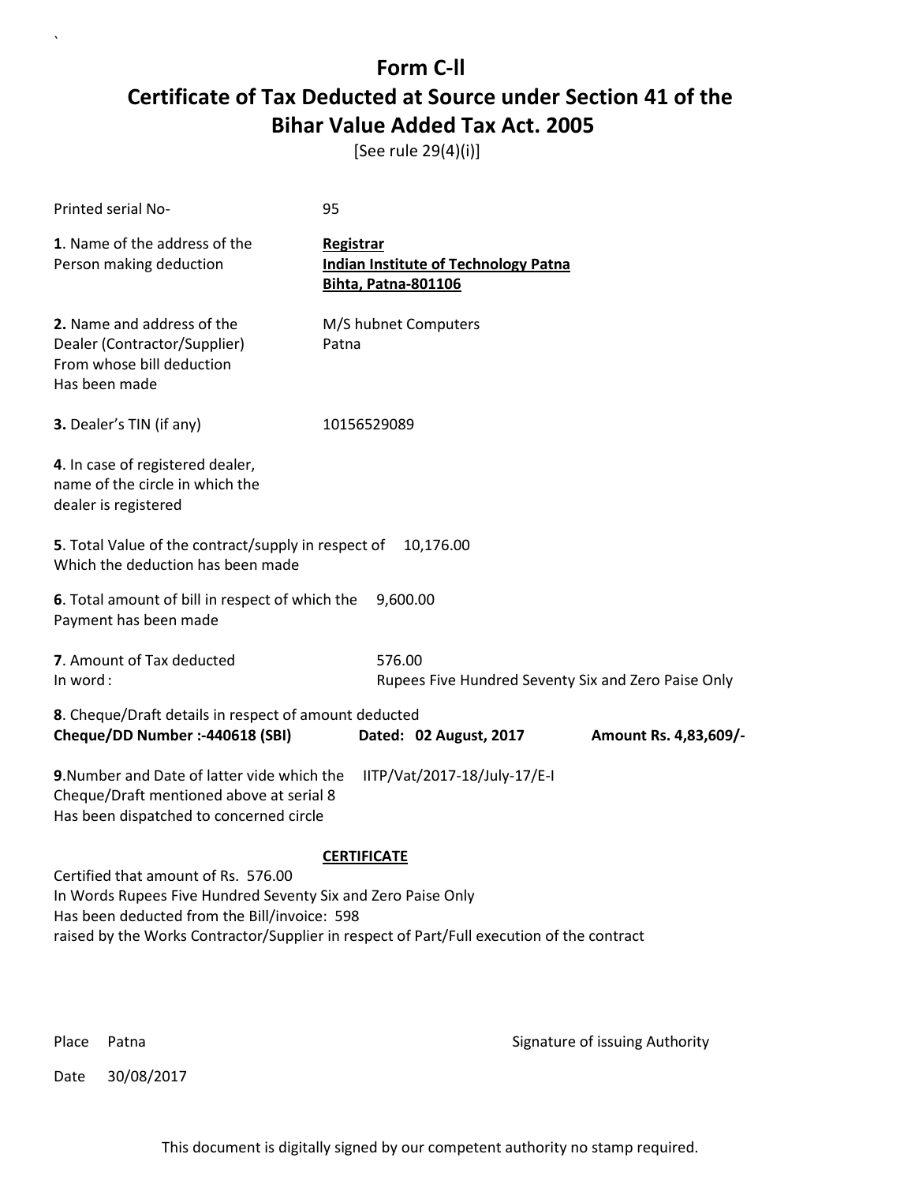# Form C-ll

# Certificate of Tax Deducted at Source under Section 41 of the Bihar Value Added Tax Act. 2005

[See rule 29(4)(i)]

Printed serial No- 95

**1**. Name of the address of the Person making deduction

**Registrar**
**Indian Institute of Technology Patna**
**Bihta, Patna-801106**

**2.** Name and address of the Dealer (Contractor/Supplier) From whose bill deduction Has been made

M/S hubnet Computers
Patna

**3.** Dealer's TIN (if any) 10156529089

**4**. In case of registered dealer, name of the circle in which the dealer is registered

**5**. Total Value of the contract/supply in respect of Which the deduction has been made 10,176.00

**6**. Total amount of bill in respect of which the Payment has been made 9,600.00

**7**. Amount of Tax deducted 576.00
In word : Rupees Five Hundred Seventy Six and Zero Paise Only

**8**. Cheque/Draft details in respect of amount deducted
**Cheque/DD Number :-440618 (SBI)** **Dated: 02 August, 2017** **Amount Rs. 4,83,609/-**

**9**.Number and Date of latter vide which the Cheque/Draft mentioned above at serial 8 Has been dispatched to concerned circle IITP/Vat/2017-18/July-17/E-I

**CERTIFICATE**

Certified that amount of Rs. 576.00
In Words Rupees Five Hundred Seventy Six and Zero Paise Only
Has been deducted from the Bill/invoice: 598
raised by the Works Contractor/Supplier in respect of Part/Full execution of the contract

Place Patna

Signature of issuing Authority

Date 30/08/2017

This document is digitally signed by our competent authority no stamp required.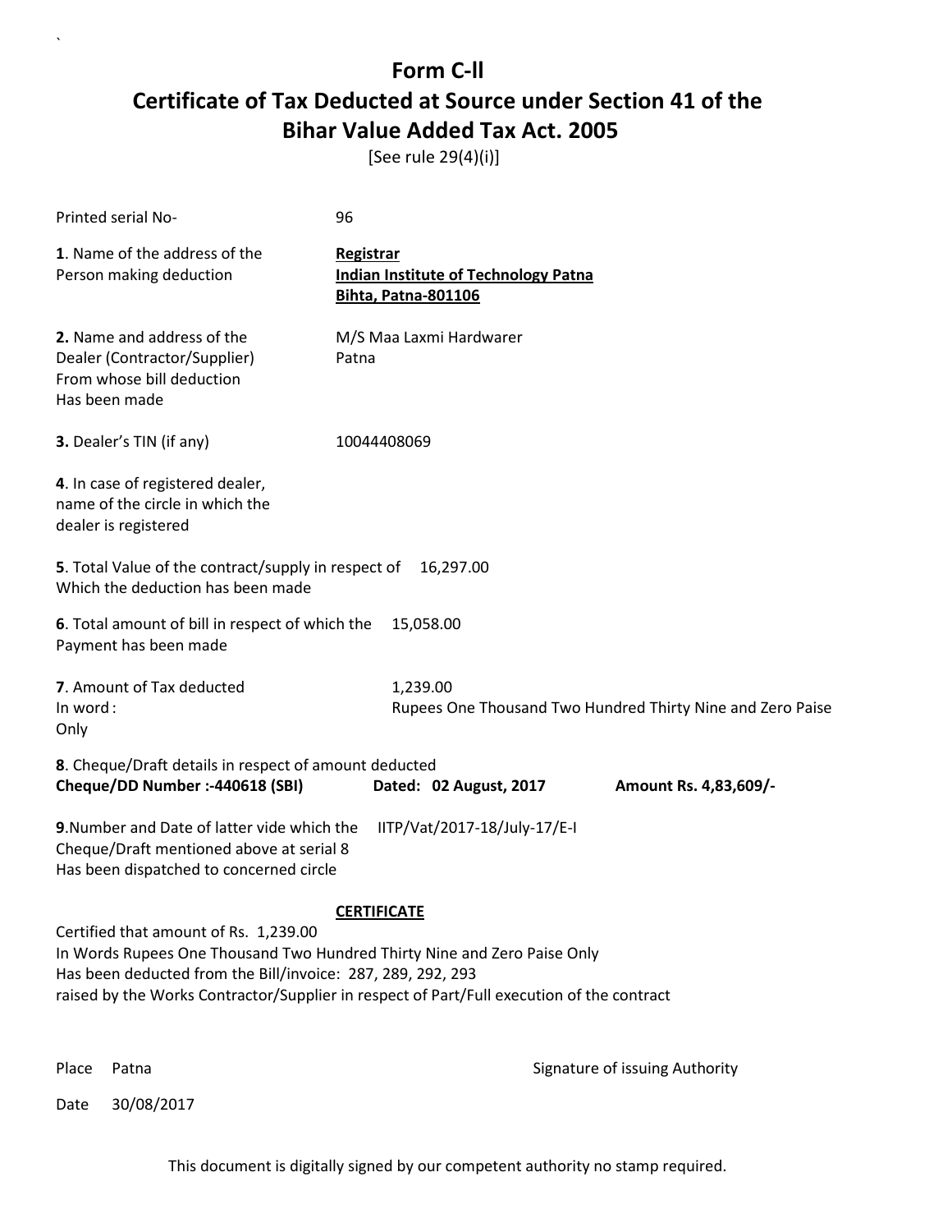# Form C-ll

# Certificate of Tax Deducted at Source under Section 41 of the Bihar Value Added Tax Act. 2005

[See rule 29(4)(i)]

Printed serial No- 96

**1**. Name of the address of the Person making deduction

**Registrar**
**Indian Institute of Technology Patna**
**Bihta, Patna-801106**

**2.** Name and address of the Dealer (Contractor/Supplier) From whose bill deduction Has been made

M/S Maa Laxmi Hardwarer
Patna

**3.** Dealer's TIN (if any) 10044408069

**4**. In case of registered dealer, name of the circle in which the dealer is registered

**5**. Total Value of the contract/supply in respect of Which the deduction has been made 16,297.00

**6**. Total amount of bill in respect of which the Payment has been made 15,058.00

**7**. Amount of Tax deducted 1,239.00
In word : Rupees One Thousand Two Hundred Thirty Nine and Zero Paise Only

**8**. Cheque/Draft details in respect of amount deducted
**Cheque/DD Number :-440618 (SBI)** **Dated: 02 August, 2017** **Amount Rs. 4,83,609/-**

**9**.Number and Date of latter vide which the Cheque/Draft mentioned above at serial 8 Has been dispatched to concerned circle IITP/Vat/2017-18/July-17/E-I

**CERTIFICATE**

Certified that amount of Rs. 1,239.00
In Words Rupees One Thousand Two Hundred Thirty Nine and Zero Paise Only
Has been deducted from the Bill/invoice: 287, 289, 292, 293
raised by the Works Contractor/Supplier in respect of Part/Full execution of the contract

Place Patna

Signature of issuing Authority

Date 30/08/2017

This document is digitally signed by our competent authority no stamp required.